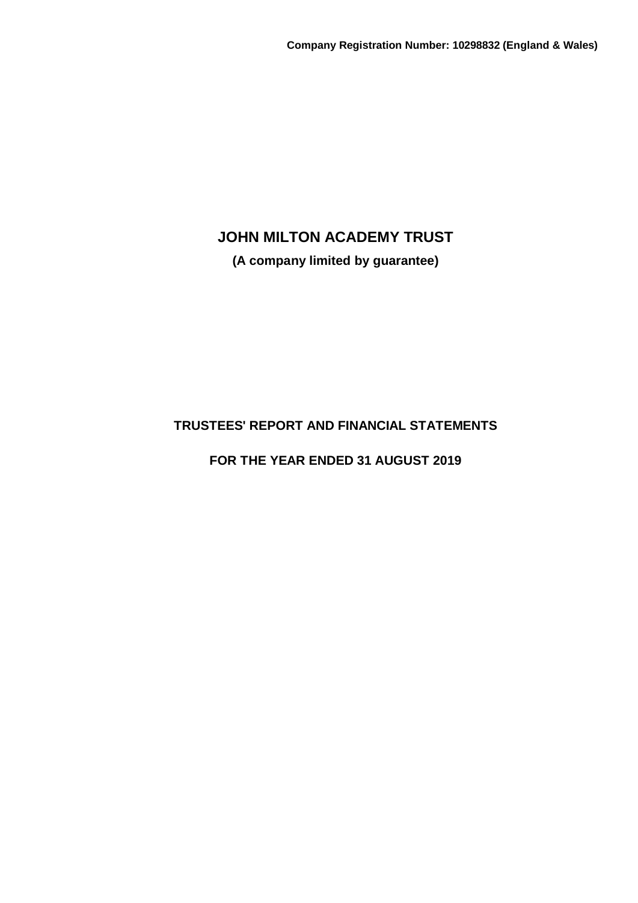**Company Registration Number: 10298832 (England & Wales)**

# JOHN MILTON ACADEMY TRUST

**(A company limited by guarantee)**

## TRUSTEES' REPORT AND FINANCIAL STATEMENTS

## FOR THE YEAR ENDED 31 AUGUST 2019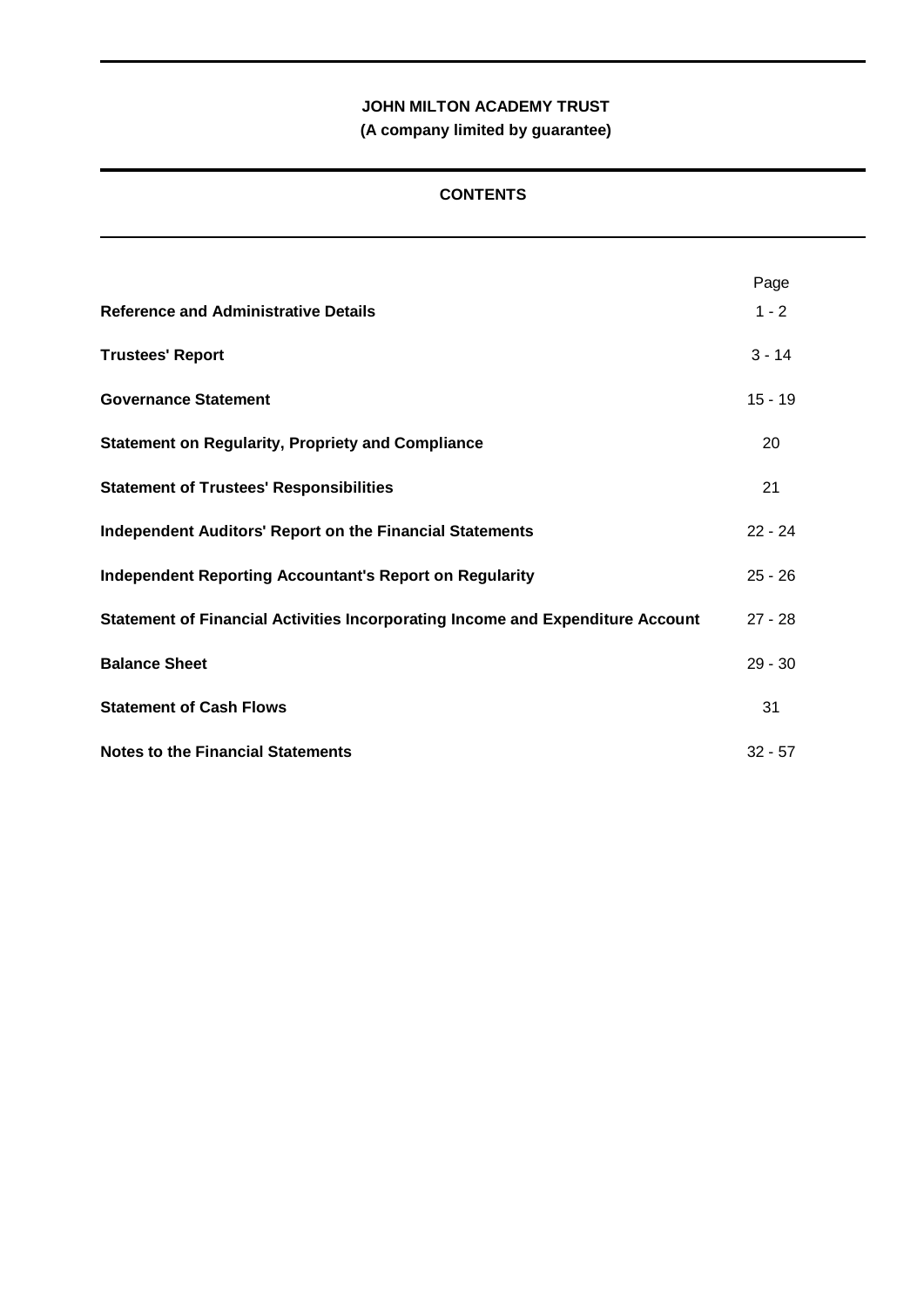**JOHN MILTON ACADEMY TRUST**
**(A company limited by guarantee)**

## CONTENTS

| | Page |
|---|---|
| **Reference and Administrative Details** | 1 - 2 |
| **Trustees' Report** | 3 - 14 |
| **Governance Statement** | 15 - 19 |
| **Statement on Regularity, Propriety and Compliance** | 20 |
| **Statement of Trustees' Responsibilities** | 21 |
| **Independent Auditors' Report on the Financial Statements** | 22 - 24 |
| **Independent Reporting Accountant's Report on Regularity** | 25 - 26 |
| **Statement of Financial Activities Incorporating Income and Expenditure Account** | 27 - 28 |
| **Balance Sheet** | 29 - 30 |
| **Statement of Cash Flows** | 31 |
| **Notes to the Financial Statements** | 32 - 57 |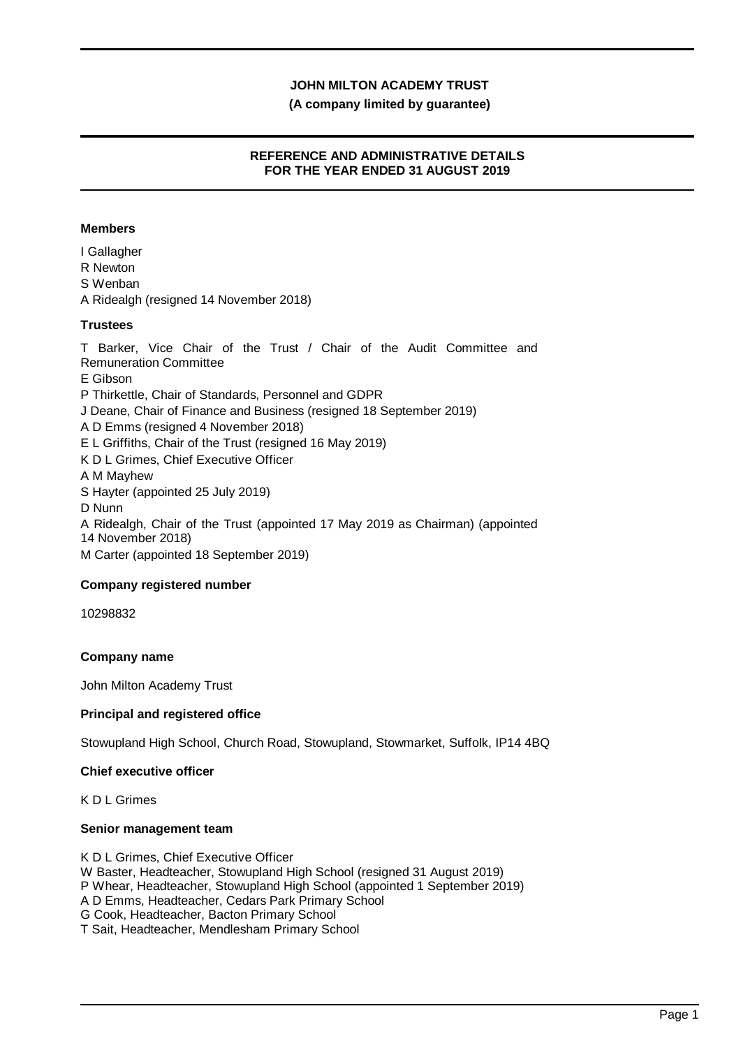**JOHN MILTON ACADEMY TRUST**

**(A company limited by guarantee)**

**REFERENCE AND ADMINISTRATIVE DETAILS FOR THE YEAR ENDED 31 AUGUST 2019**

**Members**

I Gallagher
R Newton
S Wenban
A Ridealgh (resigned 14 November 2018)

**Trustees**

T Barker, Vice Chair of the Trust / Chair of the Audit Committee and Remuneration Committee
E Gibson
P Thirkettle, Chair of Standards, Personnel and GDPR
J Deane, Chair of Finance and Business (resigned 18 September 2019)
A D Emms (resigned 4 November 2018)
E L Griffiths, Chair of the Trust (resigned 16 May 2019)
K D L Grimes, Chief Executive Officer
A M Mayhew
S Hayter (appointed 25 July 2019)
D Nunn
A Ridealgh, Chair of the Trust (appointed 17 May 2019 as Chairman) (appointed 14 November 2018)
M Carter (appointed 18 September 2019)

**Company registered number**

10298832

**Company name**

John Milton Academy Trust

**Principal and registered office**

Stowupland High School, Church Road, Stowupland, Stowmarket, Suffolk, IP14 4BQ

**Chief executive officer**

K D L Grimes

**Senior management team**

K D L Grimes, Chief Executive Officer
W Baster, Headteacher, Stowupland High School (resigned 31 August 2019)
P Whear, Headteacher, Stowupland High School (appointed 1 September 2019)
A D Emms, Headteacher, Cedars Park Primary School
G Cook, Headteacher, Bacton Primary School
T Sait, Headteacher, Mendlesham Primary School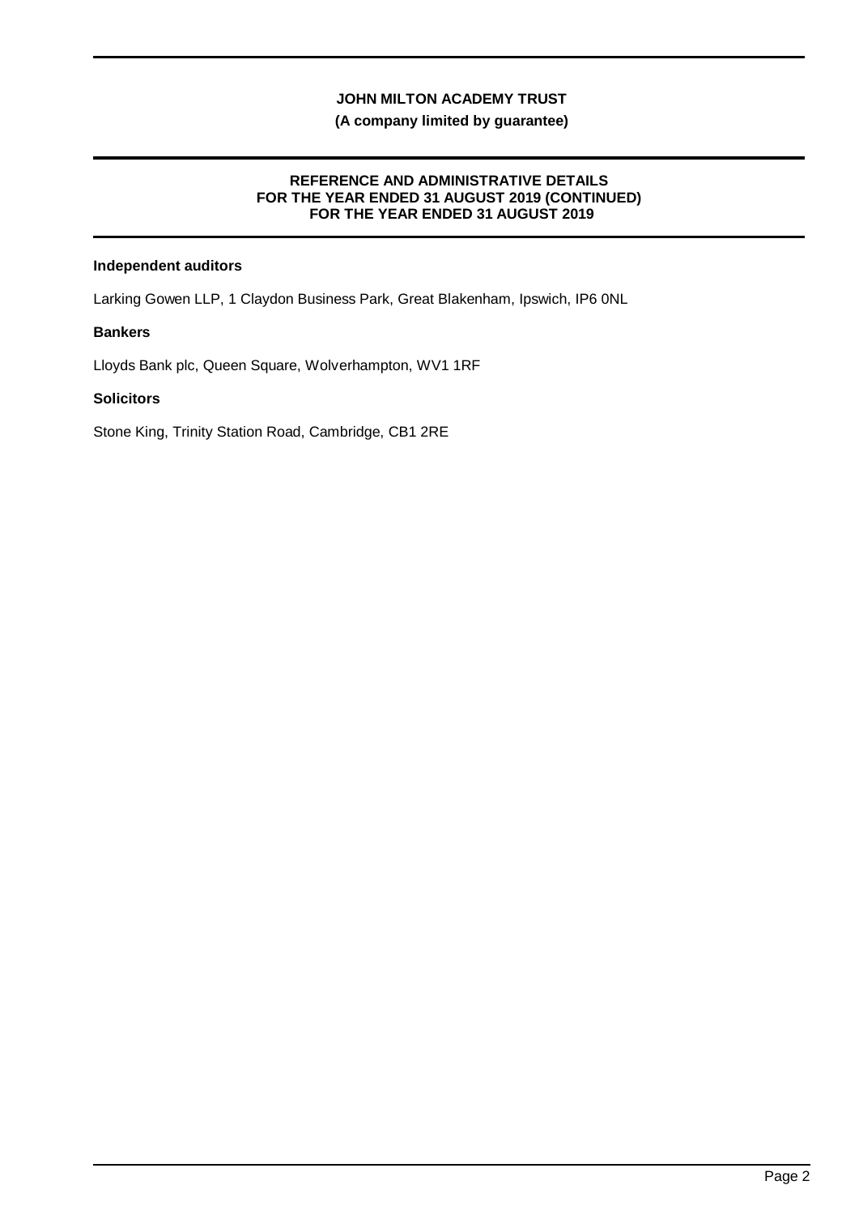# JOHN MILTON ACADEMY TRUST

**(A company limited by guarantee)**

## REFERENCE AND ADMINISTRATIVE DETAILS
## FOR THE YEAR ENDED 31 AUGUST 2019 (CONTINUED)
## FOR THE YEAR ENDED 31 AUGUST 2019

**Independent auditors**

Larking Gowen LLP, 1 Claydon Business Park, Great Blakenham, Ipswich, IP6 0NL

**Bankers**

Lloyds Bank plc, Queen Square, Wolverhampton, WV1 1RF

**Solicitors**

Stone King, Trinity Station Road, Cambridge, CB1 2RE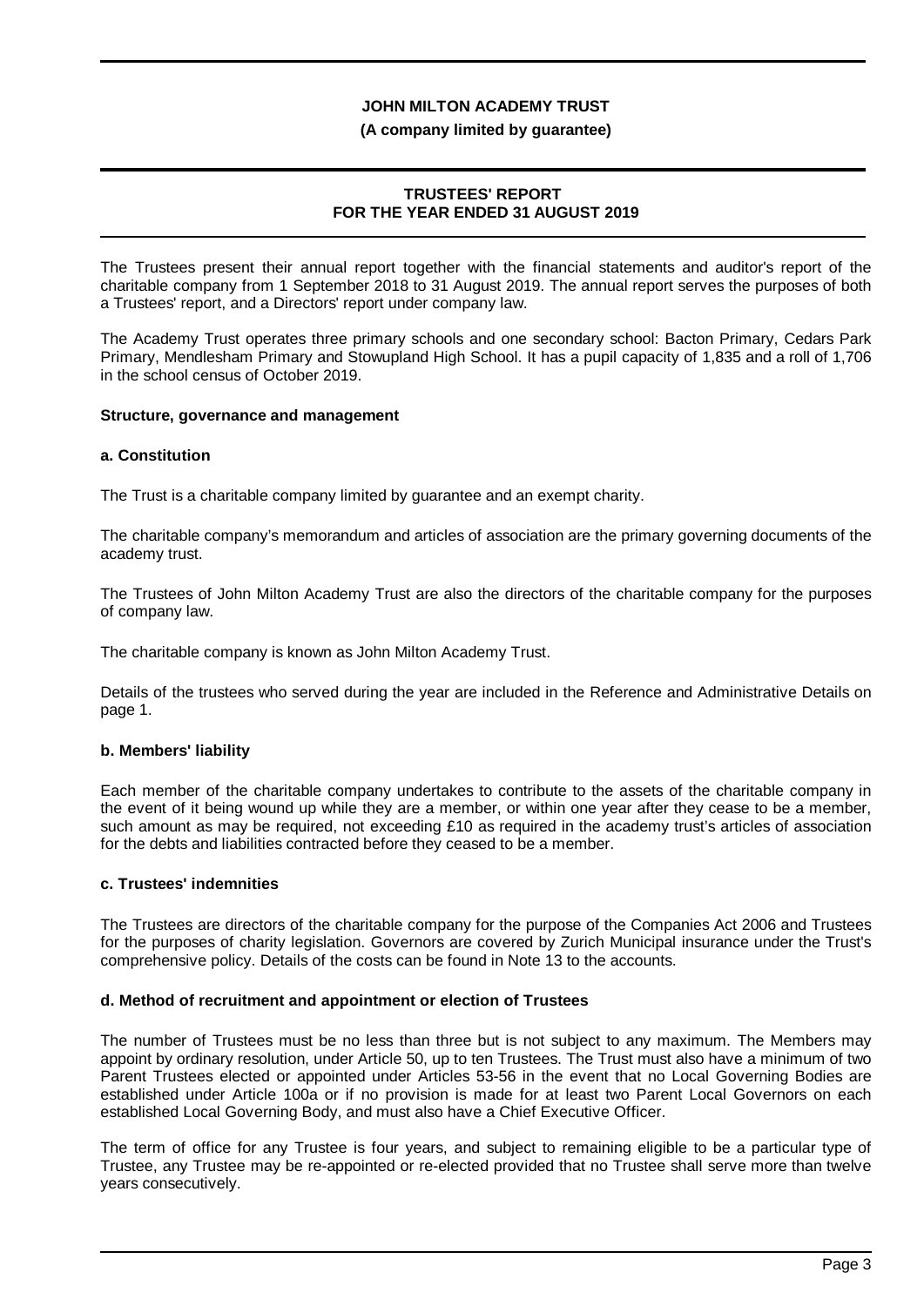**JOHN MILTON ACADEMY TRUST**

**(A company limited by guarantee)**

**TRUSTEES' REPORT**
**FOR THE YEAR ENDED 31 AUGUST 2019**

The Trustees present their annual report together with the financial statements and auditor's report of the charitable company from 1 September 2018 to 31 August 2019. The annual report serves the purposes of both a Trustees' report, and a Directors' report under company law.

The Academy Trust operates three primary schools and one secondary school: Bacton Primary, Cedars Park Primary, Mendlesham Primary and Stowupland High School. It has a pupil capacity of 1,835 and a roll of 1,706 in the school census of October 2019.

**Structure, governance and management**

**a. Constitution**

The Trust is a charitable company limited by guarantee and an exempt charity.

The charitable company's memorandum and articles of association are the primary governing documents of the academy trust.

The Trustees of John Milton Academy Trust are also the directors of the charitable company for the purposes of company law.

The charitable company is known as John Milton Academy Trust.

Details of the trustees who served during the year are included in the Reference and Administrative Details on page 1.

**b. Members' liability**

Each member of the charitable company undertakes to contribute to the assets of the charitable company in the event of it being wound up while they are a member, or within one year after they cease to be a member, such amount as may be required, not exceeding £10 as required in the academy trust's articles of association for the debts and liabilities contracted before they ceased to be a member.

**c. Trustees' indemnities**

The Trustees are directors of the charitable company for the purpose of the Companies Act 2006 and Trustees for the purposes of charity legislation. Governors are covered by Zurich Municipal insurance under the Trust's comprehensive policy. Details of the costs can be found in Note 13 to the accounts.

**d. Method of recruitment and appointment or election of Trustees**

The number of Trustees must be no less than three but is not subject to any maximum. The Members may appoint by ordinary resolution, under Article 50, up to ten Trustees. The Trust must also have a minimum of two Parent Trustees elected or appointed under Articles 53-56 in the event that no Local Governing Bodies are established under Article 100a or if no provision is made for at least two Parent Local Governors on each established Local Governing Body, and must also have a Chief Executive Officer.

The term of office for any Trustee is four years, and subject to remaining eligible to be a particular type of Trustee, any Trustee may be re-appointed or re-elected provided that no Trustee shall serve more than twelve years consecutively.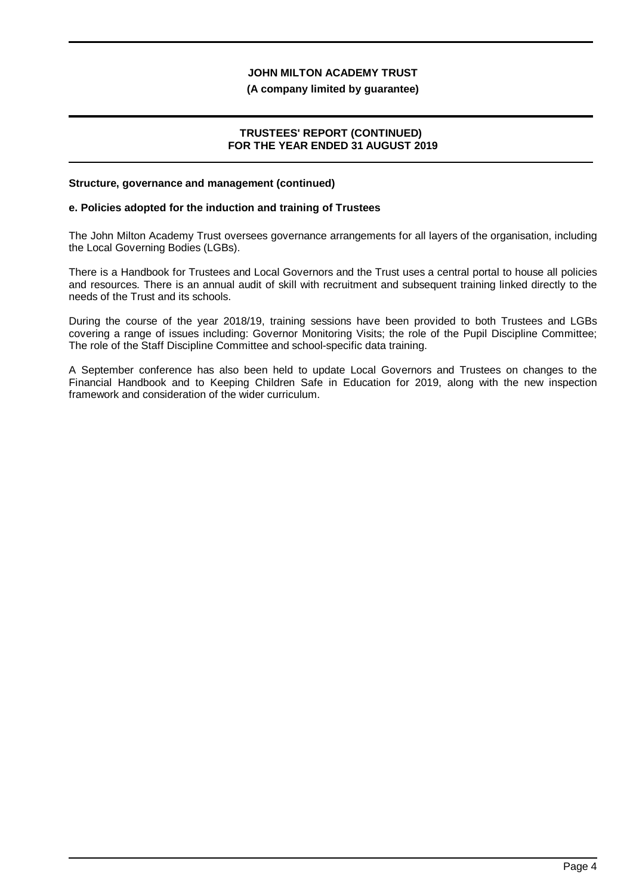**Structure, governance and management (continued)**

**e. Policies adopted for the induction and training of Trustees**

The John Milton Academy Trust oversees governance arrangements for all layers of the organisation, including the Local Governing Bodies (LGBs).

There is a Handbook for Trustees and Local Governors and the Trust uses a central portal to house all policies and resources. There is an annual audit of skill with recruitment and subsequent training linked directly to the needs of the Trust and its schools.

During the course of the year 2018/19, training sessions have been provided to both Trustees and LGBs covering a range of issues including: Governor Monitoring Visits; the role of the Pupil Discipline Committee; The role of the Staff Discipline Committee and school-specific data training.

A September conference has also been held to update Local Governors and Trustees on changes to the Financial Handbook and to Keeping Children Safe in Education for 2019, along with the new inspection framework and consideration of the wider curriculum.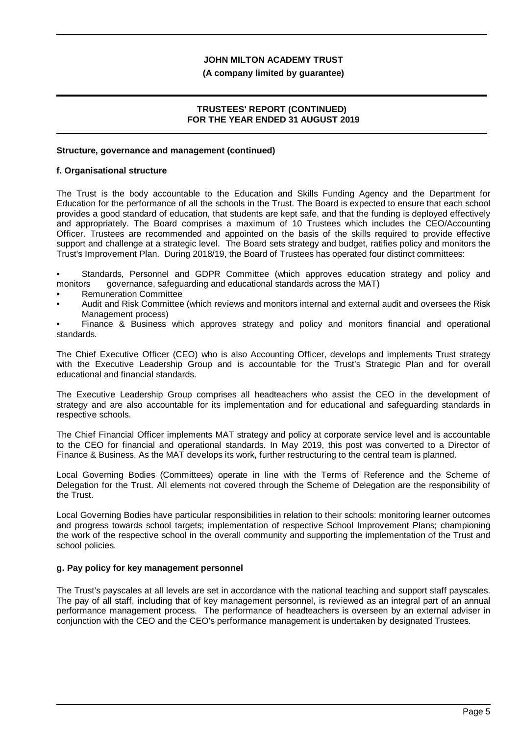**Structure, governance and management (continued)**

**f. Organisational structure**

The Trust is the body accountable to the Education and Skills Funding Agency and the Department for Education for the performance of all the schools in the Trust. The Board is expected to ensure that each school provides a good standard of education, that students are kept safe, and that the funding is deployed effectively and appropriately. The Board comprises a maximum of 10 Trustees which includes the CEO/Accounting Officer. Trustees are recommended and appointed on the basis of the skills required to provide effective support and challenge at a strategic level. The Board sets strategy and budget, ratifies policy and monitors the Trust's Improvement Plan. During 2018/19, the Board of Trustees has operated four distinct committees:

- Standards, Personnel and GDPR Committee (which approves education strategy and policy and monitors governance, safeguarding and educational standards across the MAT)
- Remuneration Committee
- Audit and Risk Committee (which reviews and monitors internal and external audit and oversees the Risk Management process)
- Finance & Business which approves strategy and policy and monitors financial and operational standards.

The Chief Executive Officer (CEO) who is also Accounting Officer, develops and implements Trust strategy with the Executive Leadership Group and is accountable for the Trust's Strategic Plan and for overall educational and financial standards.

The Executive Leadership Group comprises all headteachers who assist the CEO in the development of strategy and are also accountable for its implementation and for educational and safeguarding standards in respective schools.

The Chief Financial Officer implements MAT strategy and policy at corporate service level and is accountable to the CEO for financial and operational standards. In May 2019, this post was converted to a Director of Finance & Business. As the MAT develops its work, further restructuring to the central team is planned.

Local Governing Bodies (Committees) operate in line with the Terms of Reference and the Scheme of Delegation for the Trust. All elements not covered through the Scheme of Delegation are the responsibility of the Trust.

Local Governing Bodies have particular responsibilities in relation to their schools: monitoring learner outcomes and progress towards school targets; implementation of respective School Improvement Plans; championing the work of the respective school in the overall community and supporting the implementation of the Trust and school policies.

**g. Pay policy for key management personnel**

The Trust's payscales at all levels are set in accordance with the national teaching and support staff payscales. The pay of all staff, including that of key management personnel, is reviewed as an integral part of an annual performance management process. The performance of headteachers is overseen by an external adviser in conjunction with the CEO and the CEO's performance management is undertaken by designated Trustees.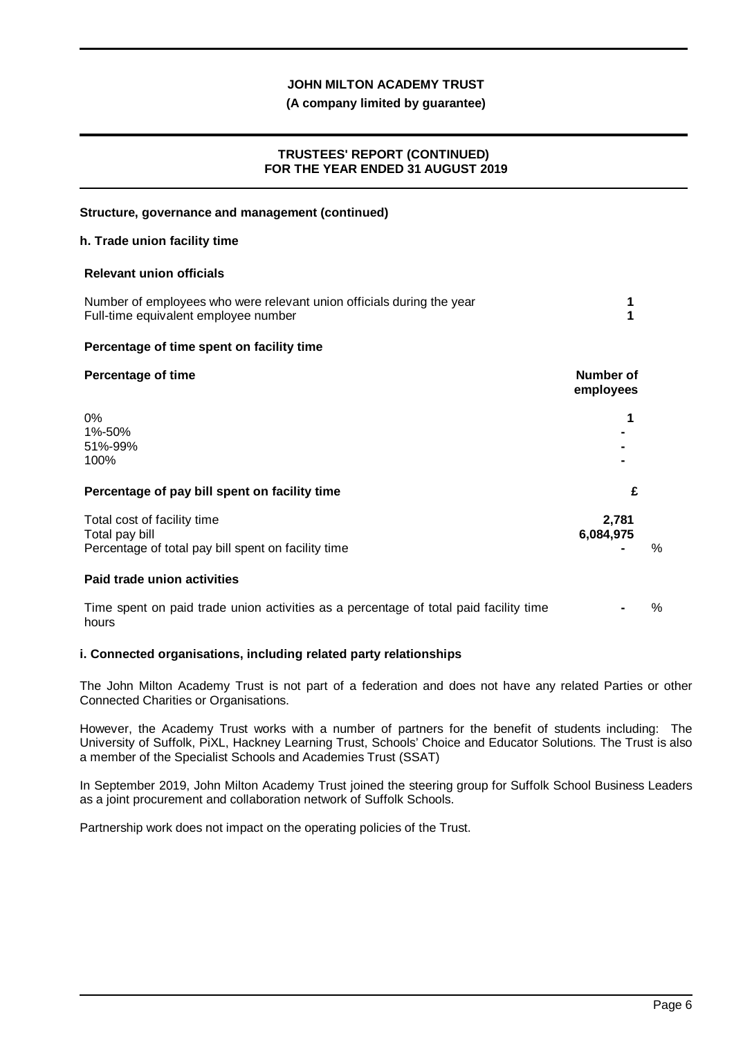## Structure, governance and management (continued)

### h. Trade union facility time

**Relevant union officials**

| | |
|---|---|
| Number of employees who were relevant union officials during the year | **1** |
| Full-time equivalent employee number | **1** |

**Percentage of time spent on facility time**

| Percentage of time | Number of employees |
|---|---|
| 0% | 1 |
| 1%-50% | - |
| 51%-99% | - |
| 100% | - |

**Percentage of pay bill spent on facility time**

| | £ | |
|---|---|---|
| Total cost of facility time | 2,781 | |
| Total pay bill | 6,084,975 | |
| Percentage of total pay bill spent on facility time | - | % |

**Paid trade union activities**

| | | |
|---|---|---|
| Time spent on paid trade union activities as a percentage of total paid facility time hours | - | % |

### i. Connected organisations, including related party relationships

The John Milton Academy Trust is not part of a federation and does not have any related Parties or other Connected Charities or Organisations.

However, the Academy Trust works with a number of partners for the benefit of students including: The University of Suffolk, PiXL, Hackney Learning Trust, Schools' Choice and Educator Solutions. The Trust is also a member of the Specialist Schools and Academies Trust (SSAT)

In September 2019, John Milton Academy Trust joined the steering group for Suffolk School Business Leaders as a joint procurement and collaboration network of Suffolk Schools.

Partnership work does not impact on the operating policies of the Trust.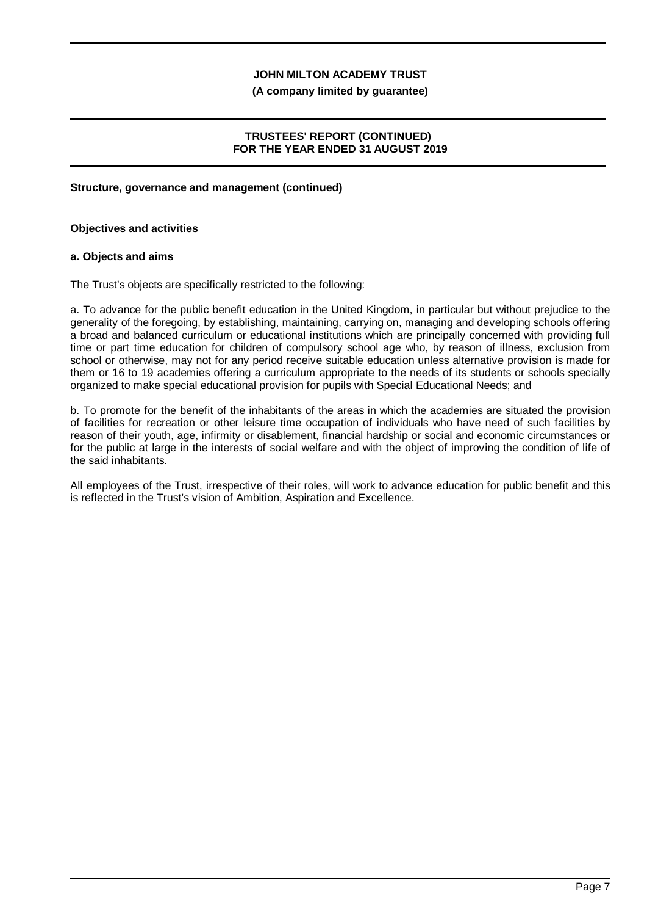**Structure, governance and management (continued)**

**Objectives and activities**

**a. Objects and aims**

The Trust's objects are specifically restricted to the following:

a. To advance for the public benefit education in the United Kingdom, in particular but without prejudice to the generality of the foregoing, by establishing, maintaining, carrying on, managing and developing schools offering a broad and balanced curriculum or educational institutions which are principally concerned with providing full time or part time education for children of compulsory school age who, by reason of illness, exclusion from school or otherwise, may not for any period receive suitable education unless alternative provision is made for them or 16 to 19 academies offering a curriculum appropriate to the needs of its students or schools specially organized to make special educational provision for pupils with Special Educational Needs; and

b. To promote for the benefit of the inhabitants of the areas in which the academies are situated the provision of facilities for recreation or other leisure time occupation of individuals who have need of such facilities by reason of their youth, age, infirmity or disablement, financial hardship or social and economic circumstances or for the public at large in the interests of social welfare and with the object of improving the condition of life of the said inhabitants.

All employees of the Trust, irrespective of their roles, will work to advance education for public benefit and this is reflected in the Trust's vision of Ambition, Aspiration and Excellence.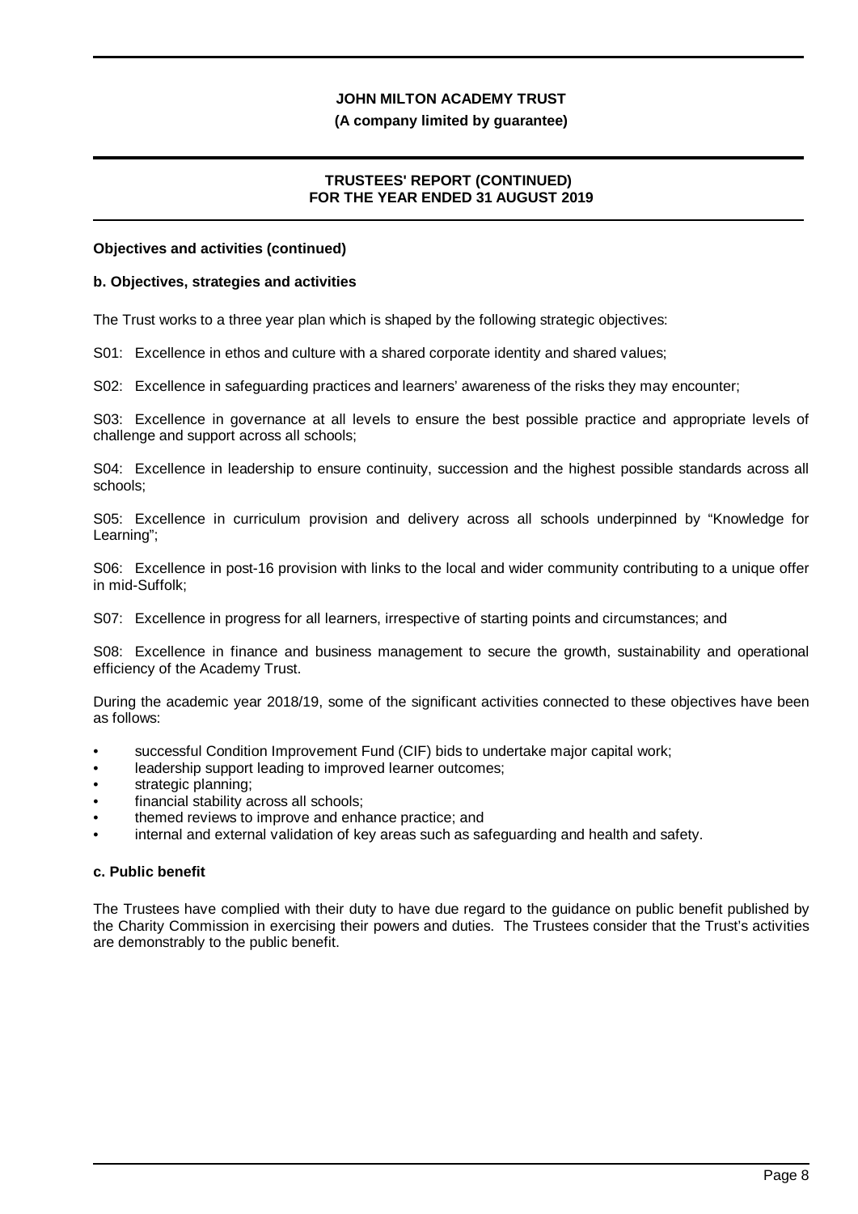**Objectives and activities (continued)**

**b. Objectives, strategies and activities**

The Trust works to a three year plan which is shaped by the following strategic objectives:

S01: Excellence in ethos and culture with a shared corporate identity and shared values;

S02: Excellence in safeguarding practices and learners' awareness of the risks they may encounter;

S03: Excellence in governance at all levels to ensure the best possible practice and appropriate levels of challenge and support across all schools;

S04: Excellence in leadership to ensure continuity, succession and the highest possible standards across all schools;

S05: Excellence in curriculum provision and delivery across all schools underpinned by "Knowledge for Learning";

S06: Excellence in post-16 provision with links to the local and wider community contributing to a unique offer in mid-Suffolk;

S07: Excellence in progress for all learners, irrespective of starting points and circumstances; and

S08: Excellence in finance and business management to secure the growth, sustainability and operational efficiency of the Academy Trust.

During the academic year 2018/19, some of the significant activities connected to these objectives have been as follows:

- successful Condition Improvement Fund (CIF) bids to undertake major capital work;
- leadership support leading to improved learner outcomes;
- strategic planning;
- financial stability across all schools;
- themed reviews to improve and enhance practice; and
- internal and external validation of key areas such as safeguarding and health and safety.

**c. Public benefit**

The Trustees have complied with their duty to have due regard to the guidance on public benefit published by the Charity Commission in exercising their powers and duties. The Trustees consider that the Trust's activities are demonstrably to the public benefit.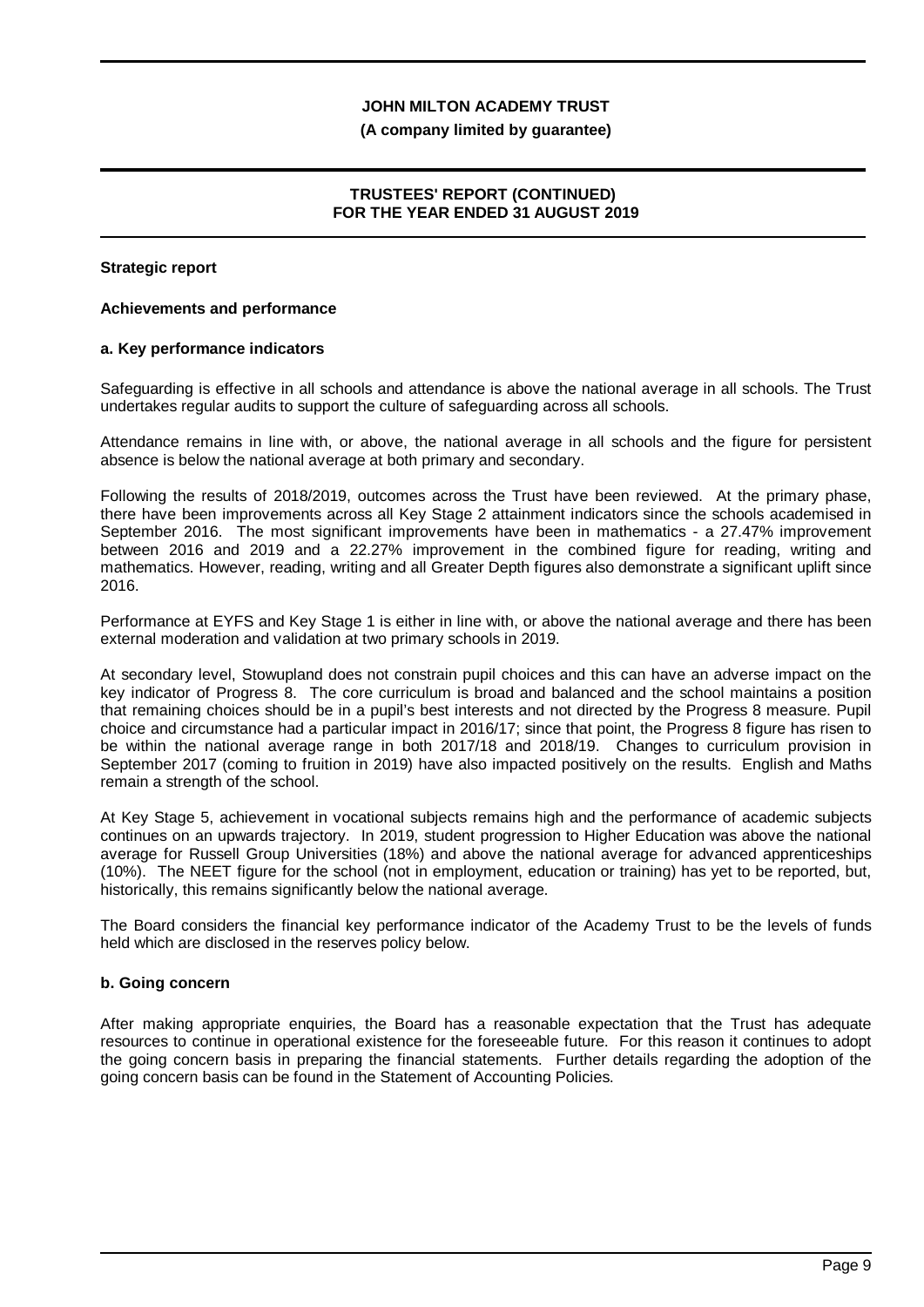## Strategic report

### Achievements and performance

#### a. Key performance indicators

Safeguarding is effective in all schools and attendance is above the national average in all schools. The Trust undertakes regular audits to support the culture of safeguarding across all schools.

Attendance remains in line with, or above, the national average in all schools and the figure for persistent absence is below the national average at both primary and secondary.

Following the results of 2018/2019, outcomes across the Trust have been reviewed. At the primary phase, there have been improvements across all Key Stage 2 attainment indicators since the schools academised in September 2016. The most significant improvements have been in mathematics - a 27.47% improvement between 2016 and 2019 and a 22.27% improvement in the combined figure for reading, writing and mathematics. However, reading, writing and all Greater Depth figures also demonstrate a significant uplift since 2016.

Performance at EYFS and Key Stage 1 is either in line with, or above the national average and there has been external moderation and validation at two primary schools in 2019.

At secondary level, Stowupland does not constrain pupil choices and this can have an adverse impact on the key indicator of Progress 8. The core curriculum is broad and balanced and the school maintains a position that remaining choices should be in a pupil's best interests and not directed by the Progress 8 measure. Pupil choice and circumstance had a particular impact in 2016/17; since that point, the Progress 8 figure has risen to be within the national average range in both 2017/18 and 2018/19. Changes to curriculum provision in September 2017 (coming to fruition in 2019) have also impacted positively on the results. English and Maths remain a strength of the school.

At Key Stage 5, achievement in vocational subjects remains high and the performance of academic subjects continues on an upwards trajectory. In 2019, student progression to Higher Education was above the national average for Russell Group Universities (18%) and above the national average for advanced apprenticeships (10%). The NEET figure for the school (not in employment, education or training) has yet to be reported, but, historically, this remains significantly below the national average.

The Board considers the financial key performance indicator of the Academy Trust to be the levels of funds held which are disclosed in the reserves policy below.

#### b. Going concern

After making appropriate enquiries, the Board has a reasonable expectation that the Trust has adequate resources to continue in operational existence for the foreseeable future. For this reason it continues to adopt the going concern basis in preparing the financial statements. Further details regarding the adoption of the going concern basis can be found in the Statement of Accounting Policies.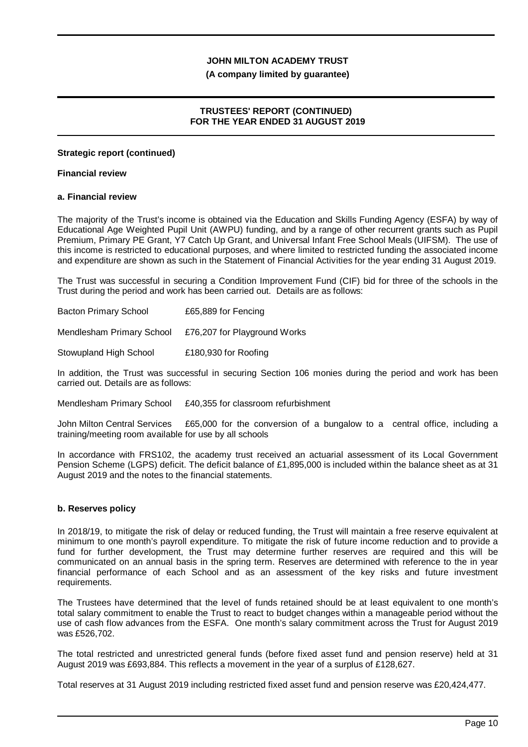**Strategic report (continued)**

**Financial review**

**a. Financial review**

The majority of the Trust's income is obtained via the Education and Skills Funding Agency (ESFA) by way of Educational Age Weighted Pupil Unit (AWPU) funding, and by a range of other recurrent grants such as Pupil Premium, Primary PE Grant, Y7 Catch Up Grant, and Universal Infant Free School Meals (UIFSM). The use of this income is restricted to educational purposes, and where limited to restricted funding the associated income and expenditure are shown as such in the Statement of Financial Activities for the year ending 31 August 2019.

The Trust was successful in securing a Condition Improvement Fund (CIF) bid for three of the schools in the Trust during the period and work has been carried out. Details are as follows:

| | |
|---|---|
| Bacton Primary School | £65,889 for Fencing |
| Mendlesham Primary School | £76,207 for Playground Works |
| Stowupland High School | £180,930 for Roofing |

In addition, the Trust was successful in securing Section 106 monies during the period and work has been carried out. Details are as follows:

Mendlesham Primary School £40,355 for classroom refurbishment

John Milton Central Services £65,000 for the conversion of a bungalow to a central office, including a training/meeting room available for use by all schools

In accordance with FRS102, the academy trust received an actuarial assessment of its Local Government Pension Scheme (LGPS) deficit. The deficit balance of £1,895,000 is included within the balance sheet as at 31 August 2019 and the notes to the financial statements.

**b. Reserves policy**

In 2018/19, to mitigate the risk of delay or reduced funding, the Trust will maintain a free reserve equivalent at minimum to one month's payroll expenditure. To mitigate the risk of future income reduction and to provide a fund for further development, the Trust may determine further reserves are required and this will be communicated on an annual basis in the spring term. Reserves are determined with reference to the in year financial performance of each School and as an assessment of the key risks and future investment requirements.

The Trustees have determined that the level of funds retained should be at least equivalent to one month's total salary commitment to enable the Trust to react to budget changes within a manageable period without the use of cash flow advances from the ESFA. One month's salary commitment across the Trust for August 2019 was £526,702.

The total restricted and unrestricted general funds (before fixed asset fund and pension reserve) held at 31 August 2019 was £693,884. This reflects a movement in the year of a surplus of £128,627.

Total reserves at 31 August 2019 including restricted fixed asset fund and pension reserve was £20,424,477.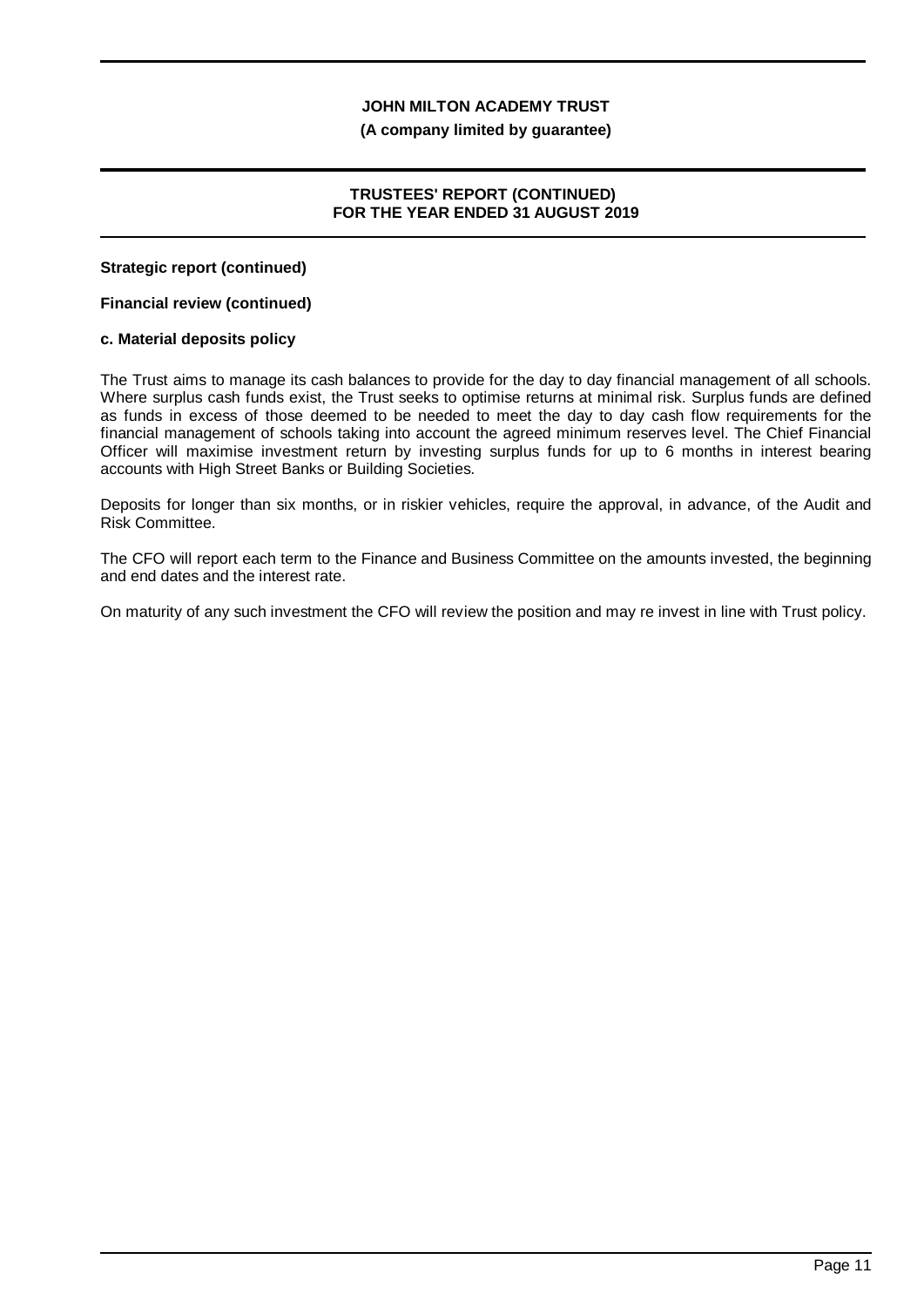**Strategic report (continued)**

**Financial review (continued)**

**c. Material deposits policy**

The Trust aims to manage its cash balances to provide for the day to day financial management of all schools. Where surplus cash funds exist, the Trust seeks to optimise returns at minimal risk. Surplus funds are defined as funds in excess of those deemed to be needed to meet the day to day cash flow requirements for the financial management of schools taking into account the agreed minimum reserves level. The Chief Financial Officer will maximise investment return by investing surplus funds for up to 6 months in interest bearing accounts with High Street Banks or Building Societies.

Deposits for longer than six months, or in riskier vehicles, require the approval, in advance, of the Audit and Risk Committee.

The CFO will report each term to the Finance and Business Committee on the amounts invested, the beginning and end dates and the interest rate.

On maturity of any such investment the CFO will review the position and may re invest in line with Trust policy.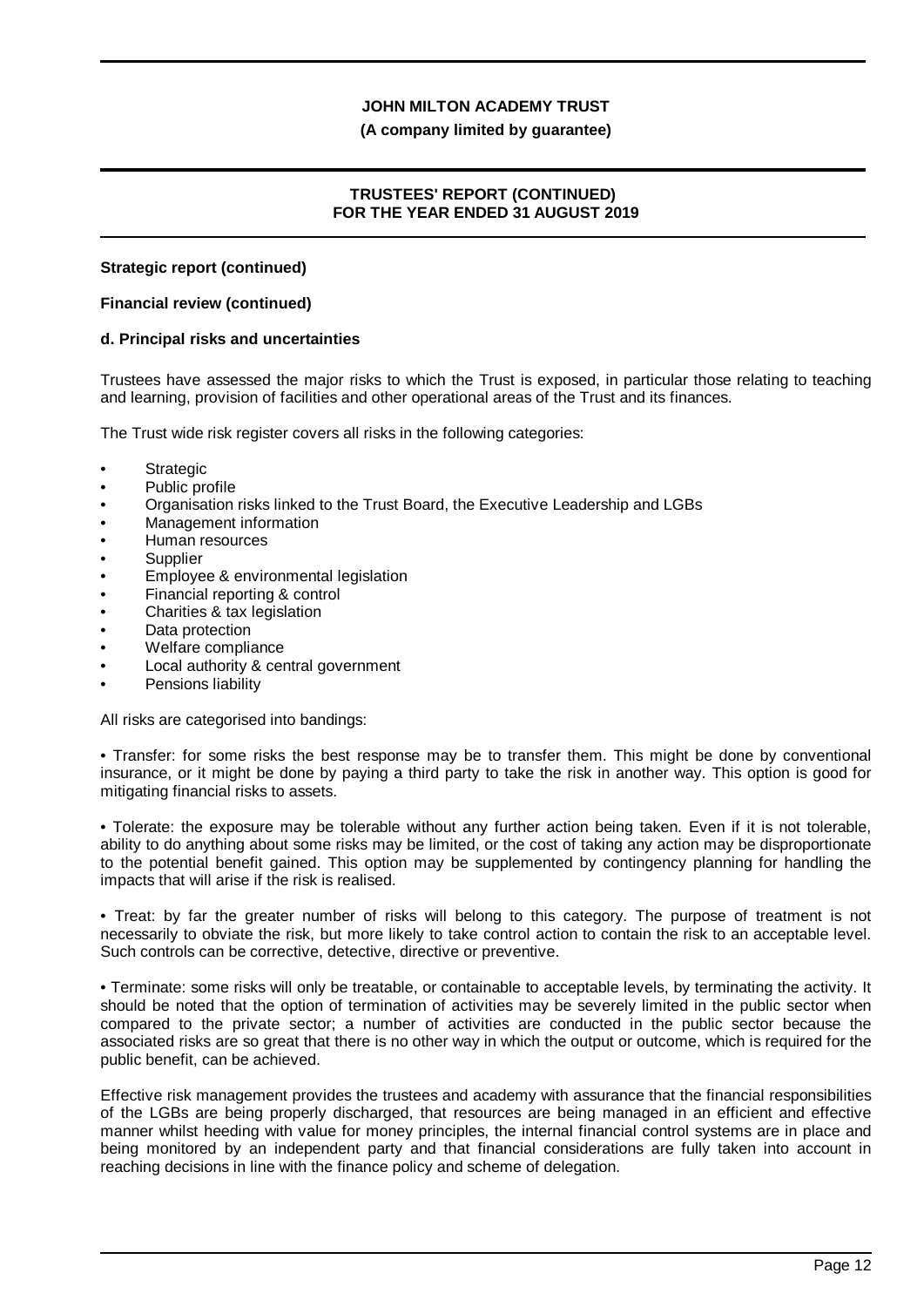**Strategic report (continued)**

**Financial review (continued)**

**d. Principal risks and uncertainties**

Trustees have assessed the major risks to which the Trust is exposed, in particular those relating to teaching and learning, provision of facilities and other operational areas of the Trust and its finances.

The Trust wide risk register covers all risks in the following categories:

- Strategic
- Public profile
- Organisation risks linked to the Trust Board, the Executive Leadership and LGBs
- Management information
- Human resources
- Supplier
- Employee & environmental legislation
- Financial reporting & control
- Charities & tax legislation
- Data protection
- Welfare compliance
- Local authority & central government
- Pensions liability

All risks are categorised into bandings:

• Transfer: for some risks the best response may be to transfer them. This might be done by conventional insurance, or it might be done by paying a third party to take the risk in another way. This option is good for mitigating financial risks to assets.

• Tolerate: the exposure may be tolerable without any further action being taken. Even if it is not tolerable, ability to do anything about some risks may be limited, or the cost of taking any action may be disproportionate to the potential benefit gained. This option may be supplemented by contingency planning for handling the impacts that will arise if the risk is realised.

• Treat: by far the greater number of risks will belong to this category. The purpose of treatment is not necessarily to obviate the risk, but more likely to take control action to contain the risk to an acceptable level. Such controls can be corrective, detective, directive or preventive.

• Terminate: some risks will only be treatable, or containable to acceptable levels, by terminating the activity. It should be noted that the option of termination of activities may be severely limited in the public sector when compared to the private sector; a number of activities are conducted in the public sector because the associated risks are so great that there is no other way in which the output or outcome, which is required for the public benefit, can be achieved.

Effective risk management provides the trustees and academy with assurance that the financial responsibilities of the LGBs are being properly discharged, that resources are being managed in an efficient and effective manner whilst heeding with value for money principles, the internal financial control systems are in place and being monitored by an independent party and that financial considerations are fully taken into account in reaching decisions in line with the finance policy and scheme of delegation.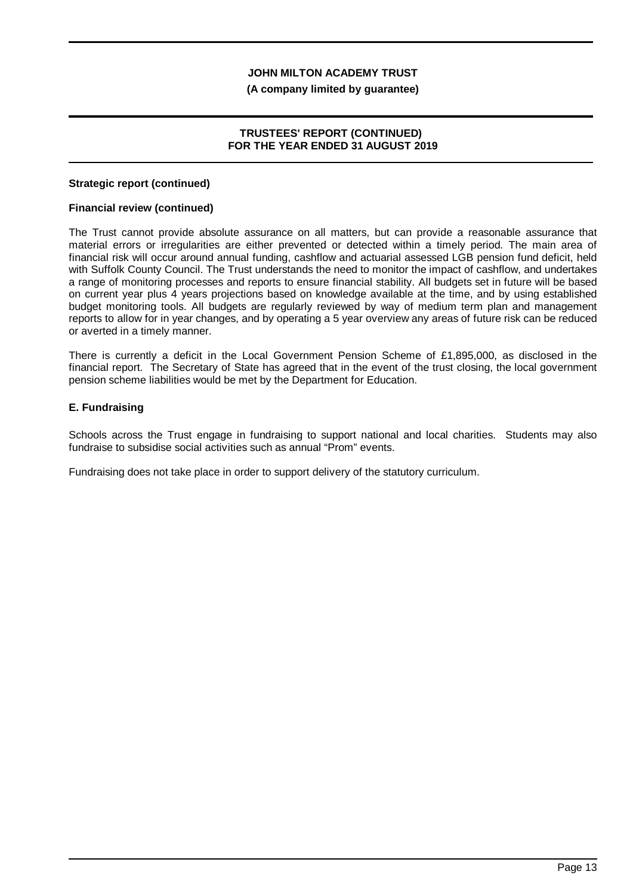**Strategic report (continued)**

**Financial review (continued)**

The Trust cannot provide absolute assurance on all matters, but can provide a reasonable assurance that material errors or irregularities are either prevented or detected within a timely period. The main area of financial risk will occur around annual funding, cashflow and actuarial assessed LGB pension fund deficit, held with Suffolk County Council. The Trust understands the need to monitor the impact of cashflow, and undertakes a range of monitoring processes and reports to ensure financial stability. All budgets set in future will be based on current year plus 4 years projections based on knowledge available at the time, and by using established budget monitoring tools. All budgets are regularly reviewed by way of medium term plan and management reports to allow for in year changes, and by operating a 5 year overview any areas of future risk can be reduced or averted in a timely manner.

There is currently a deficit in the Local Government Pension Scheme of £1,895,000, as disclosed in the financial report. The Secretary of State has agreed that in the event of the trust closing, the local government pension scheme liabilities would be met by the Department for Education.

## E. Fundraising

Schools across the Trust engage in fundraising to support national and local charities. Students may also fundraise to subsidise social activities such as annual "Prom" events.

Fundraising does not take place in order to support delivery of the statutory curriculum.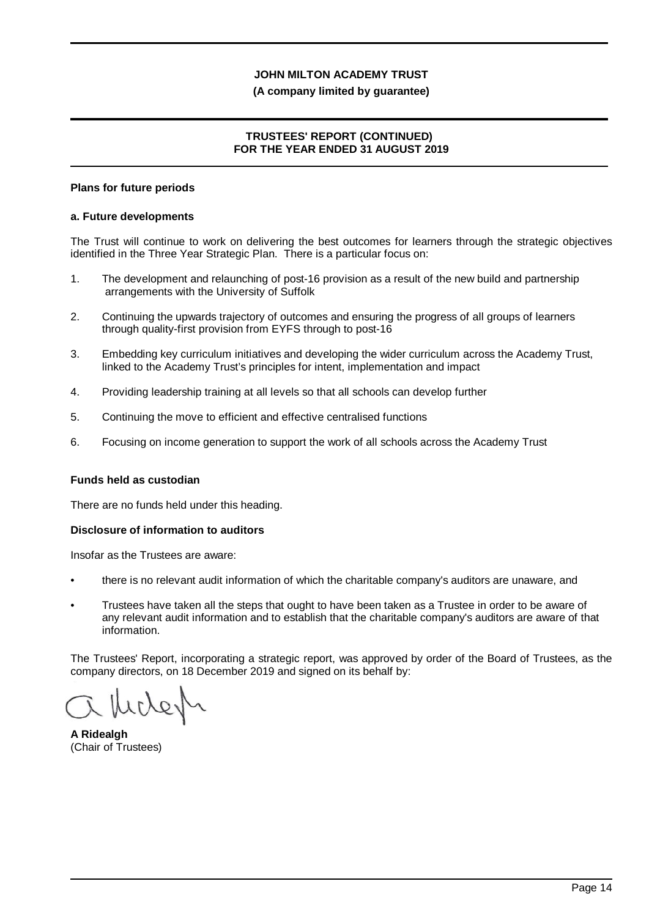## Plans for future periods

### a. Future developments

The Trust will continue to work on delivering the best outcomes for learners through the strategic objectives identified in the Three Year Strategic Plan. There is a particular focus on:

1. The development and relaunching of post-16 provision as a result of the new build and partnership arrangements with the University of Suffolk
2. Continuing the upwards trajectory of outcomes and ensuring the progress of all groups of learners through quality-first provision from EYFS through to post-16
3. Embedding key curriculum initiatives and developing the wider curriculum across the Academy Trust, linked to the Academy Trust's principles for intent, implementation and impact
4. Providing leadership training at all levels so that all schools can develop further
5. Continuing the move to efficient and effective centralised functions
6. Focusing on income generation to support the work of all schools across the Academy Trust

## Funds held as custodian

There are no funds held under this heading.

## Disclosure of information to auditors

Insofar as the Trustees are aware:

- there is no relevant audit information of which the charitable company's auditors are unaware, and
- Trustees have taken all the steps that ought to have been taken as a Trustee in order to be aware of any relevant audit information and to establish that the charitable company's auditors are aware of that information.

The Trustees' Report, incorporating a strategic report, was approved by order of the Board of Trustees, as the company directors, on 18 December 2019 and signed on its behalf by:

**A Ridealgh**
(Chair of Trustees)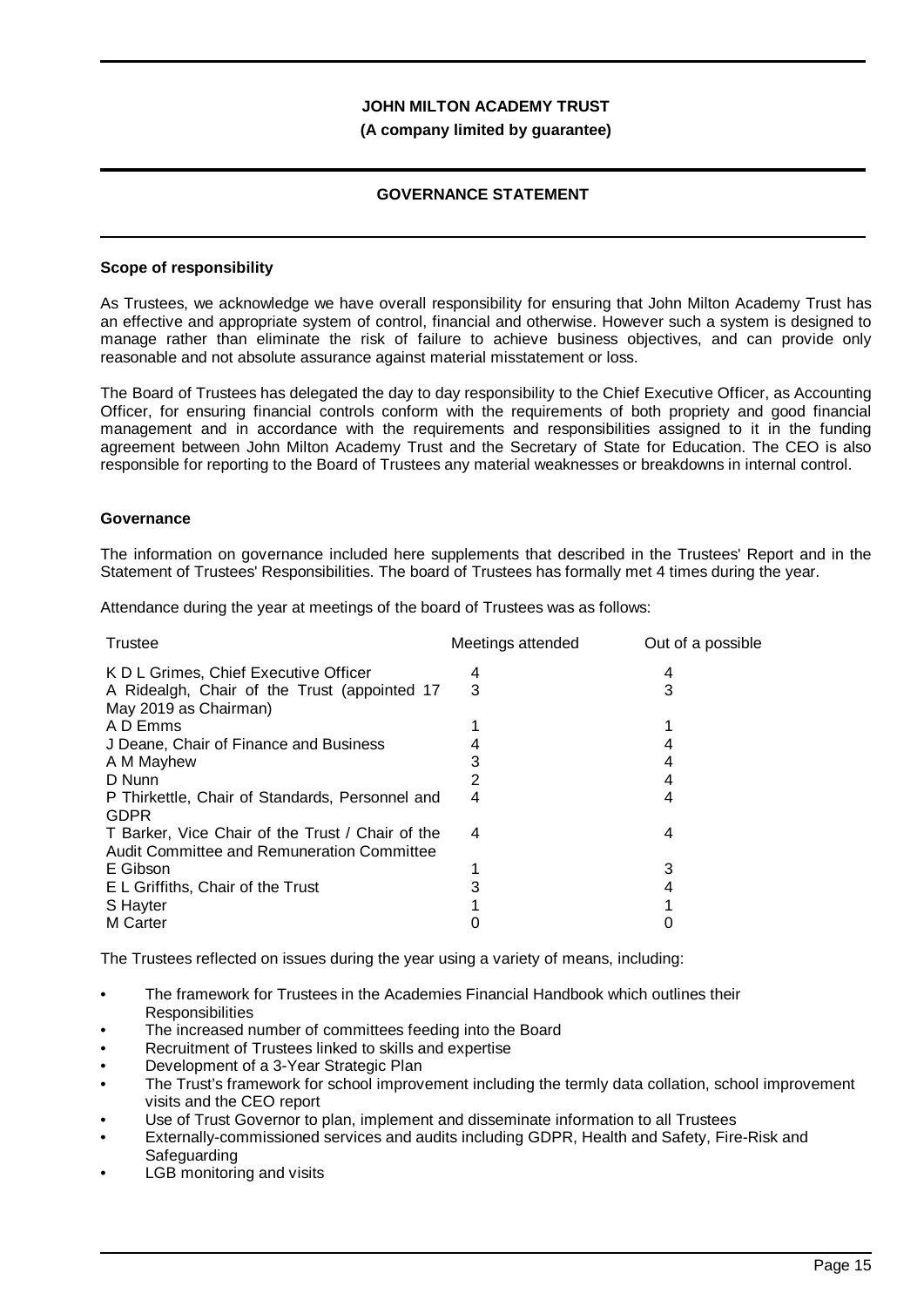# JOHN MILTON ACADEMY TRUST

**(A company limited by guarantee)**

## GOVERNANCE STATEMENT

### Scope of responsibility

As Trustees, we acknowledge we have overall responsibility for ensuring that John Milton Academy Trust has an effective and appropriate system of control, financial and otherwise. However such a system is designed to manage rather than eliminate the risk of failure to achieve business objectives, and can provide only reasonable and not absolute assurance against material misstatement or loss.

The Board of Trustees has delegated the day to day responsibility to the Chief Executive Officer, as Accounting Officer, for ensuring financial controls conform with the requirements of both propriety and good financial management and in accordance with the requirements and responsibilities assigned to it in the funding agreement between John Milton Academy Trust and the Secretary of State for Education. The CEO is also responsible for reporting to the Board of Trustees any material weaknesses or breakdowns in internal control.

### Governance

The information on governance included here supplements that described in the Trustees' Report and in the Statement of Trustees' Responsibilities. The board of Trustees has formally met 4 times during the year.

Attendance during the year at meetings of the board of Trustees was as follows:

| Trustee | Meetings attended | Out of a possible |
|---|---|---|
| K D L Grimes, Chief Executive Officer | 4 | 4 |
| A Ridealgh, Chair of the Trust (appointed 17 May 2019 as Chairman) | 3 | 3 |
| A D Emms | 1 | 1 |
| J Deane, Chair of Finance and Business | 4 | 4 |
| A M Mayhew | 3 | 4 |
| D Nunn | 2 | 4 |
| P Thirkettle, Chair of Standards, Personnel and GDPR | 4 | 4 |
| T Barker, Vice Chair of the Trust / Chair of the Audit Committee and Remuneration Committee | 4 | 4 |
| E Gibson | 1 | 3 |
| E L Griffiths, Chair of the Trust | 3 | 4 |
| S Hayter | 1 | 1 |
| M Carter | 0 | 0 |

The Trustees reflected on issues during the year using a variety of means, including:

- The framework for Trustees in the Academies Financial Handbook which outlines their Responsibilities
- The increased number of committees feeding into the Board
- Recruitment of Trustees linked to skills and expertise
- Development of a 3-Year Strategic Plan
- The Trust's framework for school improvement including the termly data collation, school improvement visits and the CEO report
- Use of Trust Governor to plan, implement and disseminate information to all Trustees
- Externally-commissioned services and audits including GDPR, Health and Safety, Fire-Risk and Safeguarding
- LGB monitoring and visits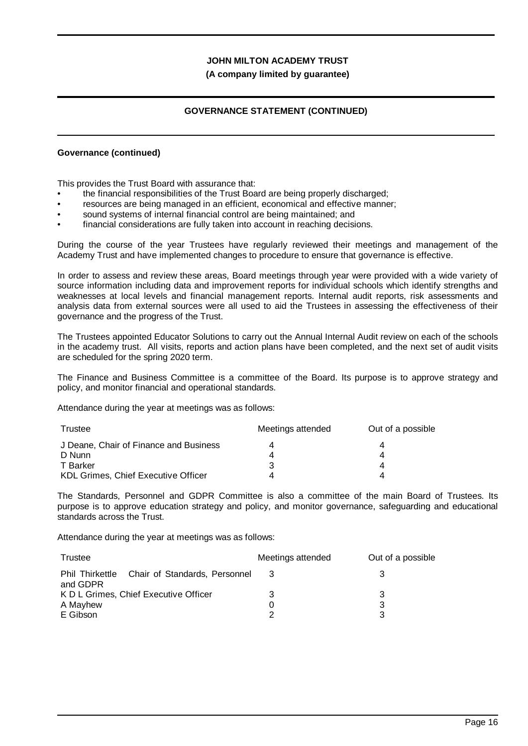**Governance (continued)**

This provides the Trust Board with assurance that:

- the financial responsibilities of the Trust Board are being properly discharged;
- resources are being managed in an efficient, economical and effective manner;
- sound systems of internal financial control are being maintained; and
- financial considerations are fully taken into account in reaching decisions.

During the course of the year Trustees have regularly reviewed their meetings and management of the Academy Trust and have implemented changes to procedure to ensure that governance is effective.

In order to assess and review these areas, Board meetings through year were provided with a wide variety of source information including data and improvement reports for individual schools which identify strengths and weaknesses at local levels and financial management reports. Internal audit reports, risk assessments and analysis data from external sources were all used to aid the Trustees in assessing the effectiveness of their governance and the progress of the Trust.

The Trustees appointed Educator Solutions to carry out the Annual Internal Audit review on each of the schools in the academy trust. All visits, reports and action plans have been completed, and the next set of audit visits are scheduled for the spring 2020 term.

The Finance and Business Committee is a committee of the Board. Its purpose is to approve strategy and policy, and monitor financial and operational standards.

Attendance during the year at meetings was as follows:

| Trustee | Meetings attended | Out of a possible |
|---|---|---|
| J Deane, Chair of Finance and Business | 4 | 4 |
| D Nunn | 4 | 4 |
| T Barker | 3 | 4 |
| KDL Grimes, Chief Executive Officer | 4 | 4 |

The Standards, Personnel and GDPR Committee is also a committee of the main Board of Trustees. Its purpose is to approve education strategy and policy, and monitor governance, safeguarding and educational standards across the Trust.

Attendance during the year at meetings was as follows:

| Trustee | Meetings attended | Out of a possible |
|---|---|---|
| Phil Thirkettle Chair of Standards, Personnel and GDPR | 3 | 3 |
| K D L Grimes, Chief Executive Officer | 3 | 3 |
| A Mayhew | 0 | 3 |
| E Gibson | 2 | 3 |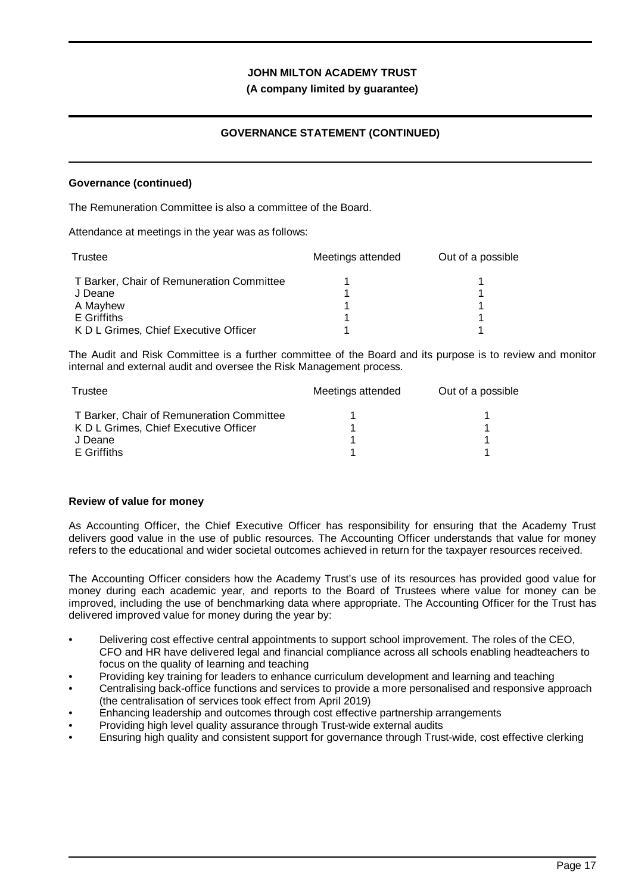## GOVERNANCE STATEMENT (CONTINUED)

### Governance (continued)

The Remuneration Committee is also a committee of the Board.

Attendance at meetings in the year was as follows:

| Trustee | Meetings attended | Out of a possible |
|---|---|---|
| T Barker, Chair of Remuneration Committee | 1 | 1 |
| J Deane | 1 | 1 |
| A Mayhew | 1 | 1 |
| E Griffiths | 1 | 1 |
| K D L Grimes, Chief Executive Officer | 1 | 1 |

The Audit and Risk Committee is a further committee of the Board and its purpose is to review and monitor internal and external audit and oversee the Risk Management process.

| Trustee | Meetings attended | Out of a possible |
|---|---|---|
| T Barker, Chair of Remuneration Committee | 1 | 1 |
| K D L Grimes, Chief Executive Officer | 1 | 1 |
| J Deane | 1 | 1 |
| E Griffiths | 1 | 1 |

### Review of value for money

As Accounting Officer, the Chief Executive Officer has responsibility for ensuring that the Academy Trust delivers good value in the use of public resources. The Accounting Officer understands that value for money refers to the educational and wider societal outcomes achieved in return for the taxpayer resources received.

The Accounting Officer considers how the Academy Trust's use of its resources has provided good value for money during each academic year, and reports to the Board of Trustees where value for money can be improved, including the use of benchmarking data where appropriate. The Accounting Officer for the Trust has delivered improved value for money during the year by:

- Delivering cost effective central appointments to support school improvement. The roles of the CEO, CFO and HR have delivered legal and financial compliance across all schools enabling headteachers to focus on the quality of learning and teaching
- Providing key training for leaders to enhance curriculum development and learning and teaching
- Centralising back-office functions and services to provide a more personalised and responsive approach (the centralisation of services took effect from April 2019)
- Enhancing leadership and outcomes through cost effective partnership arrangements
- Providing high level quality assurance through Trust-wide external audits
- Ensuring high quality and consistent support for governance through Trust-wide, cost effective clerking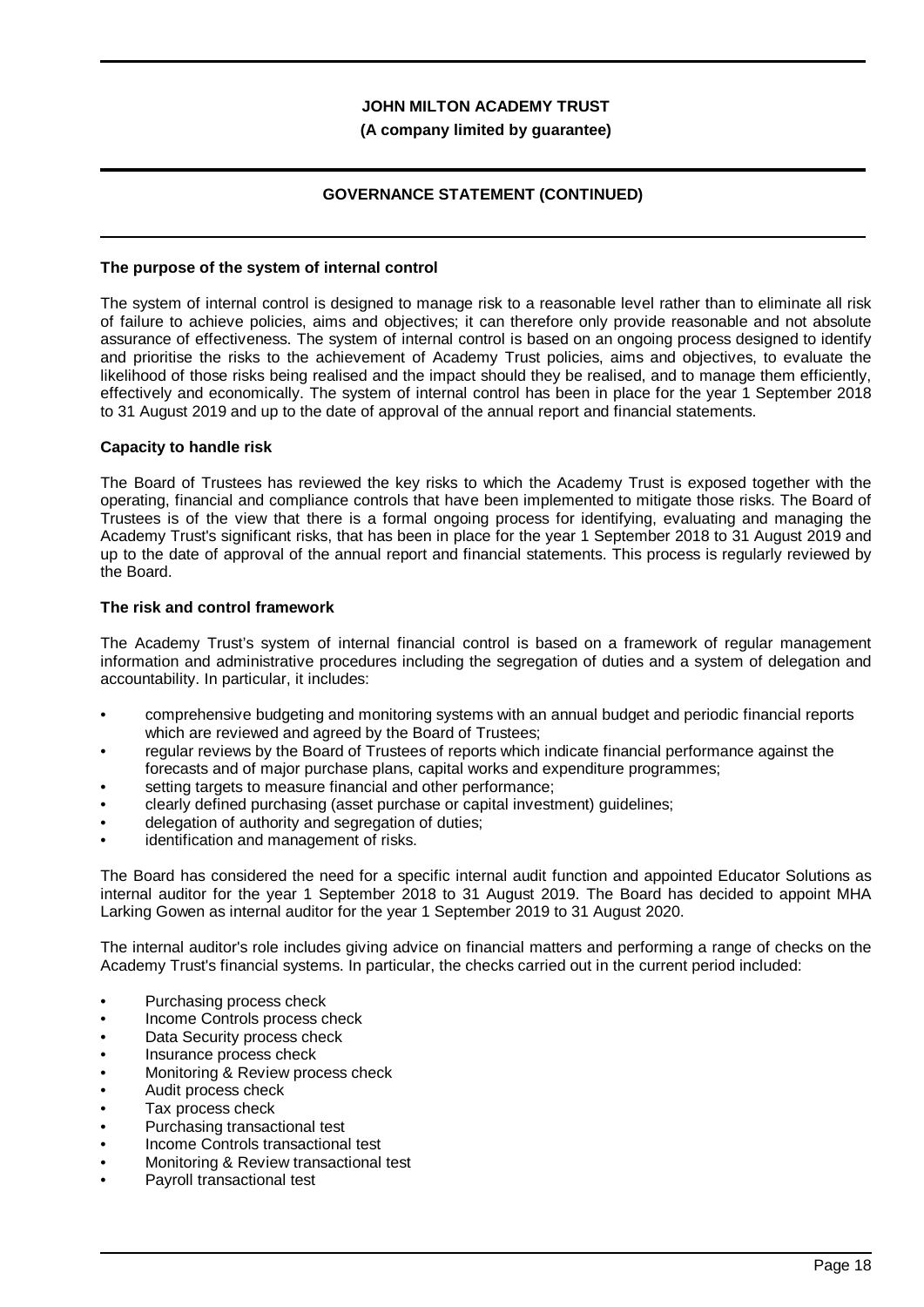## The purpose of the system of internal control

The system of internal control is designed to manage risk to a reasonable level rather than to eliminate all risk of failure to achieve policies, aims and objectives; it can therefore only provide reasonable and not absolute assurance of effectiveness. The system of internal control is based on an ongoing process designed to identify and prioritise the risks to the achievement of Academy Trust policies, aims and objectives, to evaluate the likelihood of those risks being realised and the impact should they be realised, and to manage them efficiently, effectively and economically. The system of internal control has been in place for the year 1 September 2018 to 31 August 2019 and up to the date of approval of the annual report and financial statements.

## Capacity to handle risk

The Board of Trustees has reviewed the key risks to which the Academy Trust is exposed together with the operating, financial and compliance controls that have been implemented to mitigate those risks. The Board of Trustees is of the view that there is a formal ongoing process for identifying, evaluating and managing the Academy Trust's significant risks, that has been in place for the year 1 September 2018 to 31 August 2019 and up to the date of approval of the annual report and financial statements. This process is regularly reviewed by the Board.

## The risk and control framework

The Academy Trust's system of internal financial control is based on a framework of regular management information and administrative procedures including the segregation of duties and a system of delegation and accountability. In particular, it includes:

- comprehensive budgeting and monitoring systems with an annual budget and periodic financial reports which are reviewed and agreed by the Board of Trustees;
- regular reviews by the Board of Trustees of reports which indicate financial performance against the forecasts and of major purchase plans, capital works and expenditure programmes;
- setting targets to measure financial and other performance;
- clearly defined purchasing (asset purchase or capital investment) guidelines;
- delegation of authority and segregation of duties;
- identification and management of risks.

The Board has considered the need for a specific internal audit function and appointed Educator Solutions as internal auditor for the year 1 September 2018 to 31 August 2019. The Board has decided to appoint MHA Larking Gowen as internal auditor for the year 1 September 2019 to 31 August 2020.

The internal auditor's role includes giving advice on financial matters and performing a range of checks on the Academy Trust's financial systems. In particular, the checks carried out in the current period included:

- Purchasing process check
- Income Controls process check
- Data Security process check
- Insurance process check
- Monitoring & Review process check
- Audit process check
- Tax process check
- Purchasing transactional test
- Income Controls transactional test
- Monitoring & Review transactional test
- Payroll transactional test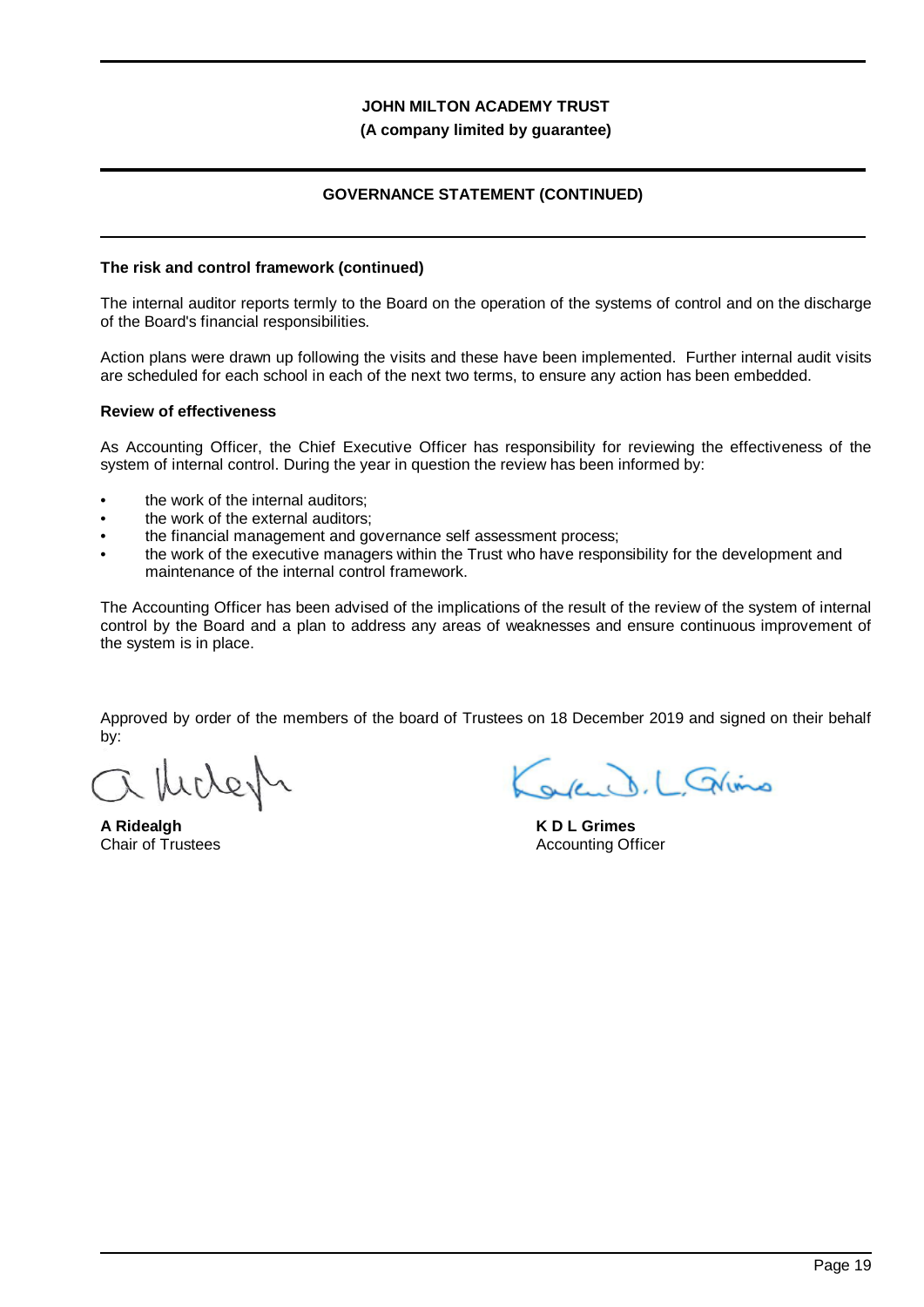**JOHN MILTON ACADEMY TRUST**
**(A company limited by guarantee)**

## GOVERNANCE STATEMENT (CONTINUED)

### The risk and control framework (continued)

The internal auditor reports termly to the Board on the operation of the systems of control and on the discharge of the Board's financial responsibilities.

Action plans were drawn up following the visits and these have been implemented. Further internal audit visits are scheduled for each school in each of the next two terms, to ensure any action has been embedded.

### Review of effectiveness

As Accounting Officer, the Chief Executive Officer has responsibility for reviewing the effectiveness of the system of internal control. During the year in question the review has been informed by:

- the work of the internal auditors;
- the work of the external auditors;
- the financial management and governance self assessment process;
- the work of the executive managers within the Trust who have responsibility for the development and maintenance of the internal control framework.

The Accounting Officer has been advised of the implications of the result of the review of the system of internal control by the Board and a plan to address any areas of weaknesses and ensure continuous improvement of the system is in place.

Approved by order of the members of the board of Trustees on 18 December 2019 and signed on their behalf by:

**A Ridealgh**
Chair of Trustees

**K D L Grimes**
Accounting Officer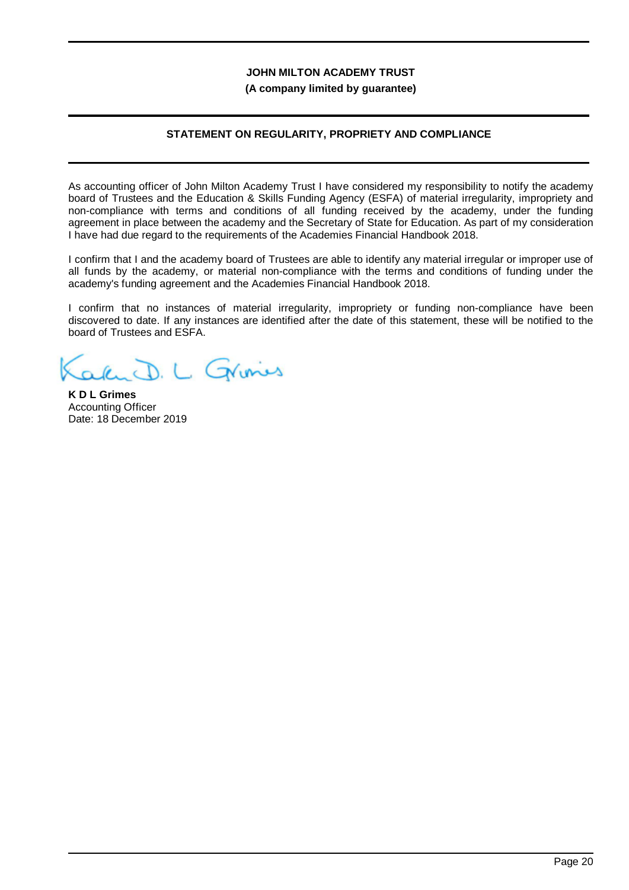**JOHN MILTON ACADEMY TRUST**
**(A company limited by guarantee)**

## STATEMENT ON REGULARITY, PROPRIETY AND COMPLIANCE

As accounting officer of John Milton Academy Trust I have considered my responsibility to notify the academy board of Trustees and the Education & Skills Funding Agency (ESFA) of material irregularity, impropriety and non-compliance with terms and conditions of all funding received by the academy, under the funding agreement in place between the academy and the Secretary of State for Education. As part of my consideration I have had due regard to the requirements of the Academies Financial Handbook 2018.

I confirm that I and the academy board of Trustees are able to identify any material irregular or improper use of all funds by the academy, or material non-compliance with the terms and conditions of funding under the academy's funding agreement and the Academies Financial Handbook 2018.

I confirm that no instances of material irregularity, impropriety or funding non-compliance have been discovered to date. If any instances are identified after the date of this statement, these will be notified to the board of Trustees and ESFA.

**K D L Grimes**
Accounting Officer
Date: 18 December 2019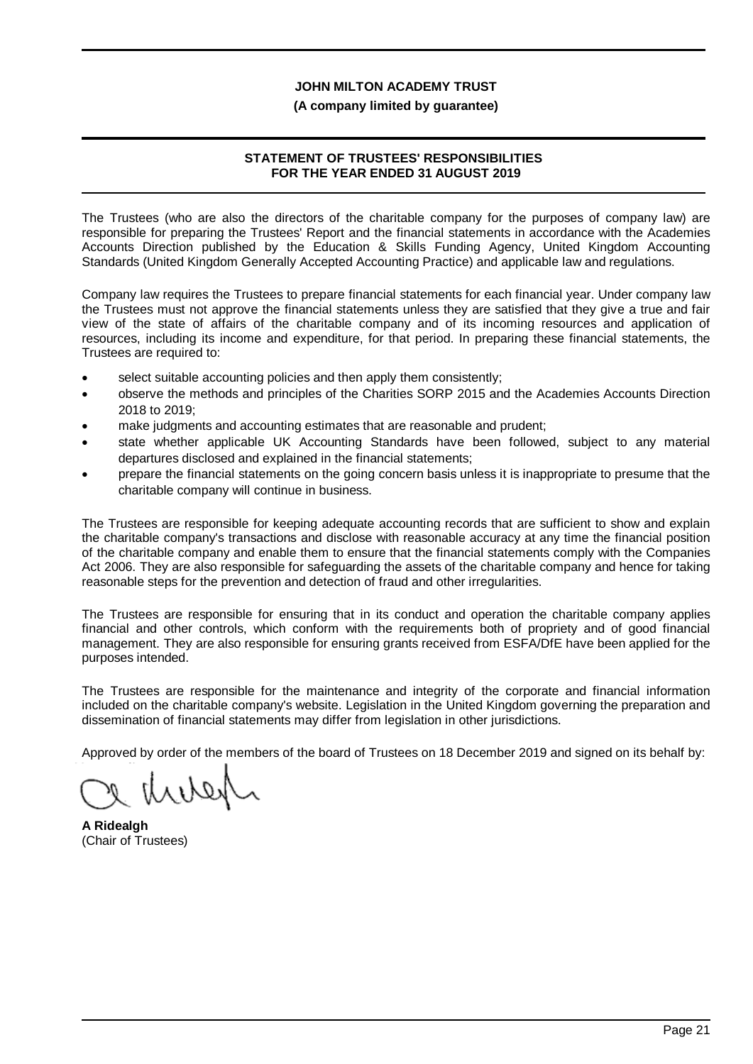**JOHN MILTON ACADEMY TRUST**

**(A company limited by guarantee)**

## STATEMENT OF TRUSTEES' RESPONSIBILITIES FOR THE YEAR ENDED 31 AUGUST 2019

The Trustees (who are also the directors of the charitable company for the purposes of company law) are responsible for preparing the Trustees' Report and the financial statements in accordance with the Academies Accounts Direction published by the Education & Skills Funding Agency, United Kingdom Accounting Standards (United Kingdom Generally Accepted Accounting Practice) and applicable law and regulations.

Company law requires the Trustees to prepare financial statements for each financial year. Under company law the Trustees must not approve the financial statements unless they are satisfied that they give a true and fair view of the state of affairs of the charitable company and of its incoming resources and application of resources, including its income and expenditure, for that period. In preparing these financial statements, the Trustees are required to:

- select suitable accounting policies and then apply them consistently;
- observe the methods and principles of the Charities SORP 2015 and the Academies Accounts Direction 2018 to 2019;
- make judgments and accounting estimates that are reasonable and prudent;
- state whether applicable UK Accounting Standards have been followed, subject to any material departures disclosed and explained in the financial statements;
- prepare the financial statements on the going concern basis unless it is inappropriate to presume that the charitable company will continue in business.

The Trustees are responsible for keeping adequate accounting records that are sufficient to show and explain the charitable company's transactions and disclose with reasonable accuracy at any time the financial position of the charitable company and enable them to ensure that the financial statements comply with the Companies Act 2006. They are also responsible for safeguarding the assets of the charitable company and hence for taking reasonable steps for the prevention and detection of fraud and other irregularities.

The Trustees are responsible for ensuring that in its conduct and operation the charitable company applies financial and other controls, which conform with the requirements both of propriety and of good financial management. They are also responsible for ensuring grants received from ESFA/DfE have been applied for the purposes intended.

The Trustees are responsible for the maintenance and integrity of the corporate and financial information included on the charitable company's website. Legislation in the United Kingdom governing the preparation and dissemination of financial statements may differ from legislation in other jurisdictions.

Approved by order of the members of the board of Trustees on 18 December 2019 and signed on its behalf by:

**A Ridealgh**
(Chair of Trustees)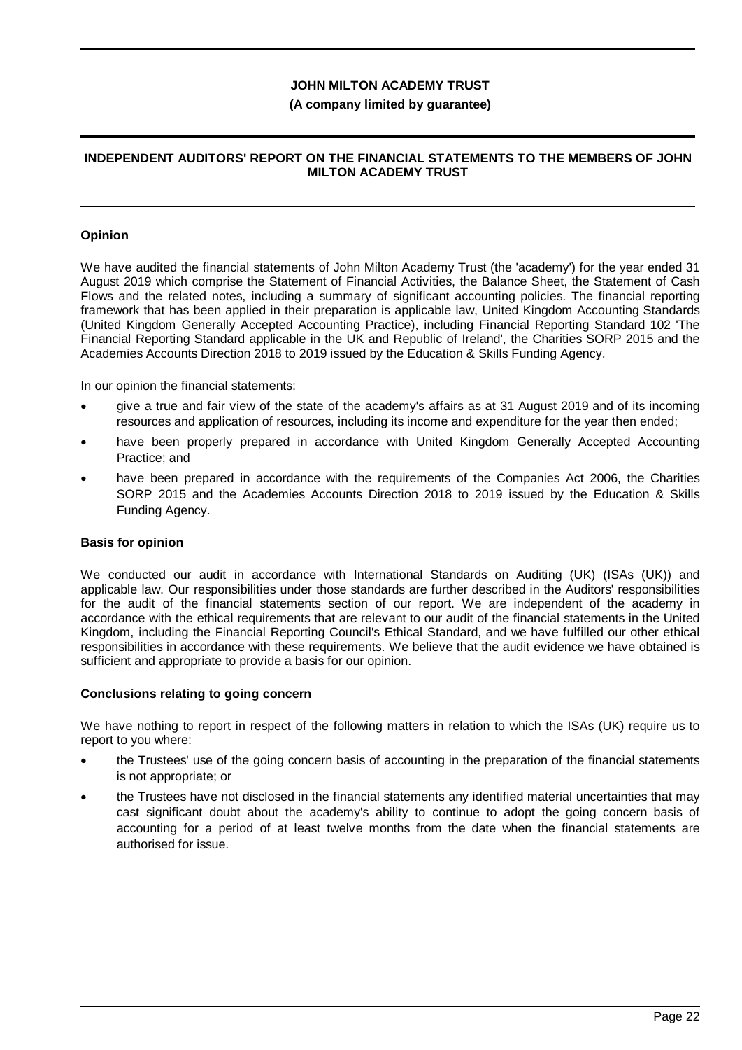# JOHN MILTON ACADEMY TRUST

**(A company limited by guarantee)**

## INDEPENDENT AUDITORS' REPORT ON THE FINANCIAL STATEMENTS TO THE MEMBERS OF JOHN MILTON ACADEMY TRUST

### Opinion

We have audited the financial statements of John Milton Academy Trust (the 'academy') for the year ended 31 August 2019 which comprise the Statement of Financial Activities, the Balance Sheet, the Statement of Cash Flows and the related notes, including a summary of significant accounting policies. The financial reporting framework that has been applied in their preparation is applicable law, United Kingdom Accounting Standards (United Kingdom Generally Accepted Accounting Practice), including Financial Reporting Standard 102 'The Financial Reporting Standard applicable in the UK and Republic of Ireland', the Charities SORP 2015 and the Academies Accounts Direction 2018 to 2019 issued by the Education & Skills Funding Agency.

In our opinion the financial statements:

- give a true and fair view of the state of the academy's affairs as at 31 August 2019 and of its incoming resources and application of resources, including its income and expenditure for the year then ended;
- have been properly prepared in accordance with United Kingdom Generally Accepted Accounting Practice; and
- have been prepared in accordance with the requirements of the Companies Act 2006, the Charities SORP 2015 and the Academies Accounts Direction 2018 to 2019 issued by the Education & Skills Funding Agency.

### Basis for opinion

We conducted our audit in accordance with International Standards on Auditing (UK) (ISAs (UK)) and applicable law. Our responsibilities under those standards are further described in the Auditors' responsibilities for the audit of the financial statements section of our report. We are independent of the academy in accordance with the ethical requirements that are relevant to our audit of the financial statements in the United Kingdom, including the Financial Reporting Council's Ethical Standard, and we have fulfilled our other ethical responsibilities in accordance with these requirements. We believe that the audit evidence we have obtained is sufficient and appropriate to provide a basis for our opinion.

### Conclusions relating to going concern

We have nothing to report in respect of the following matters in relation to which the ISAs (UK) require us to report to you where:

- the Trustees' use of the going concern basis of accounting in the preparation of the financial statements is not appropriate; or
- the Trustees have not disclosed in the financial statements any identified material uncertainties that may cast significant doubt about the academy's ability to continue to adopt the going concern basis of accounting for a period of at least twelve months from the date when the financial statements are authorised for issue.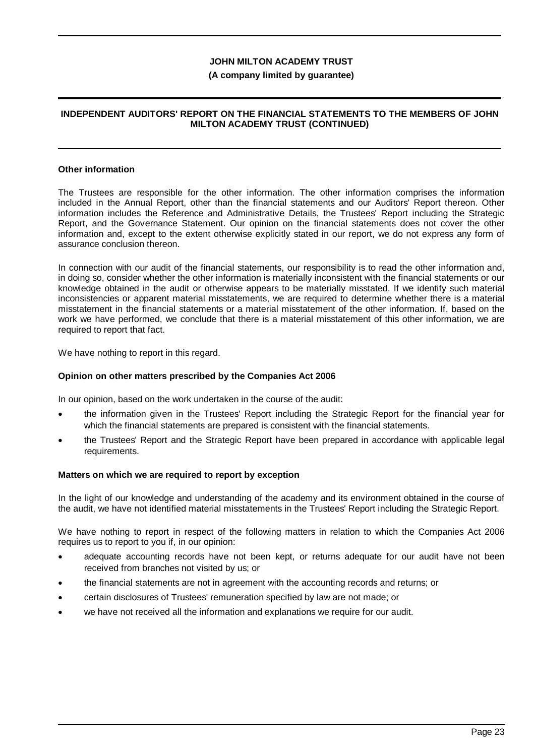## Other information

The Trustees are responsible for the other information. The other information comprises the information included in the Annual Report, other than the financial statements and our Auditors' Report thereon. Other information includes the Reference and Administrative Details, the Trustees' Report including the Strategic Report, and the Governance Statement. Our opinion on the financial statements does not cover the other information and, except to the extent otherwise explicitly stated in our report, we do not express any form of assurance conclusion thereon.

In connection with our audit of the financial statements, our responsibility is to read the other information and, in doing so, consider whether the other information is materially inconsistent with the financial statements or our knowledge obtained in the audit or otherwise appears to be materially misstated. If we identify such material inconsistencies or apparent material misstatements, we are required to determine whether there is a material misstatement in the financial statements or a material misstatement of the other information. If, based on the work we have performed, we conclude that there is a material misstatement of this other information, we are required to report that fact.

We have nothing to report in this regard.

## Opinion on other matters prescribed by the Companies Act 2006

In our opinion, based on the work undertaken in the course of the audit:

- the information given in the Trustees' Report including the Strategic Report for the financial year for which the financial statements are prepared is consistent with the financial statements.
- the Trustees' Report and the Strategic Report have been prepared in accordance with applicable legal requirements.

## Matters on which we are required to report by exception

In the light of our knowledge and understanding of the academy and its environment obtained in the course of the audit, we have not identified material misstatements in the Trustees' Report including the Strategic Report.

We have nothing to report in respect of the following matters in relation to which the Companies Act 2006 requires us to report to you if, in our opinion:

- adequate accounting records have not been kept, or returns adequate for our audit have not been received from branches not visited by us; or
- the financial statements are not in agreement with the accounting records and returns; or
- certain disclosures of Trustees' remuneration specified by law are not made; or
- we have not received all the information and explanations we require for our audit.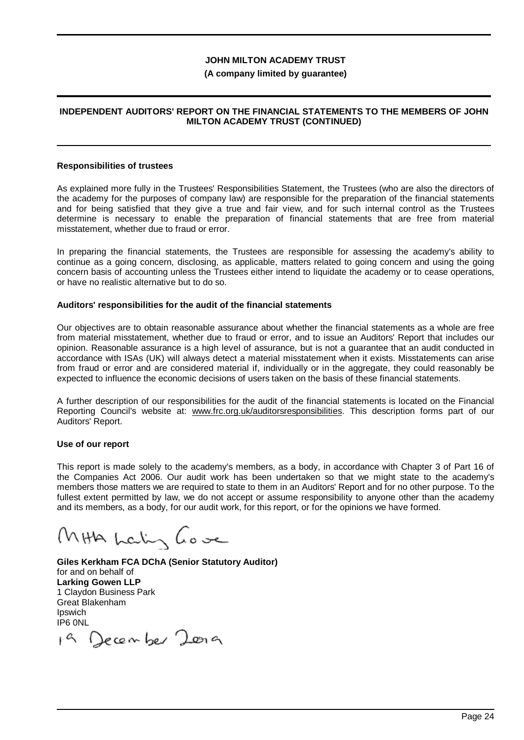**JOHN MILTON ACADEMY TRUST**

**(A company limited by guarantee)**

**INDEPENDENT AUDITORS' REPORT ON THE FINANCIAL STATEMENTS TO THE MEMBERS OF JOHN MILTON ACADEMY TRUST (CONTINUED)**

**Responsibilities of trustees**

As explained more fully in the Trustees' Responsibilities Statement, the Trustees (who are also the directors of the academy for the purposes of company law) are responsible for the preparation of the financial statements and for being satisfied that they give a true and fair view, and for such internal control as the Trustees determine is necessary to enable the preparation of financial statements that are free from material misstatement, whether due to fraud or error.

In preparing the financial statements, the Trustees are responsible for assessing the academy's ability to continue as a going concern, disclosing, as applicable, matters related to going concern and using the going concern basis of accounting unless the Trustees either intend to liquidate the academy or to cease operations, or have no realistic alternative but to do so.

**Auditors' responsibilities for the audit of the financial statements**

Our objectives are to obtain reasonable assurance about whether the financial statements as a whole are free from material misstatement, whether due to fraud or error, and to issue an Auditors' Report that includes our opinion. Reasonable assurance is a high level of assurance, but is not a guarantee that an audit conducted in accordance with ISAs (UK) will always detect a material misstatement when it exists. Misstatements can arise from fraud or error and are considered material if, individually or in the aggregate, they could reasonably be expected to influence the economic decisions of users taken on the basis of these financial statements.

A further description of our responsibilities for the audit of the financial statements is located on the Financial Reporting Council's website at: www.frc.org.uk/auditorsresponsibilities. This description forms part of our Auditors' Report.

**Use of our report**

This report is made solely to the academy's members, as a body, in accordance with Chapter 3 of Part 16 of the Companies Act 2006. Our audit work has been undertaken so that we might state to the academy's members those matters we are required to state to them in an Auditors' Report and for no other purpose. To the fullest extent permitted by law, we do not accept or assume responsibility to anyone other than the academy and its members, as a body, for our audit work, for this report, or for the opinions we have formed.

MHA Larking Gowen

**Giles Kerkham FCA DChA (Senior Statutory Auditor)**
for and on behalf of
**Larking Gowen LLP**
1 Claydon Business Park
Great Blakenham
Ipswich
IP6 0NL

19 December 2019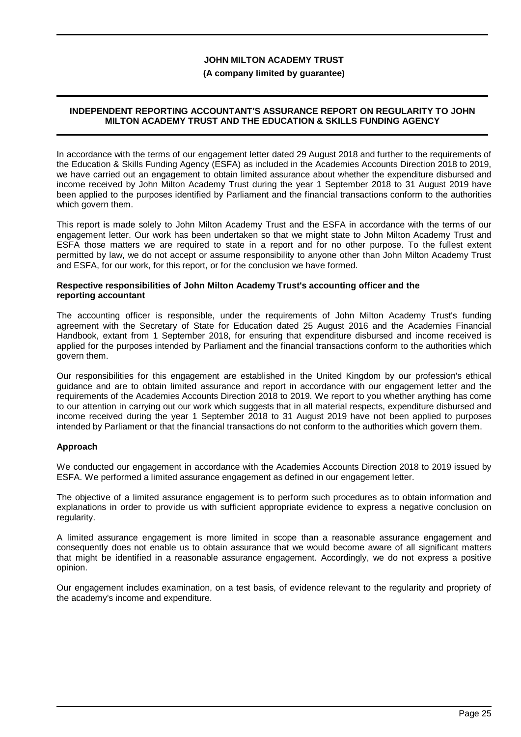# JOHN MILTON ACADEMY TRUST

**(A company limited by guarantee)**

## INDEPENDENT REPORTING ACCOUNTANT'S ASSURANCE REPORT ON REGULARITY TO JOHN MILTON ACADEMY TRUST AND THE EDUCATION & SKILLS FUNDING AGENCY

In accordance with the terms of our engagement letter dated 29 August 2018 and further to the requirements of the Education & Skills Funding Agency (ESFA) as included in the Academies Accounts Direction 2018 to 2019, we have carried out an engagement to obtain limited assurance about whether the expenditure disbursed and income received by John Milton Academy Trust during the year 1 September 2018 to 31 August 2019 have been applied to the purposes identified by Parliament and the financial transactions conform to the authorities which govern them.

This report is made solely to John Milton Academy Trust and the ESFA in accordance with the terms of our engagement letter. Our work has been undertaken so that we might state to John Milton Academy Trust and ESFA those matters we are required to state in a report and for no other purpose. To the fullest extent permitted by law, we do not accept or assume responsibility to anyone other than John Milton Academy Trust and ESFA, for our work, for this report, or for the conclusion we have formed.

**Respective responsibilities of John Milton Academy Trust's accounting officer and the reporting accountant**

The accounting officer is responsible, under the requirements of John Milton Academy Trust's funding agreement with the Secretary of State for Education dated 25 August 2016 and the Academies Financial Handbook, extant from 1 September 2018, for ensuring that expenditure disbursed and income received is applied for the purposes intended by Parliament and the financial transactions conform to the authorities which govern them.

Our responsibilities for this engagement are established in the United Kingdom by our profession's ethical guidance and are to obtain limited assurance and report in accordance with our engagement letter and the requirements of the Academies Accounts Direction 2018 to 2019. We report to you whether anything has come to our attention in carrying out our work which suggests that in all material respects, expenditure disbursed and income received during the year 1 September 2018 to 31 August 2019 have not been applied to purposes intended by Parliament or that the financial transactions do not conform to the authorities which govern them.

**Approach**

We conducted our engagement in accordance with the Academies Accounts Direction 2018 to 2019 issued by ESFA. We performed a limited assurance engagement as defined in our engagement letter.

The objective of a limited assurance engagement is to perform such procedures as to obtain information and explanations in order to provide us with sufficient appropriate evidence to express a negative conclusion on regularity.

A limited assurance engagement is more limited in scope than a reasonable assurance engagement and consequently does not enable us to obtain assurance that we would become aware of all significant matters that might be identified in a reasonable assurance engagement. Accordingly, we do not express a positive opinion.

Our engagement includes examination, on a test basis, of evidence relevant to the regularity and propriety of the academy's income and expenditure.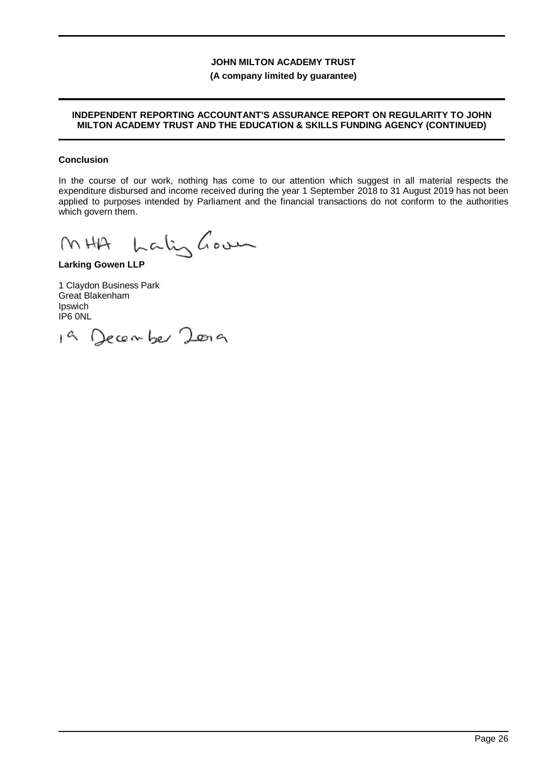**INDEPENDENT REPORTING ACCOUNTANT'S ASSURANCE REPORT ON REGULARITY TO JOHN MILTON ACADEMY TRUST AND THE EDUCATION & SKILLS FUNDING AGENCY (CONTINUED)**

**Conclusion**

In the course of our work, nothing has come to our attention which suggest in all material respects the expenditure disbursed and income received during the year 1 September 2018 to 31 August 2019 has not been applied to purposes intended by Parliament and the financial transactions do not conform to the authorities which govern them.

MHA Larking Gowen

**Larking Gowen LLP**

1 Claydon Business Park
Great Blakenham
Ipswich
IP6 0NL

19 December 2019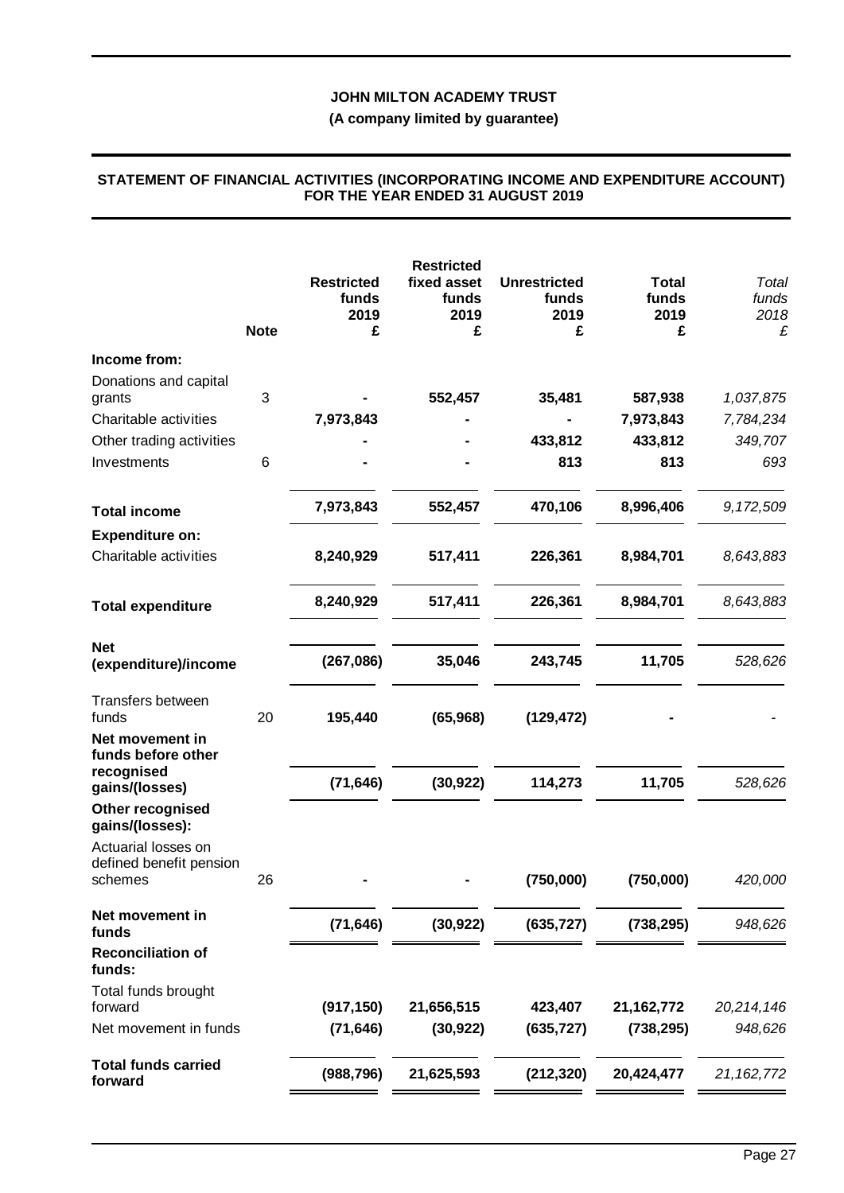**JOHN MILTON ACADEMY TRUST**

**(A company limited by guarantee)**

**STATEMENT OF FINANCIAL ACTIVITIES (INCORPORATING INCOME AND EXPENDITURE ACCOUNT) FOR THE YEAR ENDED 31 AUGUST 2019**

| | Note | Restricted funds 2019 £ | Restricted fixed asset funds 2019 £ | Unrestricted funds 2019 £ | Total funds 2019 £ | *Total funds 2018 £* |
|---|---|---|---|---|---|---|
| **Income from:** | | | | | | |
| Donations and capital grants | 3 | - | 552,457 | 35,481 | 587,938 | *1,037,875* |
| Charitable activities | | 7,973,843 | - | - | 7,973,843 | *7,784,234* |
| Other trading activities | | - | - | 433,812 | 433,812 | *349,707* |
| Investments | 6 | - | - | 813 | 813 | *693* |
| **Total income** | | 7,973,843 | 552,457 | 470,106 | 8,996,406 | *9,172,509* |
| **Expenditure on:** | | | | | | |
| Charitable activities | | 8,240,929 | 517,411 | 226,361 | 8,984,701 | *8,643,883* |
| **Total expenditure** | | 8,240,929 | 517,411 | 226,361 | 8,984,701 | *8,643,883* |
| **Net (expenditure)/income** | | (267,086) | 35,046 | 243,745 | 11,705 | *528,626* |
| Transfers between funds | 20 | 195,440 | (65,968) | (129,472) | - | *-* |
| **Net movement in funds before other recognised gains/(losses)** | | (71,646) | (30,922) | 114,273 | 11,705 | *528,626* |
| **Other recognised gains/(losses):** | | | | | | |
| Actuarial losses on defined benefit pension schemes | 26 | - | - | (750,000) | (750,000) | *420,000* |
| **Net movement in funds** | | (71,646) | (30,922) | (635,727) | (738,295) | *948,626* |
| **Reconciliation of funds:** | | | | | | |
| Total funds brought forward | | (917,150) | 21,656,515 | 423,407 | 21,162,772 | *20,214,146* |
| Net movement in funds | | (71,646) | (30,922) | (635,727) | (738,295) | *948,626* |
| **Total funds carried forward** | | (988,796) | 21,625,593 | (212,320) | 20,424,477 | *21,162,772* |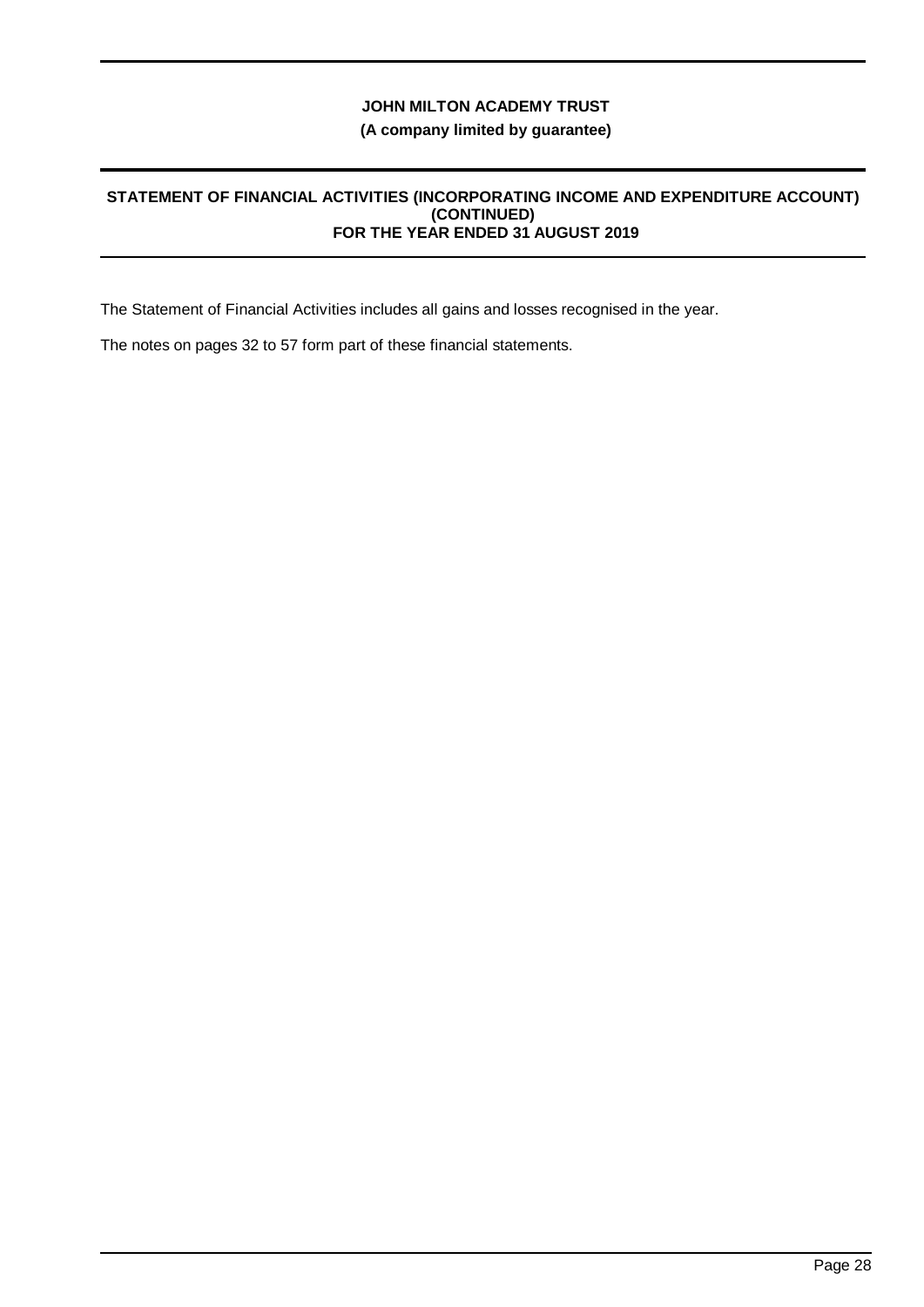# JOHN MILTON ACADEMY TRUST

**(A company limited by guarantee)**

## STATEMENT OF FINANCIAL ACTIVITIES (INCORPORATING INCOME AND EXPENDITURE ACCOUNT) (CONTINUED) FOR THE YEAR ENDED 31 AUGUST 2019

The Statement of Financial Activities includes all gains and losses recognised in the year.

The notes on pages 32 to 57 form part of these financial statements.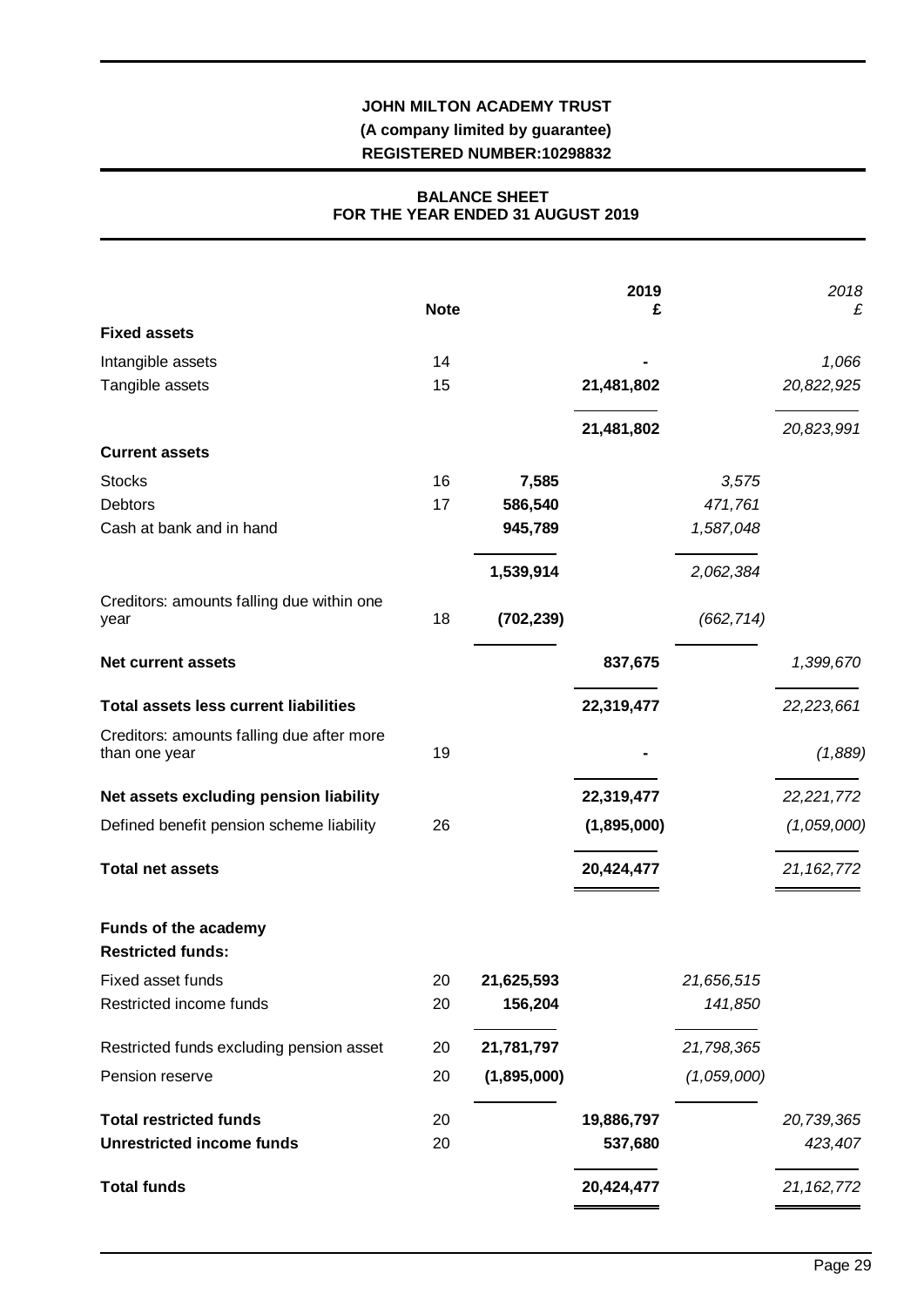**JOHN MILTON ACADEMY TRUST**
**(A company limited by guarantee)**
**REGISTERED NUMBER:10298832**

## BALANCE SHEET
## FOR THE YEAR ENDED 31 AUGUST 2019

| | Note | | 2019 £ | | *2018 £* |
|---|---|---|---|---|---|
| **Fixed assets** | | | | | |
| Intangible assets | 14 | | - | | *1,066* |
| Tangible assets | 15 | | 21,481,802 | | *20,822,925* |
| | | | **21,481,802** | | *20,823,991* |
| **Current assets** | | | | | |
| Stocks | 16 | **7,585** | | *3,575* | |
| Debtors | 17 | **586,540** | | *471,761* | |
| Cash at bank and in hand | | **945,789** | | *1,587,048* | |
| | | **1,539,914** | | *2,062,384* | |
| Creditors: amounts falling due within one year | 18 | **(702,239)** | | *(662,714)* | |
| **Net current assets** | | | **837,675** | | *1,399,670* |
| **Total assets less current liabilities** | | | **22,319,477** | | *22,223,661* |
| Creditors: amounts falling due after more than one year | 19 | | - | | *(1,889)* |
| **Net assets excluding pension liability** | | | **22,319,477** | | *22,221,772* |
| Defined benefit pension scheme liability | 26 | | **(1,895,000)** | | *(1,059,000)* |
| **Total net assets** | | | **20,424,477** | | *21,162,772* |
| **Funds of the academy** | | | | | |
| **Restricted funds:** | | | | | |
| Fixed asset funds | 20 | **21,625,593** | | *21,656,515* | |
| Restricted income funds | 20 | **156,204** | | *141,850* | |
| Restricted funds excluding pension asset | 20 | **21,781,797** | | *21,798,365* | |
| Pension reserve | 20 | **(1,895,000)** | | *(1,059,000)* | |
| **Total restricted funds** | 20 | | **19,886,797** | | *20,739,365* |
| **Unrestricted income funds** | 20 | | **537,680** | | *423,407* |
| **Total funds** | | | **20,424,477** | | *21,162,772* |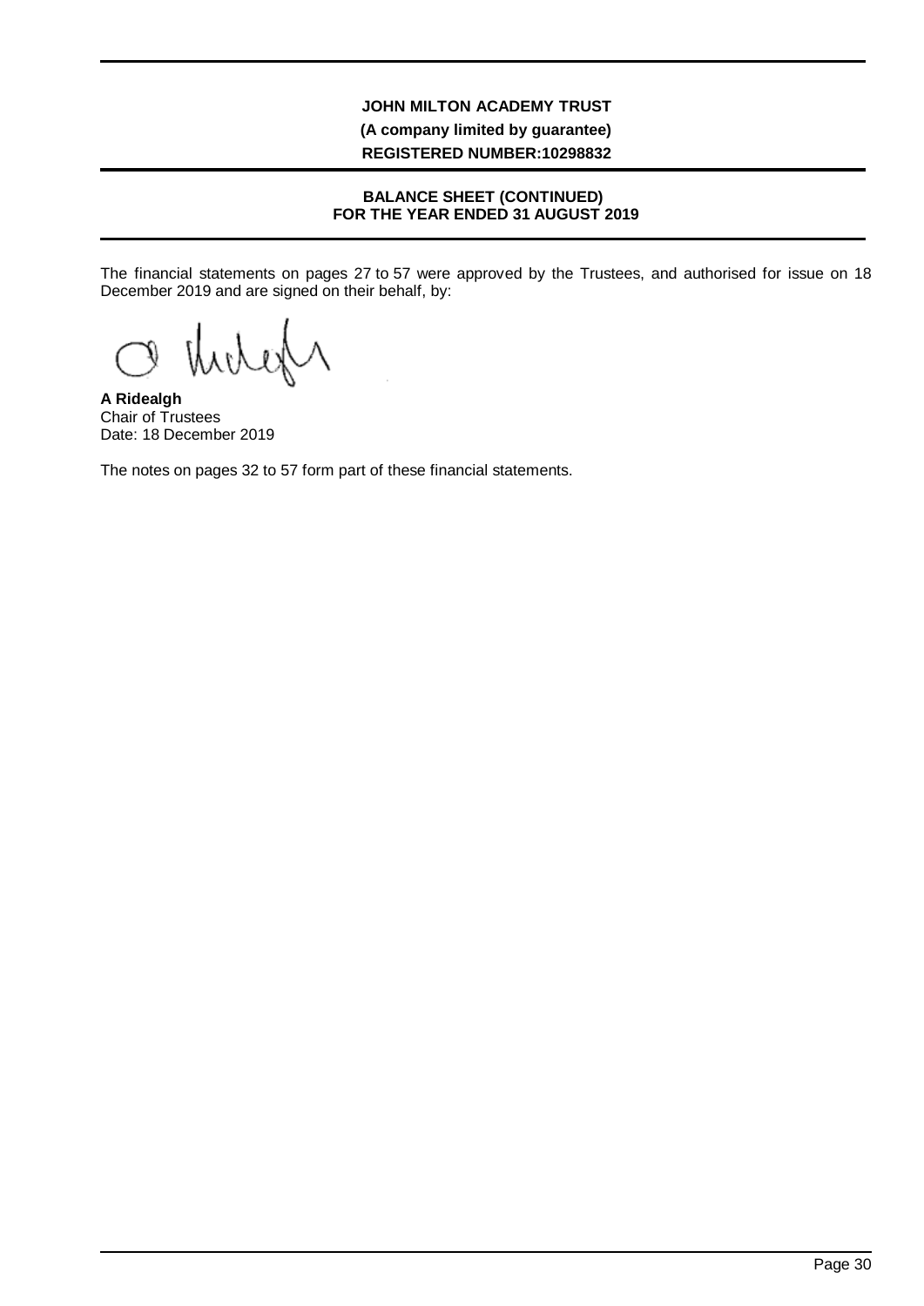**JOHN MILTON ACADEMY TRUST**
**(A company limited by guarantee)**
**REGISTERED NUMBER:10298832**

**BALANCE SHEET (CONTINUED)**
**FOR THE YEAR ENDED 31 AUGUST 2019**

The financial statements on pages 27 to 57 were approved by the Trustees, and authorised for issue on 18 December 2019 and are signed on their behalf, by:

**A Ridealgh**
Chair of Trustees
Date: 18 December 2019

The notes on pages 32 to 57 form part of these financial statements.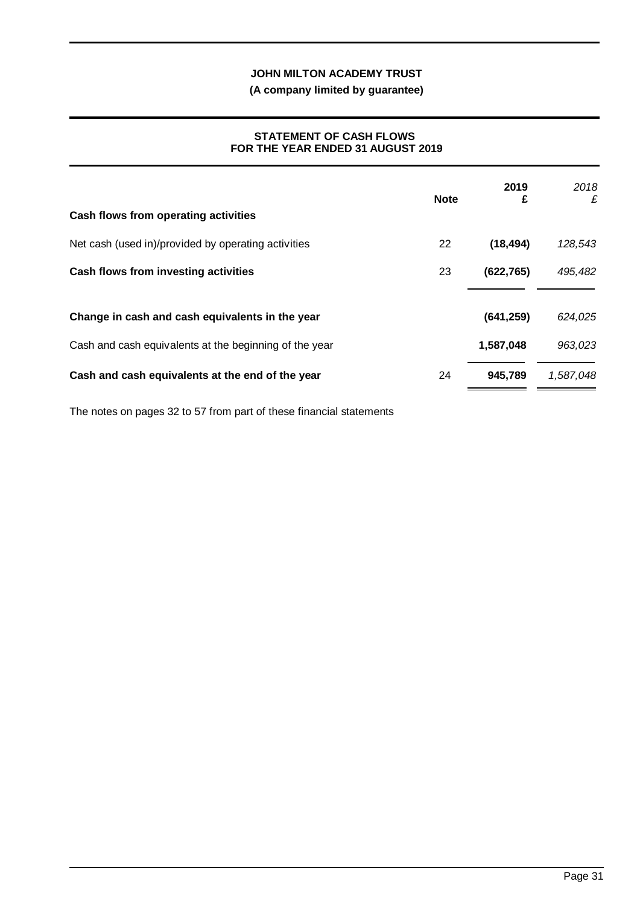**JOHN MILTON ACADEMY TRUST**

**(A company limited by guarantee)**

## STATEMENT OF CASH FLOWS FOR THE YEAR ENDED 31 AUGUST 2019

| | Note | 2019 £ | *2018 £* |
|---|---|---|---|
| **Cash flows from operating activities** | | | |
| Net cash (used in)/provided by operating activities | 22 | **(18,494)** | *128,543* |
| **Cash flows from investing activities** | 23 | **(622,765)** | *495,482* |
| **Change in cash and cash equivalents in the year** | | **(641,259)** | *624,025* |
| Cash and cash equivalents at the beginning of the year | | **1,587,048** | *963,023* |
| **Cash and cash equivalents at the end of the year** | 24 | **945,789** | *1,587,048* |

The notes on pages 32 to 57 from part of these financial statements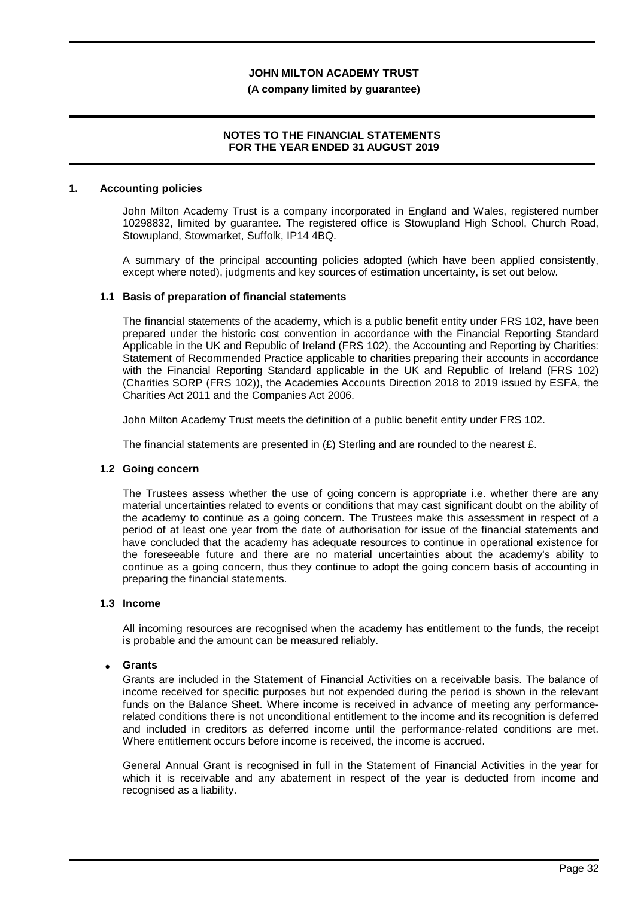**JOHN MILTON ACADEMY TRUST**

**(A company limited by guarantee)**

**NOTES TO THE FINANCIAL STATEMENTS FOR THE YEAR ENDED 31 AUGUST 2019**

## 1. Accounting policies

John Milton Academy Trust is a company incorporated in England and Wales, registered number 10298832, limited by guarantee. The registered office is Stowupland High School, Church Road, Stowupland, Stowmarket, Suffolk, IP14 4BQ.

A summary of the principal accounting policies adopted (which have been applied consistently, except where noted), judgments and key sources of estimation uncertainty, is set out below.

### 1.1 Basis of preparation of financial statements

The financial statements of the academy, which is a public benefit entity under FRS 102, have been prepared under the historic cost convention in accordance with the Financial Reporting Standard Applicable in the UK and Republic of Ireland (FRS 102), the Accounting and Reporting by Charities: Statement of Recommended Practice applicable to charities preparing their accounts in accordance with the Financial Reporting Standard applicable in the UK and Republic of Ireland (FRS 102) (Charities SORP (FRS 102)), the Academies Accounts Direction 2018 to 2019 issued by ESFA, the Charities Act 2011 and the Companies Act 2006.

John Milton Academy Trust meets the definition of a public benefit entity under FRS 102.

The financial statements are presented in (£) Sterling and are rounded to the nearest £.

### 1.2 Going concern

The Trustees assess whether the use of going concern is appropriate i.e. whether there are any material uncertainties related to events or conditions that may cast significant doubt on the ability of the academy to continue as a going concern. The Trustees make this assessment in respect of a period of at least one year from the date of authorisation for issue of the financial statements and have concluded that the academy has adequate resources to continue in operational existence for the foreseeable future and there are no material uncertainties about the academy's ability to continue as a going concern, thus they continue to adopt the going concern basis of accounting in preparing the financial statements.

### 1.3 Income

All incoming resources are recognised when the academy has entitlement to the funds, the receipt is probable and the amount can be measured reliably.

- **Grants**

Grants are included in the Statement of Financial Activities on a receivable basis. The balance of income received for specific purposes but not expended during the period is shown in the relevant funds on the Balance Sheet. Where income is received in advance of meeting any performance-related conditions there is not unconditional entitlement to the income and its recognition is deferred and included in creditors as deferred income until the performance-related conditions are met. Where entitlement occurs before income is received, the income is accrued.

General Annual Grant is recognised in full in the Statement of Financial Activities in the year for which it is receivable and any abatement in respect of the year is deducted from income and recognised as a liability.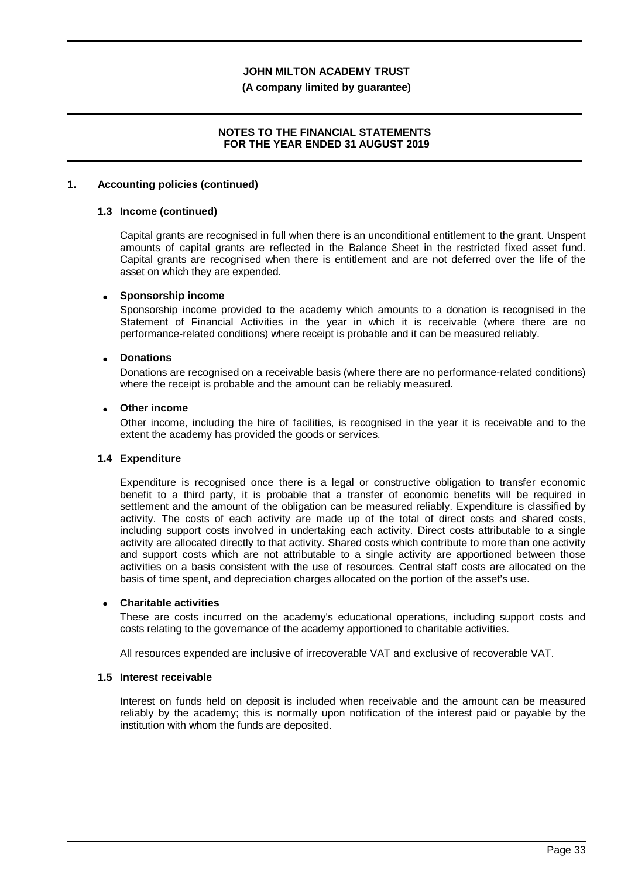## 1. Accounting policies (continued)

### 1.3 Income (continued)

Capital grants are recognised in full when there is an unconditional entitlement to the grant. Unspent amounts of capital grants are reflected in the Balance Sheet in the restricted fixed asset fund. Capital grants are recognised when there is entitlement and are not deferred over the life of the asset on which they are expended.

- **Sponsorship income**

  Sponsorship income provided to the academy which amounts to a donation is recognised in the Statement of Financial Activities in the year in which it is receivable (where there are no performance-related conditions) where receipt is probable and it can be measured reliably.

- **Donations**

  Donations are recognised on a receivable basis (where there are no performance-related conditions) where the receipt is probable and the amount can be reliably measured.

- **Other income**

  Other income, including the hire of facilities, is recognised in the year it is receivable and to the extent the academy has provided the goods or services.

### 1.4 Expenditure

Expenditure is recognised once there is a legal or constructive obligation to transfer economic benefit to a third party, it is probable that a transfer of economic benefits will be required in settlement and the amount of the obligation can be measured reliably. Expenditure is classified by activity. The costs of each activity are made up of the total of direct costs and shared costs, including support costs involved in undertaking each activity. Direct costs attributable to a single activity are allocated directly to that activity. Shared costs which contribute to more than one activity and support costs which are not attributable to a single activity are apportioned between those activities on a basis consistent with the use of resources. Central staff costs are allocated on the basis of time spent, and depreciation charges allocated on the portion of the asset's use.

- **Charitable activities**

  These are costs incurred on the academy's educational operations, including support costs and costs relating to the governance of the academy apportioned to charitable activities.

All resources expended are inclusive of irrecoverable VAT and exclusive of recoverable VAT.

### 1.5 Interest receivable

Interest on funds held on deposit is included when receivable and the amount can be measured reliably by the academy; this is normally upon notification of the interest paid or payable by the institution with whom the funds are deposited.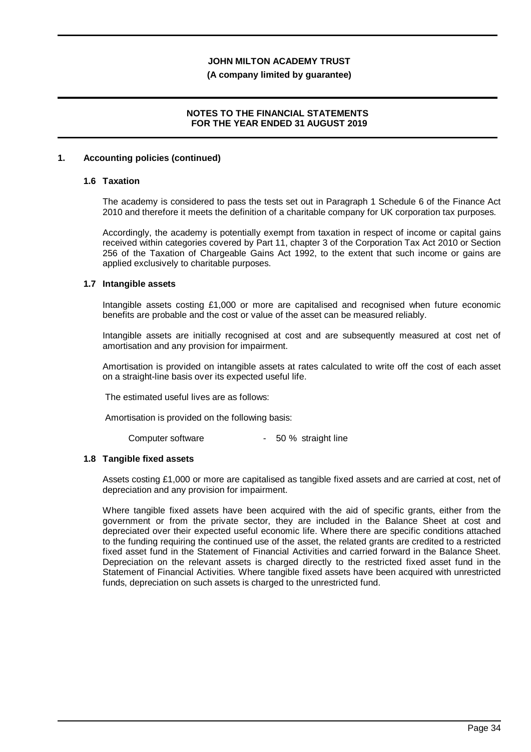## 1. Accounting policies (continued)

### 1.6 Taxation

The academy is considered to pass the tests set out in Paragraph 1 Schedule 6 of the Finance Act 2010 and therefore it meets the definition of a charitable company for UK corporation tax purposes.

Accordingly, the academy is potentially exempt from taxation in respect of income or capital gains received within categories covered by Part 11, chapter 3 of the Corporation Tax Act 2010 or Section 256 of the Taxation of Chargeable Gains Act 1992, to the extent that such income or gains are applied exclusively to charitable purposes.

### 1.7 Intangible assets

Intangible assets costing £1,000 or more are capitalised and recognised when future economic benefits are probable and the cost or value of the asset can be measured reliably.

Intangible assets are initially recognised at cost and are subsequently measured at cost net of amortisation and any provision for impairment.

Amortisation is provided on intangible assets at rates calculated to write off the cost of each asset on a straight-line basis over its expected useful life.

The estimated useful lives are as follows:

Amortisation is provided on the following basis:

Computer software - 50 % straight line

### 1.8 Tangible fixed assets

Assets costing £1,000 or more are capitalised as tangible fixed assets and are carried at cost, net of depreciation and any provision for impairment.

Where tangible fixed assets have been acquired with the aid of specific grants, either from the government or from the private sector, they are included in the Balance Sheet at cost and depreciated over their expected useful economic life. Where there are specific conditions attached to the funding requiring the continued use of the asset, the related grants are credited to a restricted fixed asset fund in the Statement of Financial Activities and carried forward in the Balance Sheet. Depreciation on the relevant assets is charged directly to the restricted fixed asset fund in the Statement of Financial Activities. Where tangible fixed assets have been acquired with unrestricted funds, depreciation on such assets is charged to the unrestricted fund.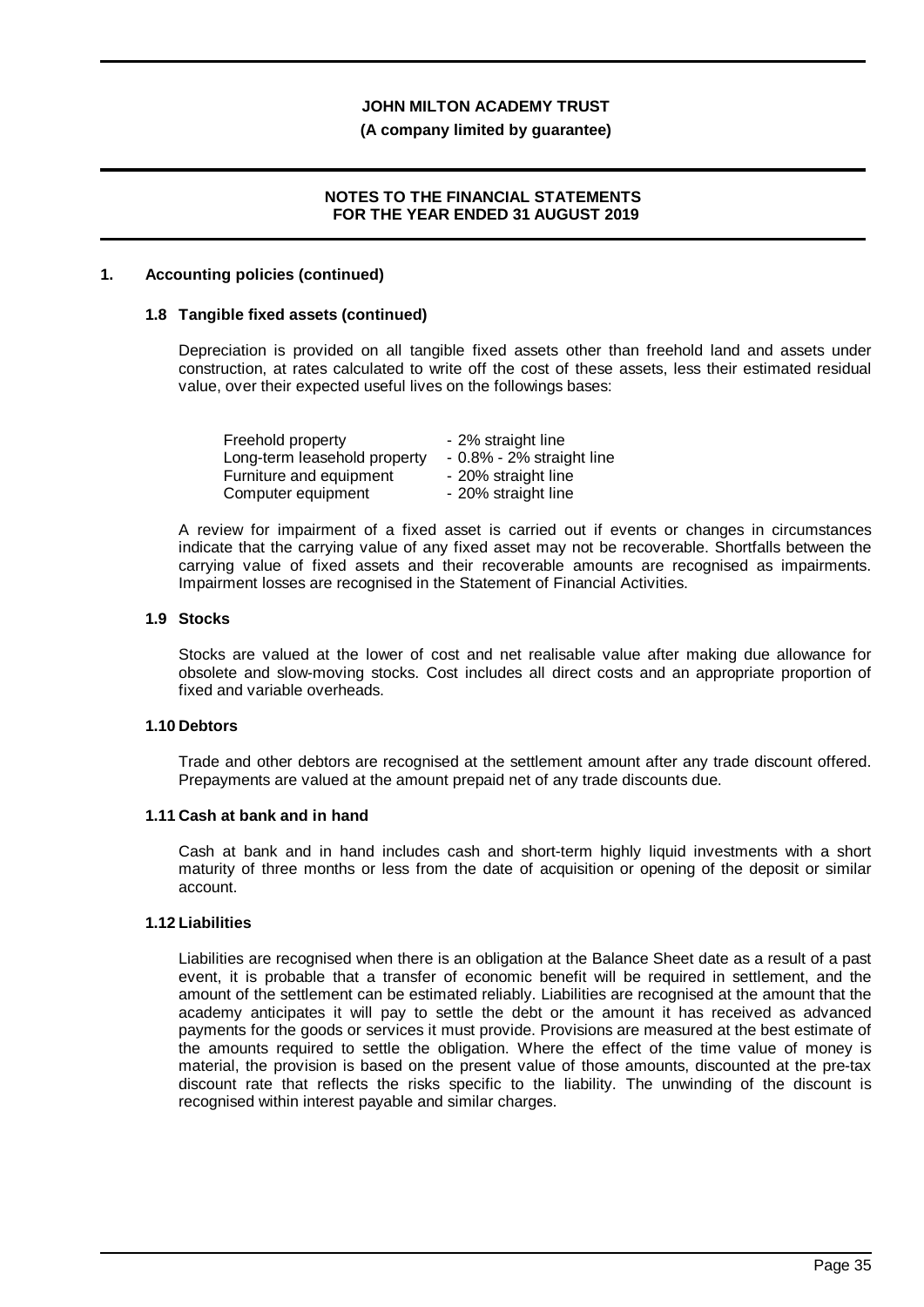## 1. Accounting policies (continued)

### 1.8 Tangible fixed assets (continued)

Depreciation is provided on all tangible fixed assets other than freehold land and assets under construction, at rates calculated to write off the cost of these assets, less their estimated residual value, over their expected useful lives on the followings bases:

| | |
|---|---|
| Freehold property | - 2% straight line |
| Long-term leasehold property | - 0.8% - 2% straight line |
| Furniture and equipment | - 20% straight line |
| Computer equipment | - 20% straight line |

A review for impairment of a fixed asset is carried out if events or changes in circumstances indicate that the carrying value of any fixed asset may not be recoverable. Shortfalls between the carrying value of fixed assets and their recoverable amounts are recognised as impairments. Impairment losses are recognised in the Statement of Financial Activities.

### 1.9 Stocks

Stocks are valued at the lower of cost and net realisable value after making due allowance for obsolete and slow-moving stocks. Cost includes all direct costs and an appropriate proportion of fixed and variable overheads.

### 1.10 Debtors

Trade and other debtors are recognised at the settlement amount after any trade discount offered. Prepayments are valued at the amount prepaid net of any trade discounts due.

### 1.11 Cash at bank and in hand

Cash at bank and in hand includes cash and short-term highly liquid investments with a short maturity of three months or less from the date of acquisition or opening of the deposit or similar account.

### 1.12 Liabilities

Liabilities are recognised when there is an obligation at the Balance Sheet date as a result of a past event, it is probable that a transfer of economic benefit will be required in settlement, and the amount of the settlement can be estimated reliably. Liabilities are recognised at the amount that the academy anticipates it will pay to settle the debt or the amount it has received as advanced payments for the goods or services it must provide. Provisions are measured at the best estimate of the amounts required to settle the obligation. Where the effect of the time value of money is material, the provision is based on the present value of those amounts, discounted at the pre-tax discount rate that reflects the risks specific to the liability. The unwinding of the discount is recognised within interest payable and similar charges.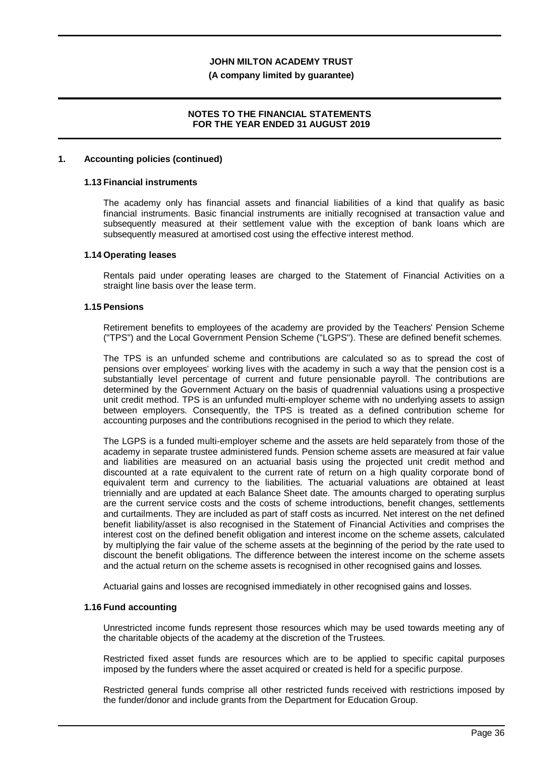## 1. Accounting policies (continued)

### 1.13 Financial instruments

The academy only has financial assets and financial liabilities of a kind that qualify as basic financial instruments. Basic financial instruments are initially recognised at transaction value and subsequently measured at their settlement value with the exception of bank loans which are subsequently measured at amortised cost using the effective interest method.

### 1.14 Operating leases

Rentals paid under operating leases are charged to the Statement of Financial Activities on a straight line basis over the lease term.

### 1.15 Pensions

Retirement benefits to employees of the academy are provided by the Teachers' Pension Scheme ("TPS") and the Local Government Pension Scheme ("LGPS"). These are defined benefit schemes.

The TPS is an unfunded scheme and contributions are calculated so as to spread the cost of pensions over employees' working lives with the academy in such a way that the pension cost is a substantially level percentage of current and future pensionable payroll. The contributions are determined by the Government Actuary on the basis of quadrennial valuations using a prospective unit credit method. TPS is an unfunded multi-employer scheme with no underlying assets to assign between employers. Consequently, the TPS is treated as a defined contribution scheme for accounting purposes and the contributions recognised in the period to which they relate.

The LGPS is a funded multi-employer scheme and the assets are held separately from those of the academy in separate trustee administered funds. Pension scheme assets are measured at fair value and liabilities are measured on an actuarial basis using the projected unit credit method and discounted at a rate equivalent to the current rate of return on a high quality corporate bond of equivalent term and currency to the liabilities. The actuarial valuations are obtained at least triennially and are updated at each Balance Sheet date. The amounts charged to operating surplus are the current service costs and the costs of scheme introductions, benefit changes, settlements and curtailments. They are included as part of staff costs as incurred. Net interest on the net defined benefit liability/asset is also recognised in the Statement of Financial Activities and comprises the interest cost on the defined benefit obligation and interest income on the scheme assets, calculated by multiplying the fair value of the scheme assets at the beginning of the period by the rate used to discount the benefit obligations. The difference between the interest income on the scheme assets and the actual return on the scheme assets is recognised in other recognised gains and losses.

Actuarial gains and losses are recognised immediately in other recognised gains and losses.

### 1.16 Fund accounting

Unrestricted income funds represent those resources which may be used towards meeting any of the charitable objects of the academy at the discretion of the Trustees.

Restricted fixed asset funds are resources which are to be applied to specific capital purposes imposed by the funders where the asset acquired or created is held for a specific purpose.

Restricted general funds comprise all other restricted funds received with restrictions imposed by the funder/donor and include grants from the Department for Education Group.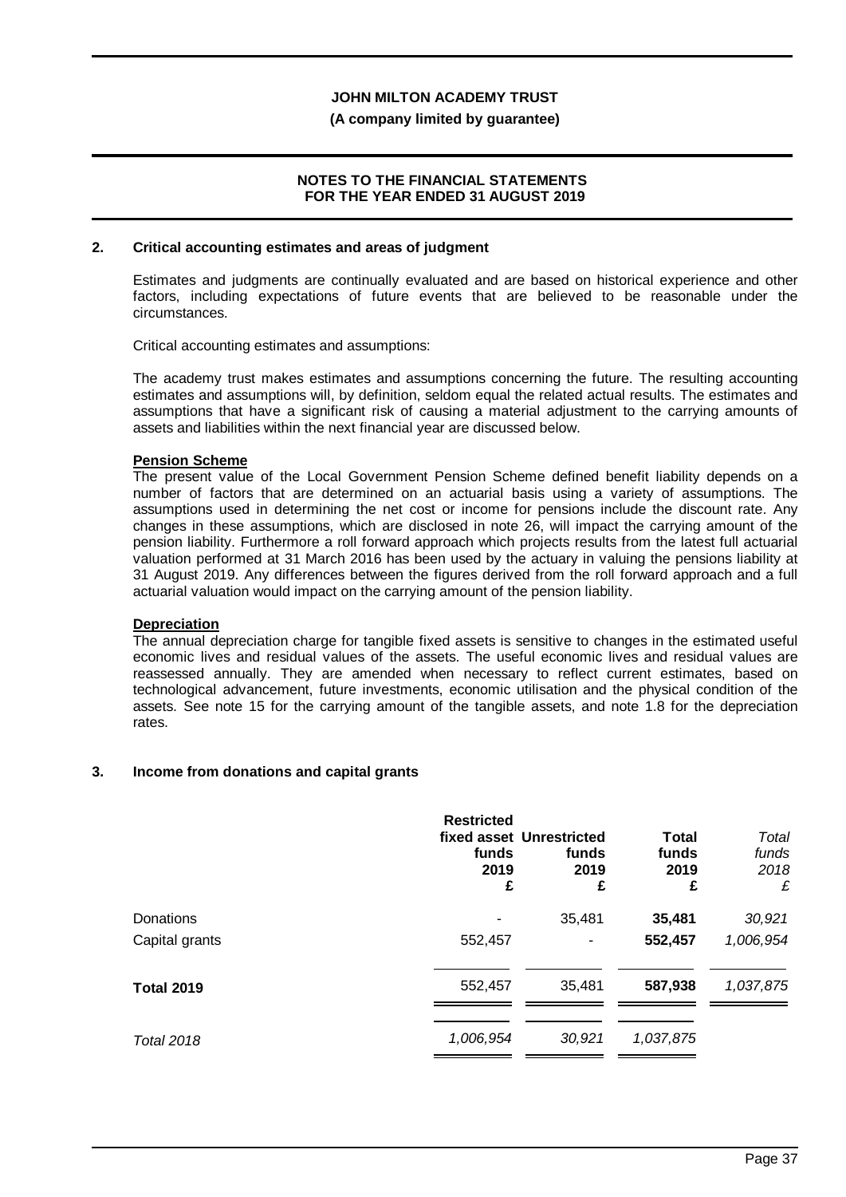## 2. Critical accounting estimates and areas of judgment

Estimates and judgments are continually evaluated and are based on historical experience and other factors, including expectations of future events that are believed to be reasonable under the circumstances.

Critical accounting estimates and assumptions:

The academy trust makes estimates and assumptions concerning the future. The resulting accounting estimates and assumptions will, by definition, seldom equal the related actual results. The estimates and assumptions that have a significant risk of causing a material adjustment to the carrying amounts of assets and liabilities within the next financial year are discussed below.

**Pension Scheme**

The present value of the Local Government Pension Scheme defined benefit liability depends on a number of factors that are determined on an actuarial basis using a variety of assumptions. The assumptions used in determining the net cost or income for pensions include the discount rate. Any changes in these assumptions, which are disclosed in note 26, will impact the carrying amount of the pension liability. Furthermore a roll forward approach which projects results from the latest full actuarial valuation performed at 31 March 2016 has been used by the actuary in valuing the pensions liability at 31 August 2019. Any differences between the figures derived from the roll forward approach and a full actuarial valuation would impact on the carrying amount of the pension liability.

**Depreciation**

The annual depreciation charge for tangible fixed assets is sensitive to changes in the estimated useful economic lives and residual values of the assets. The useful economic lives and residual values are reassessed annually. They are amended when necessary to reflect current estimates, based on technological advancement, future investments, economic utilisation and the physical condition of the assets. See note 15 for the carrying amount of the tangible assets, and note 1.8 for the depreciation rates.

## 3. Income from donations and capital grants

| | Restricted fixed asset funds 2019 £ | Unrestricted funds 2019 £ | Total funds 2019 £ | *Total funds 2018 £* |
|---|---|---|---|---|
| Donations | - | 35,481 | **35,481** | *30,921* |
| Capital grants | 552,457 | - | **552,457** | *1,006,954* |
| **Total 2019** | 552,457 | 35,481 | **587,938** | *1,037,875* |
| *Total 2018* | *1,006,954* | *30,921* | *1,037,875* | |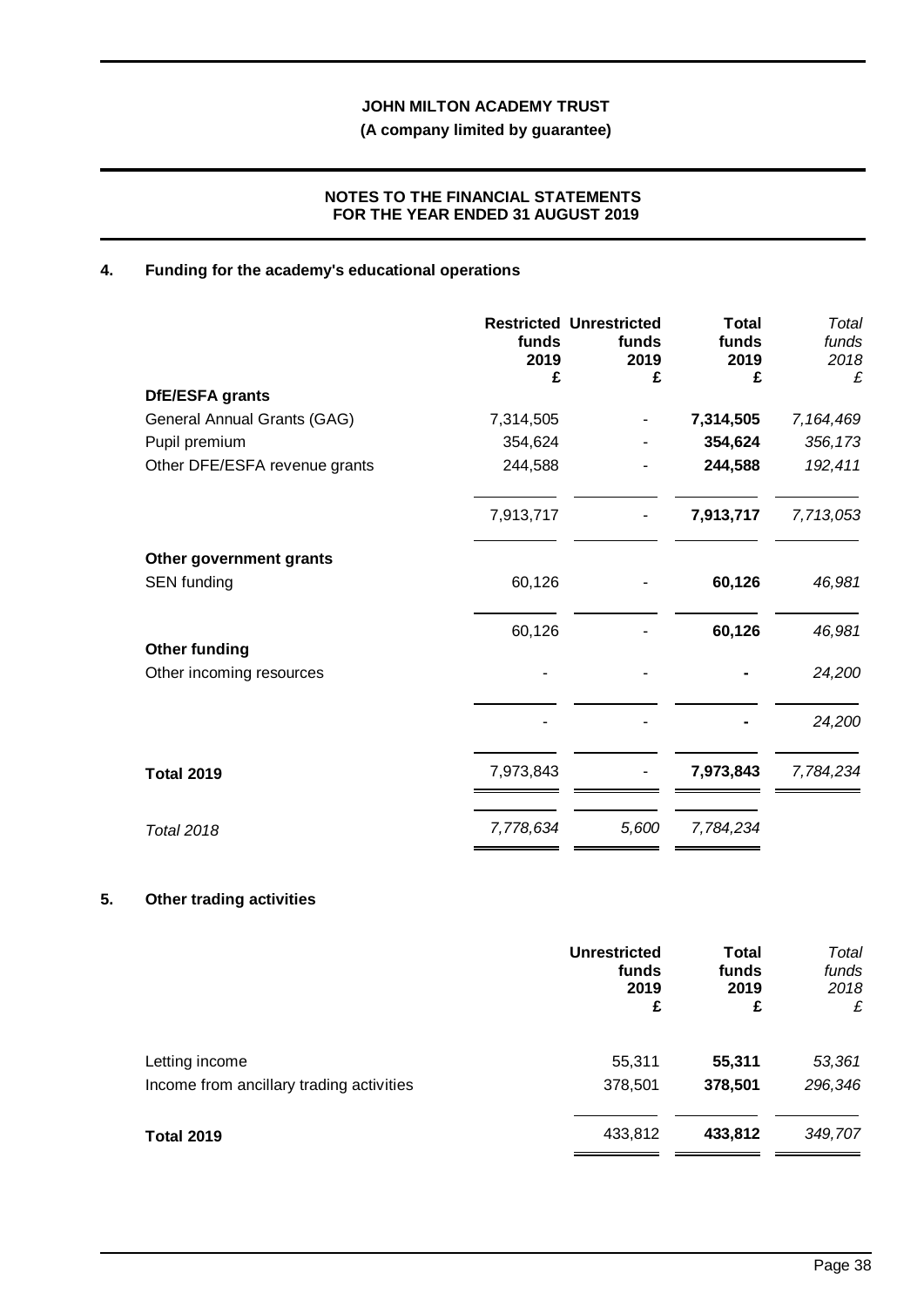**JOHN MILTON ACADEMY TRUST**

**(A company limited by guarantee)**

**NOTES TO THE FINANCIAL STATEMENTS FOR THE YEAR ENDED 31 AUGUST 2019**

## 4. Funding for the academy's educational operations

| | Restricted funds 2019 £ | Unrestricted funds 2019 £ | Total funds 2019 £ | *Total funds 2018 £* |
|---|---|---|---|---|
| **DfE/ESFA grants** | | | | |
| General Annual Grants (GAG) | 7,314,505 | - | **7,314,505** | *7,164,469* |
| Pupil premium | 354,624 | - | **354,624** | *356,173* |
| Other DFE/ESFA revenue grants | 244,588 | - | **244,588** | *192,411* |
| | 7,913,717 | - | **7,913,717** | *7,713,053* |
| **Other government grants** | | | | |
| SEN funding | 60,126 | - | **60,126** | *46,981* |
| | 60,126 | - | **60,126** | *46,981* |
| **Other funding** | | | | |
| Other incoming resources | - | - | **-** | *24,200* |
| | - | - | **-** | *24,200* |
| **Total 2019** | 7,973,843 | - | **7,973,843** | *7,784,234* |
| *Total 2018* | *7,778,634* | *5,600* | *7,784,234* | |

## 5. Other trading activities

| | Unrestricted funds 2019 £ | Total funds 2019 £ | *Total funds 2018 £* |
|---|---|---|---|
| Letting income | 55,311 | **55,311** | *53,361* |
| Income from ancillary trading activities | 378,501 | **378,501** | *296,346* |
| **Total 2019** | 433,812 | **433,812** | *349,707* |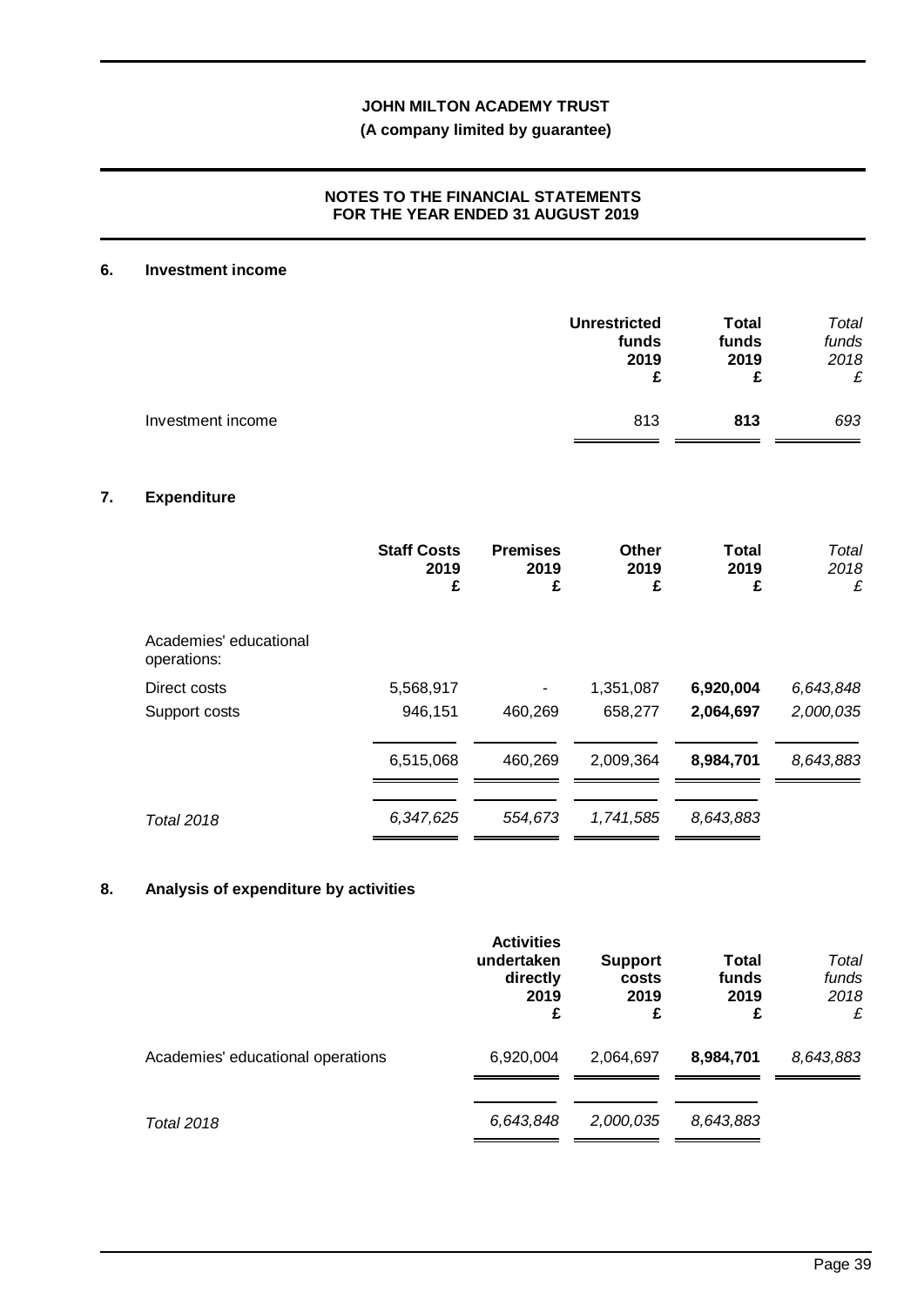**JOHN MILTON ACADEMY TRUST**

**(A company limited by guarantee)**

**NOTES TO THE FINANCIAL STATEMENTS FOR THE YEAR ENDED 31 AUGUST 2019**

## 6. Investment income

| | Unrestricted funds 2019 £ | Total funds 2019 £ | *Total funds 2018 £* |
|---|---|---|---|
| Investment income | 813 | **813** | *693* |

## 7. Expenditure

| | Staff Costs 2019 £ | Premises 2019 £ | Other 2019 £ | Total 2019 £ | *Total 2018 £* |
|---|---|---|---|---|---|
| Academies' educational operations: | | | | | |
| Direct costs | 5,568,917 | - | 1,351,087 | **6,920,004** | *6,643,848* |
| Support costs | 946,151 | 460,269 | 658,277 | **2,064,697** | *2,000,035* |
| | 6,515,068 | 460,269 | 2,009,364 | **8,984,701** | *8,643,883* |
| *Total 2018* | *6,347,625* | *554,673* | *1,741,585* | *8,643,883* | |

## 8. Analysis of expenditure by activities

| | Activities undertaken directly 2019 £ | Support costs 2019 £ | Total funds 2019 £ | *Total funds 2018 £* |
|---|---|---|---|---|
| Academies' educational operations | 6,920,004 | 2,064,697 | **8,984,701** | *8,643,883* |
| *Total 2018* | *6,643,848* | *2,000,035* | *8,643,883* | |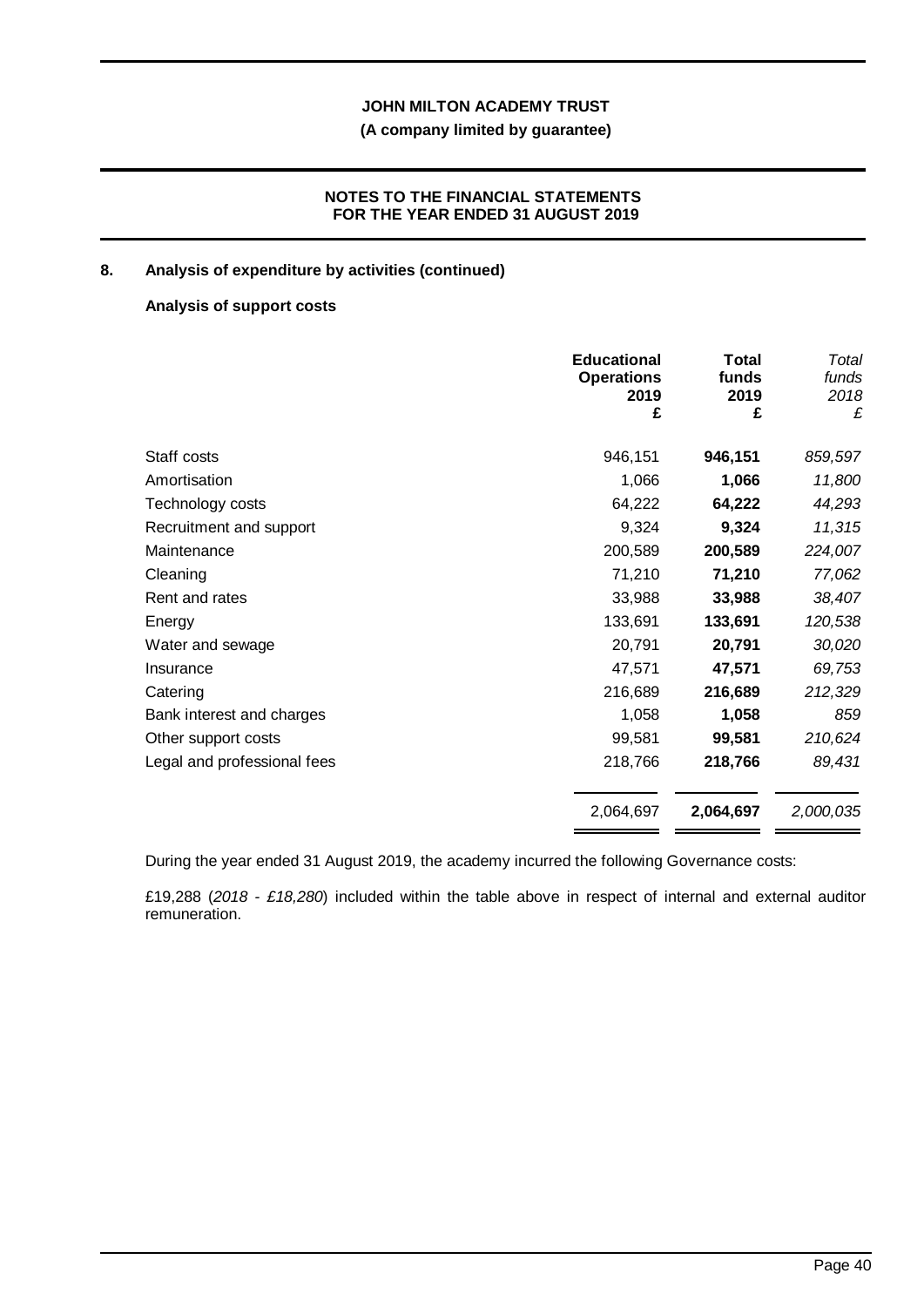## 8. Analysis of expenditure by activities (continued)

### Analysis of support costs

| | Educational Operations 2019 £ | Total funds 2019 £ | *Total funds 2018 £* |
|---|---|---|---|
| Staff costs | 946,151 | **946,151** | *859,597* |
| Amortisation | 1,066 | **1,066** | *11,800* |
| Technology costs | 64,222 | **64,222** | *44,293* |
| Recruitment and support | 9,324 | **9,324** | *11,315* |
| Maintenance | 200,589 | **200,589** | *224,007* |
| Cleaning | 71,210 | **71,210** | *77,062* |
| Rent and rates | 33,988 | **33,988** | *38,407* |
| Energy | 133,691 | **133,691** | *120,538* |
| Water and sewage | 20,791 | **20,791** | *30,020* |
| Insurance | 47,571 | **47,571** | *69,753* |
| Catering | 216,689 | **216,689** | *212,329* |
| Bank interest and charges | 1,058 | **1,058** | *859* |
| Other support costs | 99,581 | **99,581** | *210,624* |
| Legal and professional fees | 218,766 | **218,766** | *89,431* |
| | 2,064,697 | **2,064,697** | *2,000,035* |

During the year ended 31 August 2019, the academy incurred the following Governance costs:

£19,288 (*2018 - £18,280*) included within the table above in respect of internal and external auditor remuneration.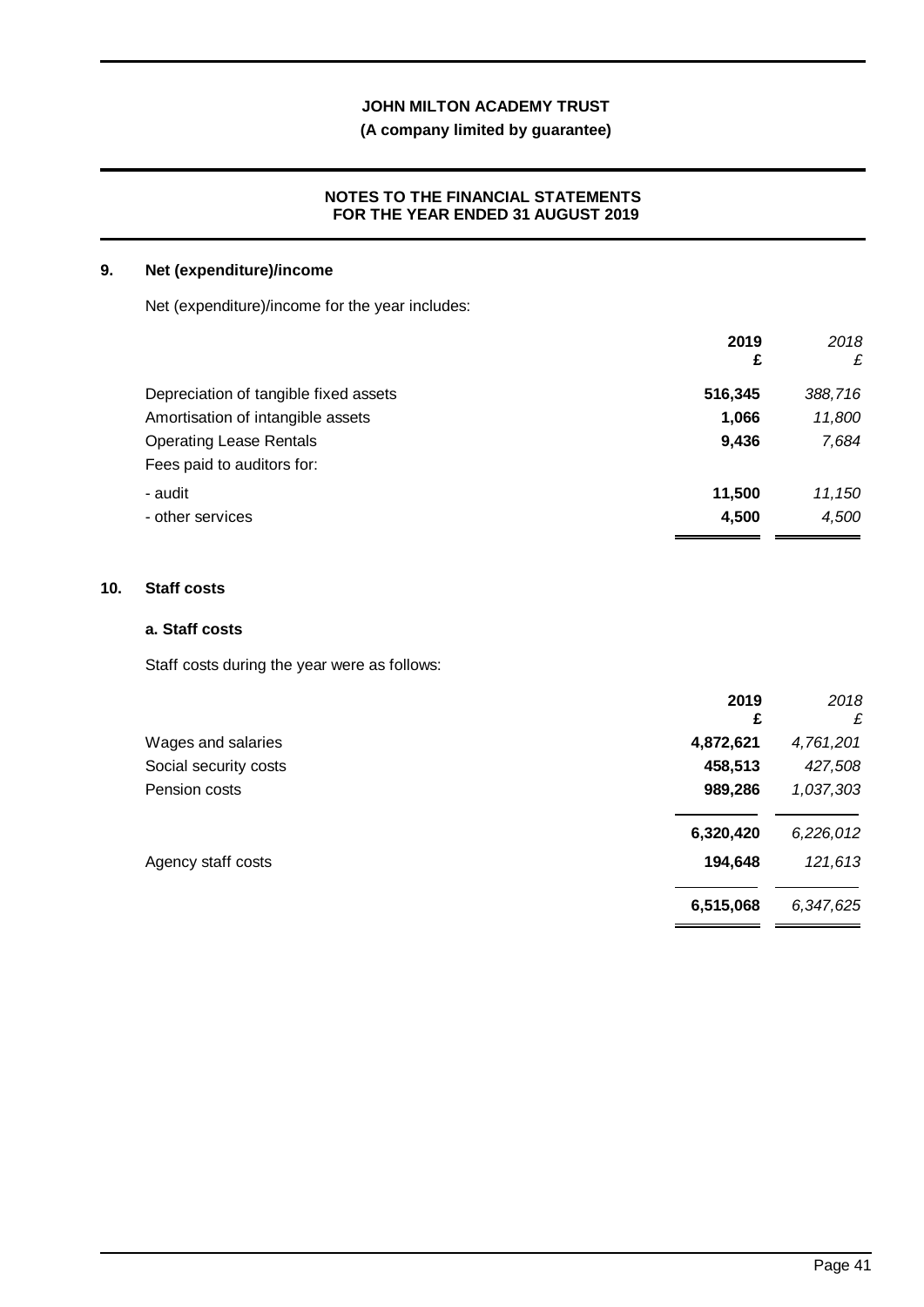## 9. Net (expenditure)/income

Net (expenditure)/income for the year includes:

| | 2019 £ | *2018 £* |
|---|---|---|
| Depreciation of tangible fixed assets | **516,345** | *388,716* |
| Amortisation of intangible assets | **1,066** | *11,800* |
| Operating Lease Rentals | **9,436** | *7,684* |
| Fees paid to auditors for: | | |
| - audit | **11,500** | *11,150* |
| - other services | **4,500** | *4,500* |

## 10. Staff costs

### a. Staff costs

Staff costs during the year were as follows:

| | 2019 £ | *2018 £* |
|---|---|---|
| Wages and salaries | **4,872,621** | *4,761,201* |
| Social security costs | **458,513** | *427,508* |
| Pension costs | **989,286** | *1,037,303* |
| | **6,320,420** | *6,226,012* |
| Agency staff costs | **194,648** | *121,613* |
| | **6,515,068** | *6,347,625* |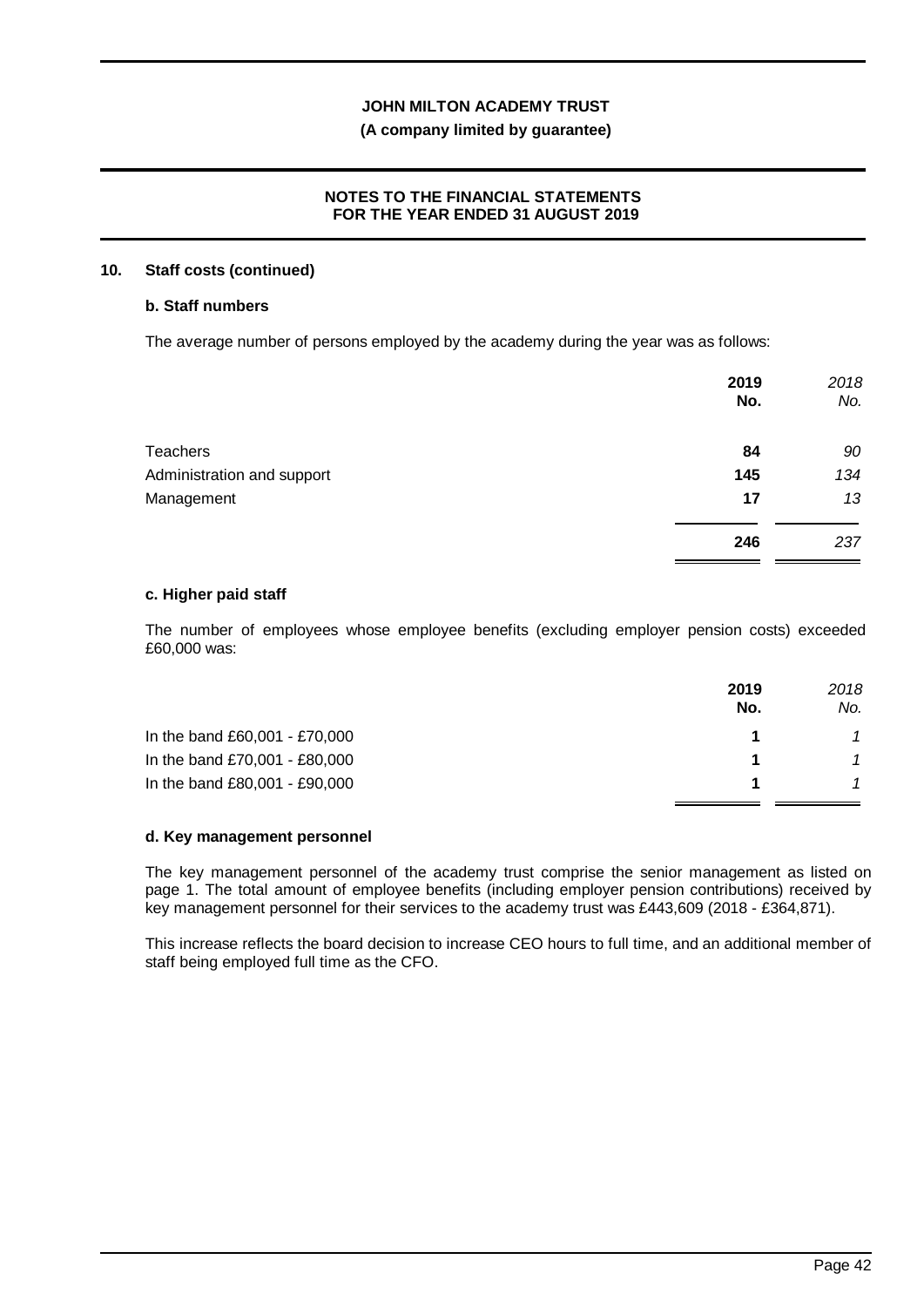## 10. Staff costs (continued)

### b. Staff numbers

The average number of persons employed by the academy during the year was as follows:

| | 2019 No. | *2018 No.* |
|---|---|---|
| Teachers | **84** | *90* |
| Administration and support | **145** | *134* |
| Management | **17** | *13* |
| | **246** | *237* |

### c. Higher paid staff

The number of employees whose employee benefits (excluding employer pension costs) exceeded £60,000 was:

| | 2019 No. | *2018 No.* |
|---|---|---|
| In the band £60,001 - £70,000 | **1** | *1* |
| In the band £70,001 - £80,000 | **1** | *1* |
| In the band £80,001 - £90,000 | **1** | *1* |

### d. Key management personnel

The key management personnel of the academy trust comprise the senior management as listed on page 1. The total amount of employee benefits (including employer pension contributions) received by key management personnel for their services to the academy trust was £443,609 (2018 - £364,871).

This increase reflects the board decision to increase CEO hours to full time, and an additional member of staff being employed full time as the CFO.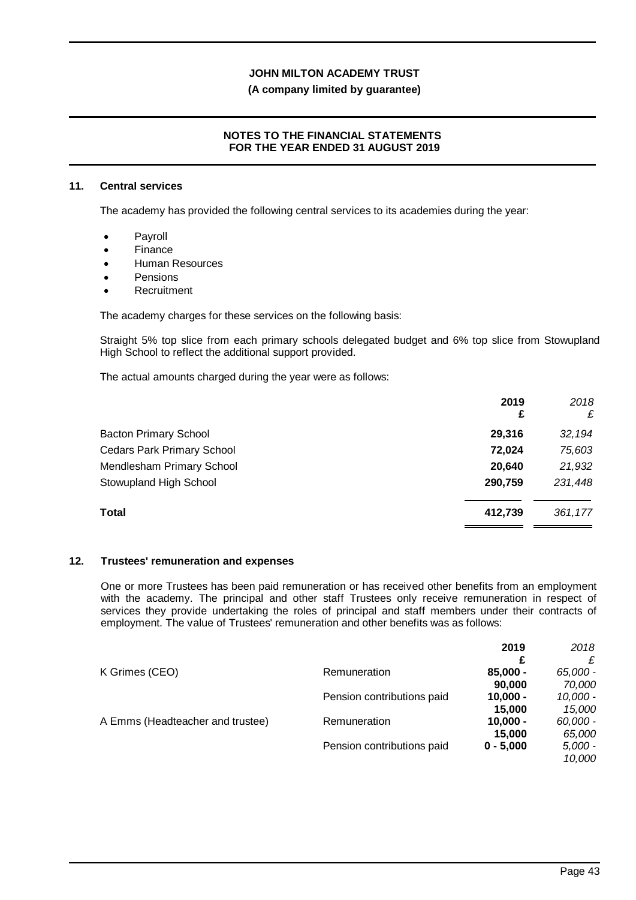## 11. Central services

The academy has provided the following central services to its academies during the year:

- Payroll
- Finance
- Human Resources
- Pensions
- Recruitment

The academy charges for these services on the following basis:

Straight 5% top slice from each primary schools delegated budget and 6% top slice from Stowupland High School to reflect the additional support provided.

The actual amounts charged during the year were as follows:

| | **2019** £ | *2018* £ |
|---|---|---|
| Bacton Primary School | **29,316** | *32,194* |
| Cedars Park Primary School | **72,024** | *75,603* |
| Mendlesham Primary School | **20,640** | *21,932* |
| Stowupland High School | **290,759** | *231,448* |
| **Total** | **412,739** | *361,177* |

## 12. Trustees' remuneration and expenses

One or more Trustees has been paid remuneration or has received other benefits from an employment with the academy. The principal and other staff Trustees only receive remuneration in respect of services they provide undertaking the roles of principal and staff members under their contracts of employment. The value of Trustees' remuneration and other benefits was as follows:

| | | **2019** £ | *2018* £ |
|---|---|---|---|
| K Grimes (CEO) | Remuneration | **85,000 - 90,000** | *65,000 - 70,000* |
| | Pension contributions paid | **10,000 - 15,000** | *10,000 - 15,000* |
| A Emms (Headteacher and trustee) | Remuneration | **10,000 - 15,000** | *60,000 - 65,000* |
| | Pension contributions paid | **0 - 5,000** | *5,000 - 10,000* |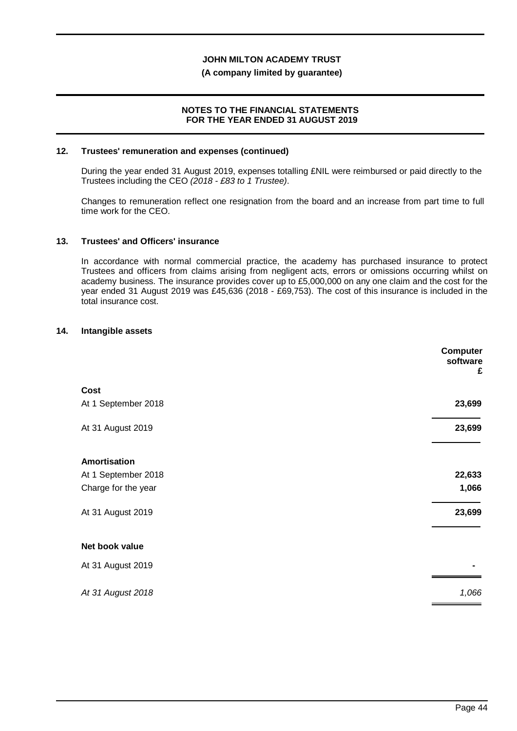## 12. Trustees' remuneration and expenses (continued)

During the year ended 31 August 2019, expenses totalling £NIL were reimbursed or paid directly to the Trustees including the CEO *(2018 - £83 to 1 Trustee)*.

Changes to remuneration reflect one resignation from the board and an increase from part time to full time work for the CEO.

## 13. Trustees' and Officers' insurance

In accordance with normal commercial practice, the academy has purchased insurance to protect Trustees and officers from claims arising from negligent acts, errors or omissions occurring whilst on academy business. The insurance provides cover up to £5,000,000 on any one claim and the cost for the year ended 31 August 2019 was £45,636 (2018 - £69,753). The cost of this insurance is included in the total insurance cost.

## 14. Intangible assets

| | **Computer software £** |
|---|---|
| **Cost** | |
| At 1 September 2018 | **23,699** |
| At 31 August 2019 | **23,699** |
| **Amortisation** | |
| At 1 September 2018 | **22,633** |
| Charge for the year | **1,066** |
| At 31 August 2019 | **23,699** |
| **Net book value** | |
| At 31 August 2019 | **-** |
| *At 31 August 2018* | *1,066* |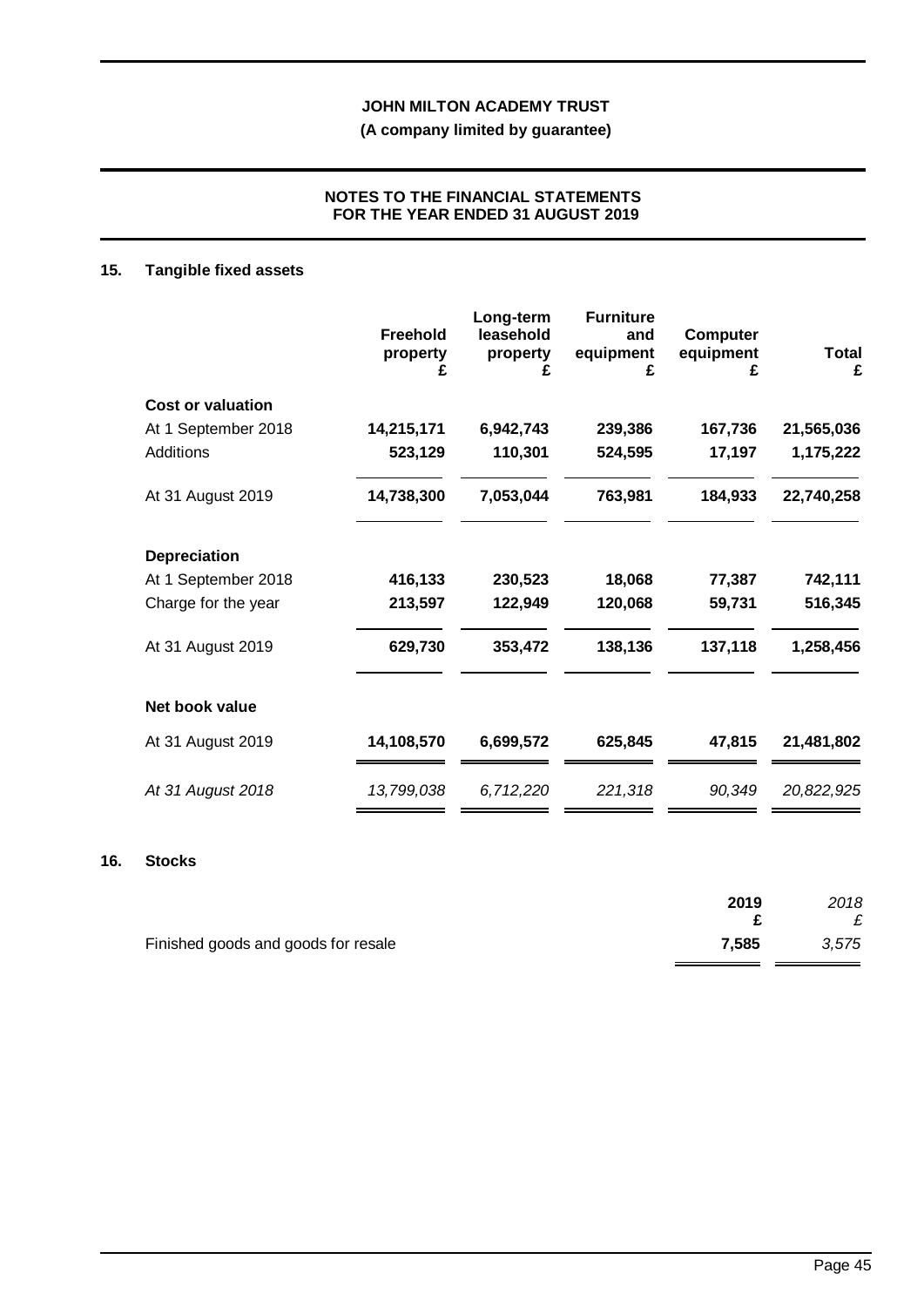## 15. Tangible fixed assets

| | Freehold property £ | Long-term leasehold property £ | Furniture and equipment £ | Computer equipment £ | Total £ |
|---|---|---|---|---|---|
| **Cost or valuation** | | | | | |
| At 1 September 2018 | **14,215,171** | **6,942,743** | **239,386** | **167,736** | **21,565,036** |
| Additions | **523,129** | **110,301** | **524,595** | **17,197** | **1,175,222** |
| At 31 August 2019 | **14,738,300** | **7,053,044** | **763,981** | **184,933** | **22,740,258** |
| **Depreciation** | | | | | |
| At 1 September 2018 | **416,133** | **230,523** | **18,068** | **77,387** | **742,111** |
| Charge for the year | **213,597** | **122,949** | **120,068** | **59,731** | **516,345** |
| At 31 August 2019 | **629,730** | **353,472** | **138,136** | **137,118** | **1,258,456** |
| **Net book value** | | | | | |
| At 31 August 2019 | **14,108,570** | **6,699,572** | **625,845** | **47,815** | **21,481,802** |
| *At 31 August 2018* | *13,799,038* | *6,712,220* | *221,318* | *90,349* | *20,822,925* |

## 16. Stocks

| | 2019 £ | *2018 £* |
|---|---|---|
| Finished goods and goods for resale | **7,585** | *3,575* |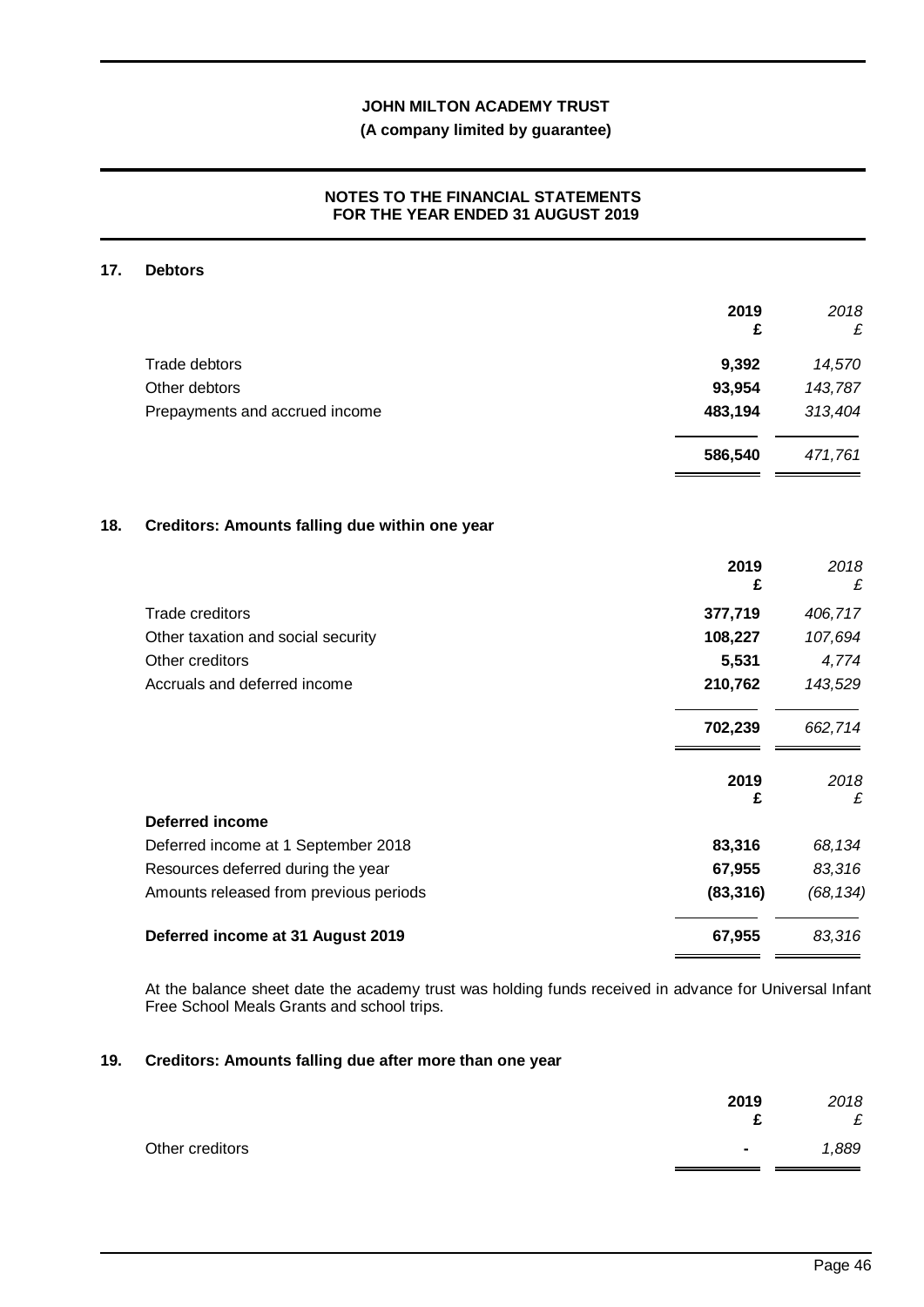## 17. Debtors

| | 2019 £ | 2018 £ |
|---|---|---|
| Trade debtors | **9,392** | *14,570* |
| Other debtors | **93,954** | *143,787* |
| Prepayments and accrued income | **483,194** | *313,404* |
| | **586,540** | *471,761* |

## 18. Creditors: Amounts falling due within one year

| | 2019 £ | 2018 £ |
|---|---|---|
| Trade creditors | **377,719** | *406,717* |
| Other taxation and social security | **108,227** | *107,694* |
| Other creditors | **5,531** | *4,774* |
| Accruals and deferred income | **210,762** | *143,529* |
| | **702,239** | *662,714* |

| | 2019 £ | 2018 £ |
|---|---|---|
| **Deferred income** | | |
| Deferred income at 1 September 2018 | **83,316** | *68,134* |
| Resources deferred during the year | **67,955** | *83,316* |
| Amounts released from previous periods | **(83,316)** | *(68,134)* |
| **Deferred income at 31 August 2019** | **67,955** | *83,316* |

At the balance sheet date the academy trust was holding funds received in advance for Universal Infant Free School Meals Grants and school trips.

## 19. Creditors: Amounts falling due after more than one year

| | 2019 £ | 2018 £ |
|---|---|---|
| Other creditors | **-** | *1,889* |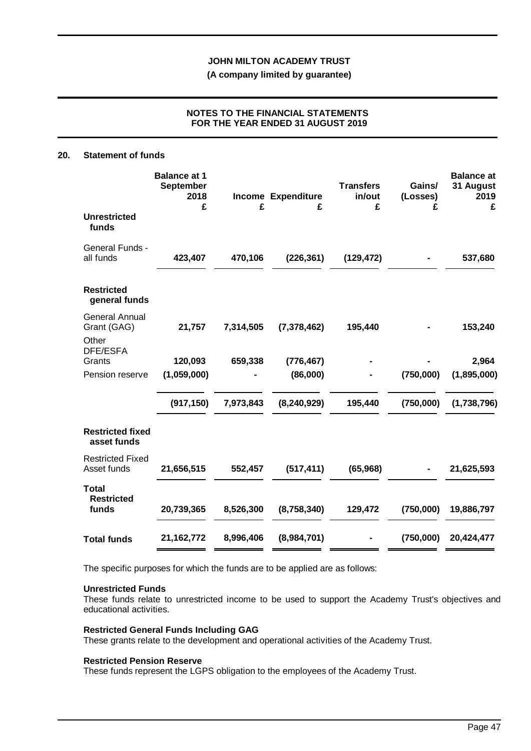## 20. Statement of funds

| | Balance at 1 September 2018 £ | Income £ | Expenditure £ | Transfers in/out £ | Gains/ (Losses) £ | Balance at 31 August 2019 £ |
|---|---|---|---|---|---|---|
| **Unrestricted funds** | | | | | | |
| General Funds - all funds | **423,407** | **470,106** | **(226,361)** | **(129,472)** | **-** | **537,680** |
| **Restricted general funds** | | | | | | |
| General Annual Grant (GAG) | **21,757** | **7,314,505** | **(7,378,462)** | **195,440** | **-** | **153,240** |
| Other DFE/ESFA Grants | **120,093** | **659,338** | **(776,467)** | **-** | **-** | **2,964** |
| Pension reserve | **(1,059,000)** | **-** | **(86,000)** | **-** | **(750,000)** | **(1,895,000)** |
| | **(917,150)** | **7,973,843** | **(8,240,929)** | **195,440** | **(750,000)** | **(1,738,796)** |
| **Restricted fixed asset funds** | | | | | | |
| Restricted Fixed Asset funds | **21,656,515** | **552,457** | **(517,411)** | **(65,968)** | **-** | **21,625,593** |
| **Total Restricted funds** | **20,739,365** | **8,526,300** | **(8,758,340)** | **129,472** | **(750,000)** | **19,886,797** |
| **Total funds** | **21,162,772** | **8,996,406** | **(8,984,701)** | **-** | **(750,000)** | **20,424,477** |

The specific purposes for which the funds are to be applied are as follows:

**Unrestricted Funds**
These funds relate to unrestricted income to be used to support the Academy Trust's objectives and educational activities.

**Restricted General Funds Including GAG**
These grants relate to the development and operational activities of the Academy Trust.

**Restricted Pension Reserve**
These funds represent the LGPS obligation to the employees of the Academy Trust.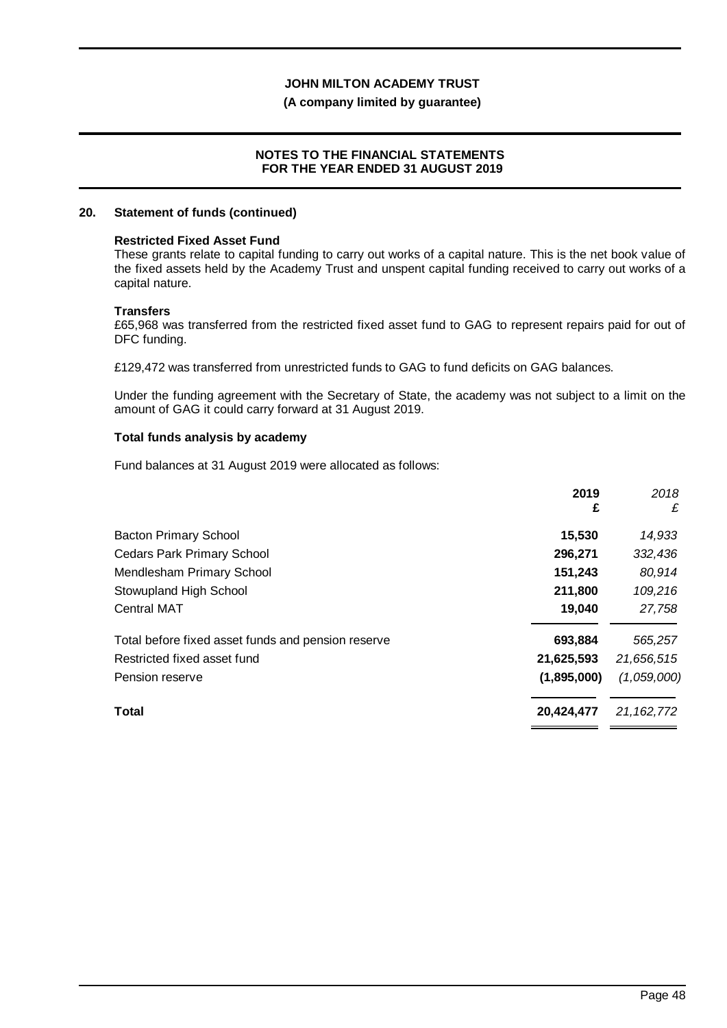## 20. Statement of funds (continued)

### Restricted Fixed Asset Fund

These grants relate to capital funding to carry out works of a capital nature. This is the net book value of the fixed assets held by the Academy Trust and unspent capital funding received to carry out works of a capital nature.

### Transfers

£65,968 was transferred from the restricted fixed asset fund to GAG to represent repairs paid for out of DFC funding.

£129,472 was transferred from unrestricted funds to GAG to fund deficits on GAG balances.

Under the funding agreement with the Secretary of State, the academy was not subject to a limit on the amount of GAG it could carry forward at 31 August 2019.

### Total funds analysis by academy

Fund balances at 31 August 2019 were allocated as follows:

| | 2019 £ | *2018 £* |
|---|---|---|
| Bacton Primary School | **15,530** | *14,933* |
| Cedars Park Primary School | **296,271** | *332,436* |
| Mendlesham Primary School | **151,243** | *80,914* |
| Stowupland High School | **211,800** | *109,216* |
| Central MAT | **19,040** | *27,758* |
| Total before fixed asset funds and pension reserve | **693,884** | *565,257* |
| Restricted fixed asset fund | **21,625,593** | *21,656,515* |
| Pension reserve | **(1,895,000)** | *(1,059,000)* |
| **Total** | **20,424,477** | *21,162,772* |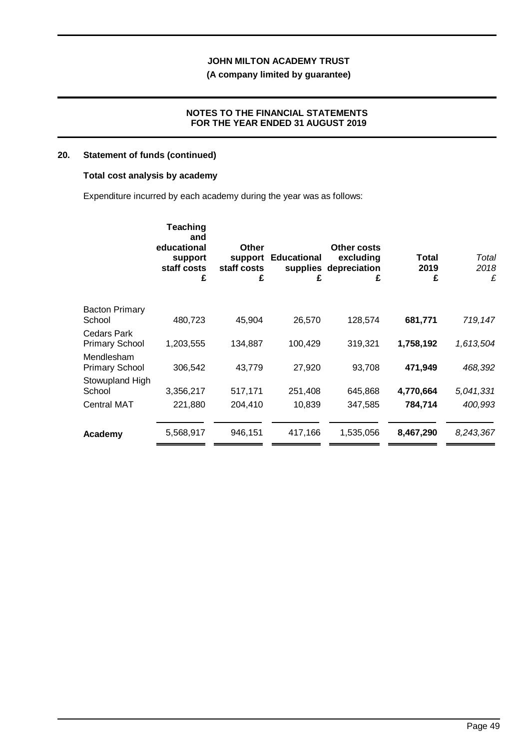**JOHN MILTON ACADEMY TRUST**

**(A company limited by guarantee)**

**NOTES TO THE FINANCIAL STATEMENTS FOR THE YEAR ENDED 31 AUGUST 2019**

## 20. Statement of funds (continued)

### Total cost analysis by academy

Expenditure incurred by each academy during the year was as follows:

| | Teaching and educational support staff costs £ | Other support staff costs £ | Educational supplies £ | Other costs excluding depreciation £ | Total 2019 £ | *Total 2018 £* |
|---|---|---|---|---|---|---|
| Bacton Primary School | 480,723 | 45,904 | 26,570 | 128,574 | **681,771** | *719,147* |
| Cedars Park Primary School | 1,203,555 | 134,887 | 100,429 | 319,321 | **1,758,192** | *1,613,504* |
| Mendlesham Primary School | 306,542 | 43,779 | 27,920 | 93,708 | **471,949** | *468,392* |
| Stowupland High School | 3,356,217 | 517,171 | 251,408 | 645,868 | **4,770,664** | *5,041,331* |
| Central MAT | 221,880 | 204,410 | 10,839 | 347,585 | **784,714** | *400,993* |
| **Academy** | 5,568,917 | 946,151 | 417,166 | 1,535,056 | **8,467,290** | *8,243,367* |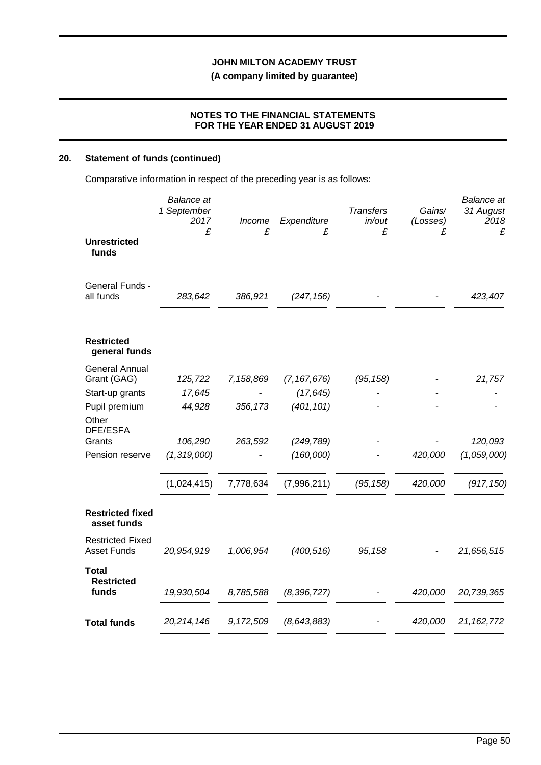**JOHN MILTON ACADEMY TRUST**

**(A company limited by guarantee)**

**NOTES TO THE FINANCIAL STATEMENTS FOR THE YEAR ENDED 31 AUGUST 2019**

## 20. Statement of funds (continued)

Comparative information in respect of the preceding year is as follows:

| | *Balance at 1 September 2017* *£* | *Income* *£* | *Expenditure* *£* | *Transfers in/out* *£* | *Gains/ (Losses)* *£* | *Balance at 31 August 2018* *£* |
|---|---|---|---|---|---|---|
| **Unrestricted funds** | | | | | | |
| General Funds - all funds | *283,642* | *386,921* | *(247,156)* | *-* | *-* | *423,407* |
| **Restricted general funds** | | | | | | |
| General Annual Grant (GAG) | *125,722* | *7,158,869* | *(7,167,676)* | *(95,158)* | *-* | *21,757* |
| Start-up grants | *17,645* | *-* | *(17,645)* | *-* | *-* | *-* |
| Pupil premium | *44,928* | *356,173* | *(401,101)* | *-* | *-* | *-* |
| Other DFE/ESFA Grants | *106,290* | *263,592* | *(249,789)* | *-* | *-* | *120,093* |
| Pension reserve | *(1,319,000)* | *-* | *(160,000)* | *-* | *420,000* | *(1,059,000)* |
| | (1,024,415) | 7,778,634 | (7,996,211) | *(95,158)* | *420,000* | *(917,150)* |
| **Restricted fixed asset funds** | | | | | | |
| Restricted Fixed Asset Funds | *20,954,919* | *1,006,954* | *(400,516)* | *95,158* | *-* | *21,656,515* |
| **Total Restricted funds** | *19,930,504* | *8,785,588* | *(8,396,727)* | *-* | *420,000* | *20,739,365* |
| **Total funds** | *20,214,146* | *9,172,509* | *(8,643,883)* | *-* | *420,000* | *21,162,772* |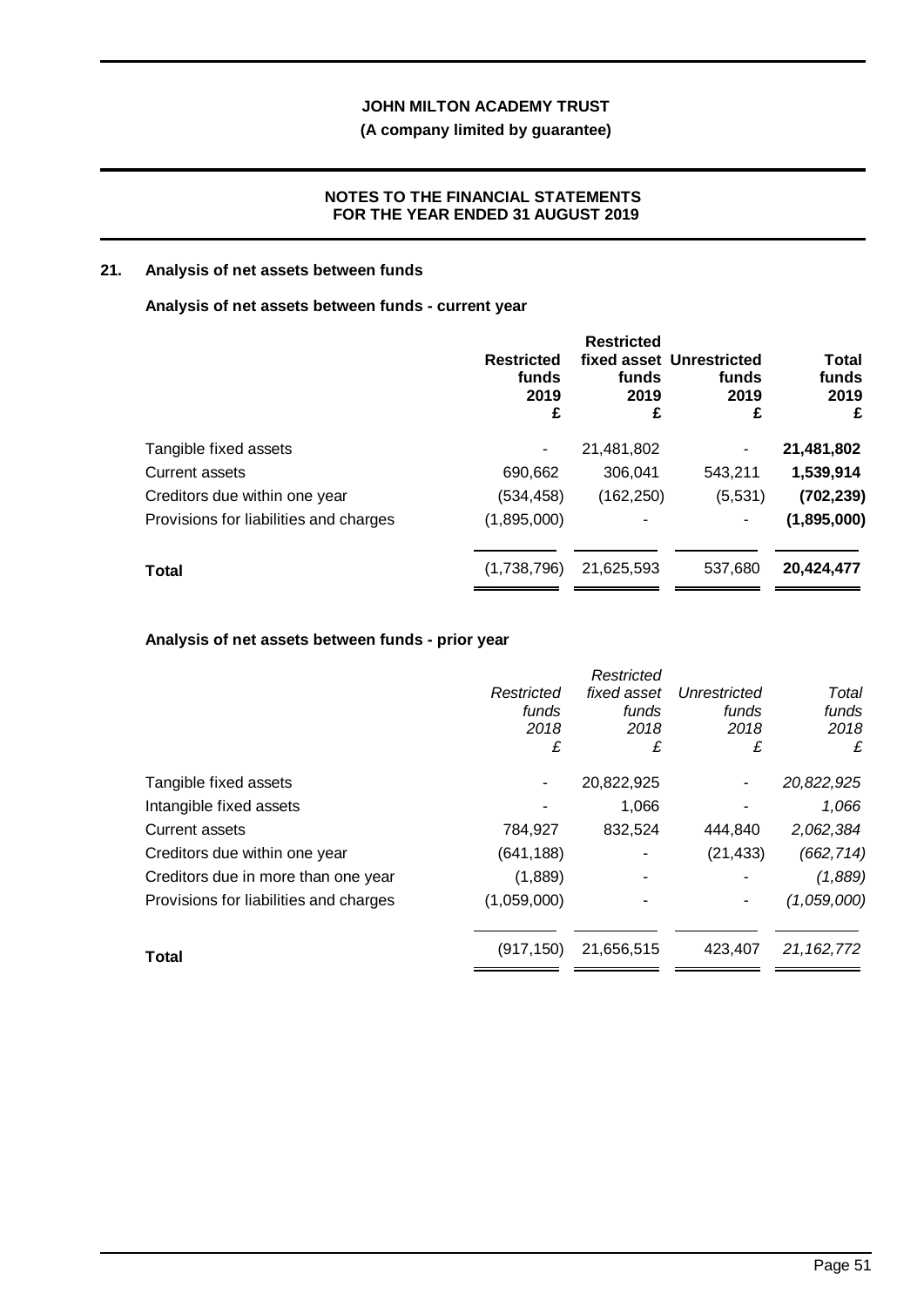## 21. Analysis of net assets between funds

### Analysis of net assets between funds - current year

| | Restricted funds 2019 £ | Restricted fixed asset funds 2019 £ | Unrestricted funds 2019 £ | Total funds 2019 £ |
|---|---|---|---|---|
| Tangible fixed assets | - | 21,481,802 | - | **21,481,802** |
| Current assets | 690,662 | 306,041 | 543,211 | **1,539,914** |
| Creditors due within one year | (534,458) | (162,250) | (5,531) | **(702,239)** |
| Provisions for liabilities and charges | (1,895,000) | - | - | **(1,895,000)** |
| **Total** | (1,738,796) | 21,625,593 | 537,680 | **20,424,477** |

### Analysis of net assets between funds - prior year

| | *Restricted funds 2018 £* | *Restricted fixed asset funds 2018 £* | *Unrestricted funds 2018 £* | *Total funds 2018 £* |
|---|---|---|---|---|
| Tangible fixed assets | - | 20,822,925 | - | *20,822,925* |
| Intangible fixed assets | - | 1,066 | - | *1,066* |
| Current assets | 784,927 | 832,524 | 444,840 | *2,062,384* |
| Creditors due within one year | (641,188) | - | (21,433) | *(662,714)* |
| Creditors due in more than one year | (1,889) | - | - | *(1,889)* |
| Provisions for liabilities and charges | (1,059,000) | - | - | *(1,059,000)* |
| **Total** | (917,150) | 21,656,515 | 423,407 | *21,162,772* |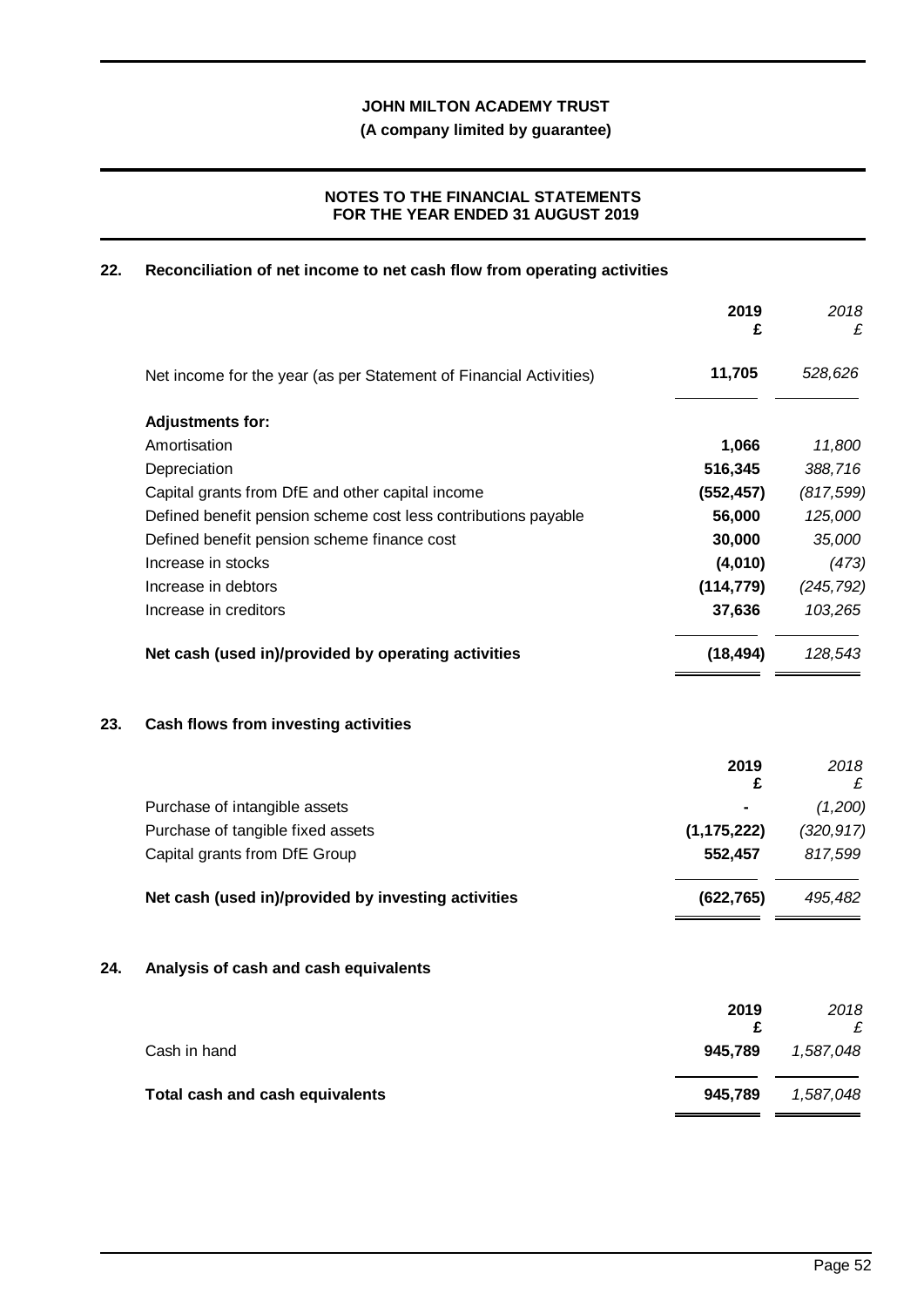## 22. Reconciliation of net income to net cash flow from operating activities

| | 2019<br>£ | *2018*<br>*£* |
|---|---|---|
| Net income for the year (as per Statement of Financial Activities) | **11,705** | *528,626* |
| **Adjustments for:** | | |
| Amortisation | **1,066** | *11,800* |
| Depreciation | **516,345** | *388,716* |
| Capital grants from DfE and other capital income | **(552,457)** | *(817,599)* |
| Defined benefit pension scheme cost less contributions payable | **56,000** | *125,000* |
| Defined benefit pension scheme finance cost | **30,000** | *35,000* |
| Increase in stocks | **(4,010)** | *(473)* |
| Increase in debtors | **(114,779)** | *(245,792)* |
| Increase in creditors | **37,636** | *103,265* |
| **Net cash (used in)/provided by operating activities** | **(18,494)** | *128,543* |

## 23. Cash flows from investing activities

| | 2019<br>£ | *2018*<br>*£* |
|---|---|---|
| Purchase of intangible assets | **-** | *(1,200)* |
| Purchase of tangible fixed assets | **(1,175,222)** | *(320,917)* |
| Capital grants from DfE Group | **552,457** | *817,599* |
| **Net cash (used in)/provided by investing activities** | **(622,765)** | *495,482* |

## 24. Analysis of cash and cash equivalents

| | 2019<br>£ | *2018*<br>*£* |
|---|---|---|
| Cash in hand | **945,789** | *1,587,048* |
| **Total cash and cash equivalents** | **945,789** | *1,587,048* |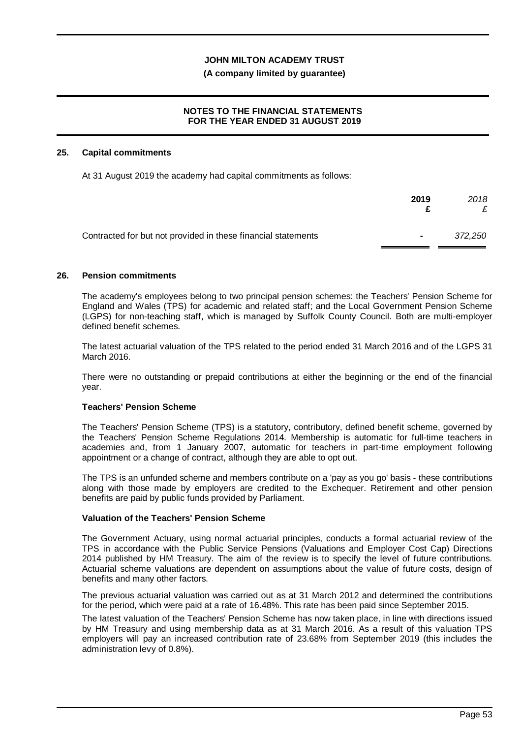## 25. Capital commitments

At 31 August 2019 the academy had capital commitments as follows:

| | 2019 £ | *2018 £* |
|---|---|---|
| Contracted for but not provided in these financial statements | - | *372,250* |

## 26. Pension commitments

The academy's employees belong to two principal pension schemes: the Teachers' Pension Scheme for England and Wales (TPS) for academic and related staff; and the Local Government Pension Scheme (LGPS) for non-teaching staff, which is managed by Suffolk County Council. Both are multi-employer defined benefit schemes.

The latest actuarial valuation of the TPS related to the period ended 31 March 2016 and of the LGPS 31 March 2016.

There were no outstanding or prepaid contributions at either the beginning or the end of the financial year.

**Teachers' Pension Scheme**

The Teachers' Pension Scheme (TPS) is a statutory, contributory, defined benefit scheme, governed by the Teachers' Pension Scheme Regulations 2014. Membership is automatic for full-time teachers in academies and, from 1 January 2007, automatic for teachers in part-time employment following appointment or a change of contract, although they are able to opt out.

The TPS is an unfunded scheme and members contribute on a 'pay as you go' basis - these contributions along with those made by employers are credited to the Exchequer. Retirement and other pension benefits are paid by public funds provided by Parliament.

**Valuation of the Teachers' Pension Scheme**

The Government Actuary, using normal actuarial principles, conducts a formal actuarial review of the TPS in accordance with the Public Service Pensions (Valuations and Employer Cost Cap) Directions 2014 published by HM Treasury. The aim of the review is to specify the level of future contributions. Actuarial scheme valuations are dependent on assumptions about the value of future costs, design of benefits and many other factors.

The previous actuarial valuation was carried out as at 31 March 2012 and determined the contributions for the period, which were paid at a rate of 16.48%. This rate has been paid since September 2015.

The latest valuation of the Teachers' Pension Scheme has now taken place, in line with directions issued by HM Treasury and using membership data as at 31 March 2016. As a result of this valuation TPS employers will pay an increased contribution rate of 23.68% from September 2019 (this includes the administration levy of 0.8%).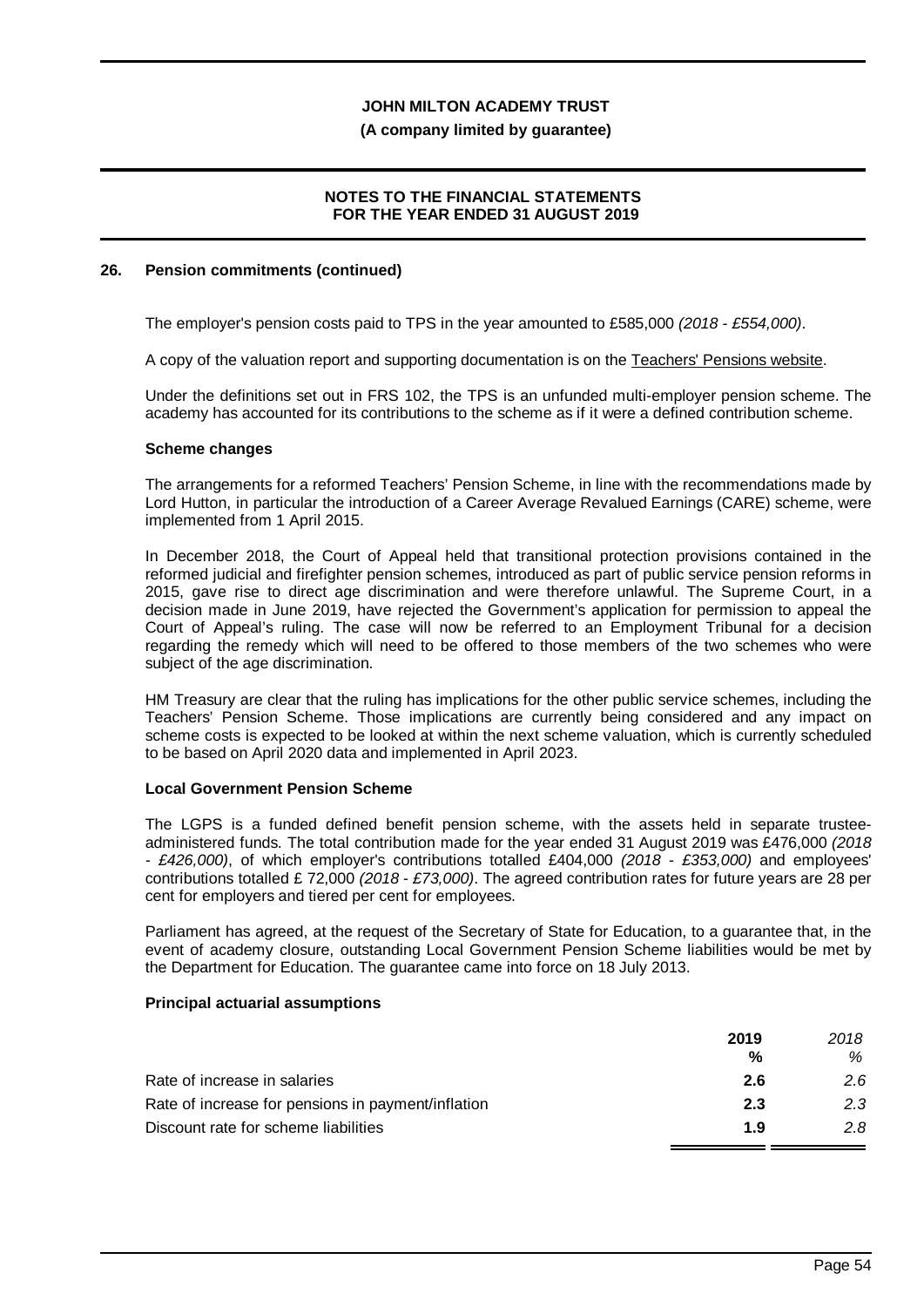**26. Pension commitments (continued)**

The employer's pension costs paid to TPS in the year amounted to £585,000 *(2018 - £554,000)*.

A copy of the valuation report and supporting documentation is on the Teachers' Pensions website.

Under the definitions set out in FRS 102, the TPS is an unfunded multi-employer pension scheme. The academy has accounted for its contributions to the scheme as if it were a defined contribution scheme.

**Scheme changes**

The arrangements for a reformed Teachers' Pension Scheme, in line with the recommendations made by Lord Hutton, in particular the introduction of a Career Average Revalued Earnings (CARE) scheme, were implemented from 1 April 2015.

In December 2018, the Court of Appeal held that transitional protection provisions contained in the reformed judicial and firefighter pension schemes, introduced as part of public service pension reforms in 2015, gave rise to direct age discrimination and were therefore unlawful. The Supreme Court, in a decision made in June 2019, have rejected the Government's application for permission to appeal the Court of Appeal's ruling. The case will now be referred to an Employment Tribunal for a decision regarding the remedy which will need to be offered to those members of the two schemes who were subject of the age discrimination.

HM Treasury are clear that the ruling has implications for the other public service schemes, including the Teachers' Pension Scheme. Those implications are currently being considered and any impact on scheme costs is expected to be looked at within the next scheme valuation, which is currently scheduled to be based on April 2020 data and implemented in April 2023.

**Local Government Pension Scheme**

The LGPS is a funded defined benefit pension scheme, with the assets held in separate trustee-administered funds. The total contribution made for the year ended 31 August 2019 was £476,000 *(2018 - £426,000)*, of which employer's contributions totalled £404,000 *(2018 - £353,000)* and employees' contributions totalled £ 72,000 *(2018 - £73,000)*. The agreed contribution rates for future years are 28 per cent for employers and tiered per cent for employees.

Parliament has agreed, at the request of the Secretary of State for Education, to a guarantee that, in the event of academy closure, outstanding Local Government Pension Scheme liabilities would be met by the Department for Education. The guarantee came into force on 18 July 2013.

**Principal actuarial assumptions**

| | 2019 % | *2018 %* |
|---|---|---|
| Rate of increase in salaries | **2.6** | *2.6* |
| Rate of increase for pensions in payment/inflation | **2.3** | *2.3* |
| Discount rate for scheme liabilities | **1.9** | *2.8* |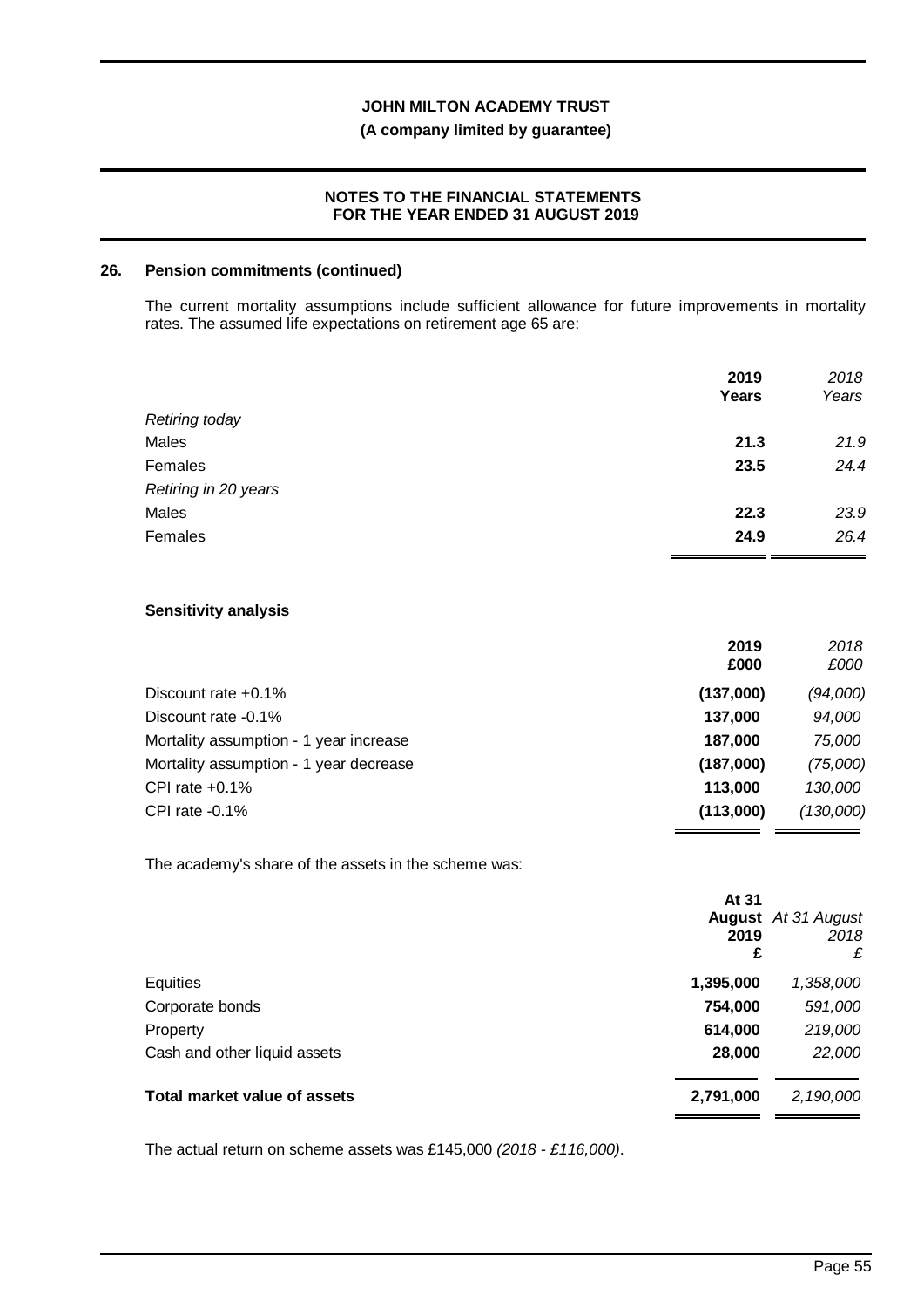## 26. Pension commitments (continued)

The current mortality assumptions include sufficient allowance for future improvements in mortality rates. The assumed life expectations on retirement age 65 are:

| | **2019 Years** | *2018 Years* |
|---|---|---|
| *Retiring today* | | |
| Males | **21.3** | *21.9* |
| Females | **23.5** | *24.4* |
| *Retiring in 20 years* | | |
| Males | **22.3** | *23.9* |
| Females | **24.9** | *26.4* |

### Sensitivity analysis

| | **2019 £000** | *2018 £000* |
|---|---|---|
| Discount rate +0.1% | **(137,000)** | *(94,000)* |
| Discount rate -0.1% | **137,000** | *94,000* |
| Mortality assumption - 1 year increase | **187,000** | *75,000* |
| Mortality assumption - 1 year decrease | **(187,000)** | *(75,000)* |
| CPI rate +0.1% | **113,000** | *130,000* |
| CPI rate -0.1% | **(113,000)** | *(130,000)* |

The academy's share of the assets in the scheme was:

| | **At 31 August 2019 £** | *At 31 August 2018 £* |
|---|---|---|
| Equities | **1,395,000** | *1,358,000* |
| Corporate bonds | **754,000** | *591,000* |
| Property | **614,000** | *219,000* |
| Cash and other liquid assets | **28,000** | *22,000* |
| **Total market value of assets** | **2,791,000** | *2,190,000* |

The actual return on scheme assets was £145,000 *(2018 - £116,000)*.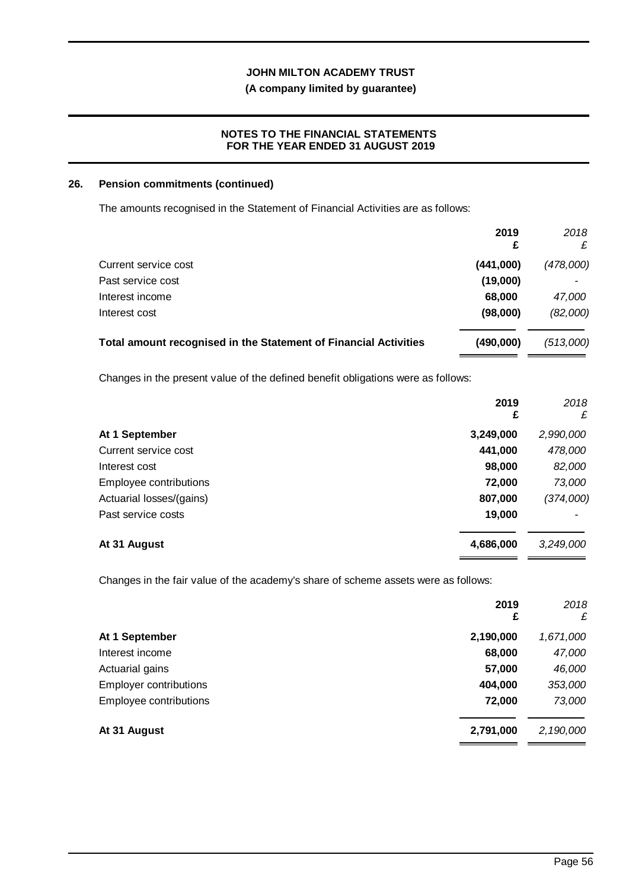## 26. Pension commitments (continued)

The amounts recognised in the Statement of Financial Activities are as follows:

| | 2019 £ | *2018 £* |
|---|---|---|
| Current service cost | **(441,000)** | *(478,000)* |
| Past service cost | **(19,000)** | *-* |
| Interest income | **68,000** | *47,000* |
| Interest cost | **(98,000)** | *(82,000)* |
| **Total amount recognised in the Statement of Financial Activities** | **(490,000)** | *(513,000)* |

Changes in the present value of the defined benefit obligations were as follows:

| | 2019 £ | *2018 £* |
|---|---|---|
| **At 1 September** | **3,249,000** | *2,990,000* |
| Current service cost | **441,000** | *478,000* |
| Interest cost | **98,000** | *82,000* |
| Employee contributions | **72,000** | *73,000* |
| Actuarial losses/(gains) | **807,000** | *(374,000)* |
| Past service costs | **19,000** | *-* |
| **At 31 August** | **4,686,000** | *3,249,000* |

Changes in the fair value of the academy's share of scheme assets were as follows:

| | 2019 £ | *2018 £* |
|---|---|---|
| **At 1 September** | **2,190,000** | *1,671,000* |
| Interest income | **68,000** | *47,000* |
| Actuarial gains | **57,000** | *46,000* |
| Employer contributions | **404,000** | *353,000* |
| Employee contributions | **72,000** | *73,000* |
| **At 31 August** | **2,791,000** | *2,190,000* |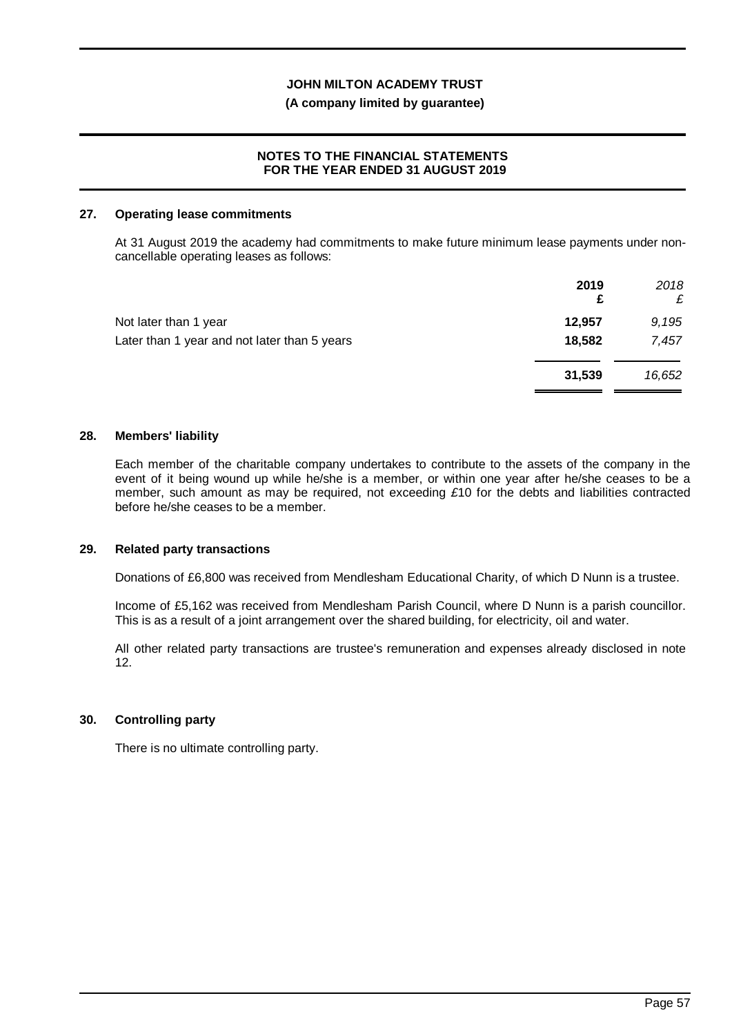## 27. Operating lease commitments

At 31 August 2019 the academy had commitments to make future minimum lease payments under non-cancellable operating leases as follows:

| | **2019** **£** | *2018* *£* |
|---|---|---|
| Not later than 1 year | **12,957** | *9,195* |
| Later than 1 year and not later than 5 years | **18,582** | *7,457* |
| | **31,539** | *16,652* |

## 28. Members' liability

Each member of the charitable company undertakes to contribute to the assets of the company in the event of it being wound up while he/she is a member, or within one year after he/she ceases to be a member, such amount as may be required, not exceeding £10 for the debts and liabilities contracted before he/she ceases to be a member.

## 29. Related party transactions

Donations of £6,800 was received from Mendlesham Educational Charity, of which D Nunn is a trustee.

Income of £5,162 was received from Mendlesham Parish Council, where D Nunn is a parish councillor. This is as a result of a joint arrangement over the shared building, for electricity, oil and water.

All other related party transactions are trustee's remuneration and expenses already disclosed in note 12.

## 30. Controlling party

There is no ultimate controlling party.